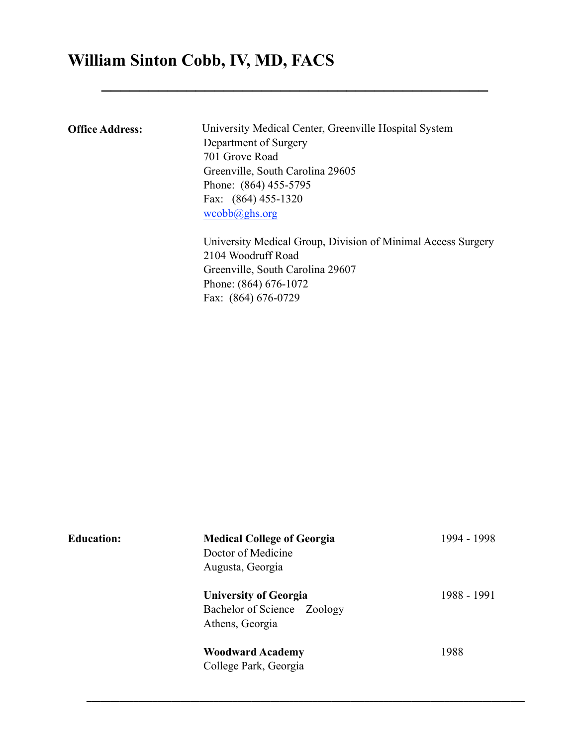# William Sinton Cobb, IV, MD, FACS

---

**Office Address:**

University Medical Center, Greenville Hospital System
Department of Surgery
701 Grove Road
Greenville, South Carolina 29605
Phone: (864) 455-5795
Fax: (864) 455-1320
wcobb@ghs.org

University Medical Group, Division of Minimal Access Surgery
2104 Woodruff Road
Greenville, South Carolina 29607
Phone: (864) 676-1072
Fax: (864) 676-0729

**Education:**

**Medical College of Georgia** — 1994 - 1998
Doctor of Medicine
Augusta, Georgia

**University of Georgia** — 1988 - 1991
Bachelor of Science – Zoology
Athens, Georgia

**Woodward Academy** — 1988
College Park, Georgia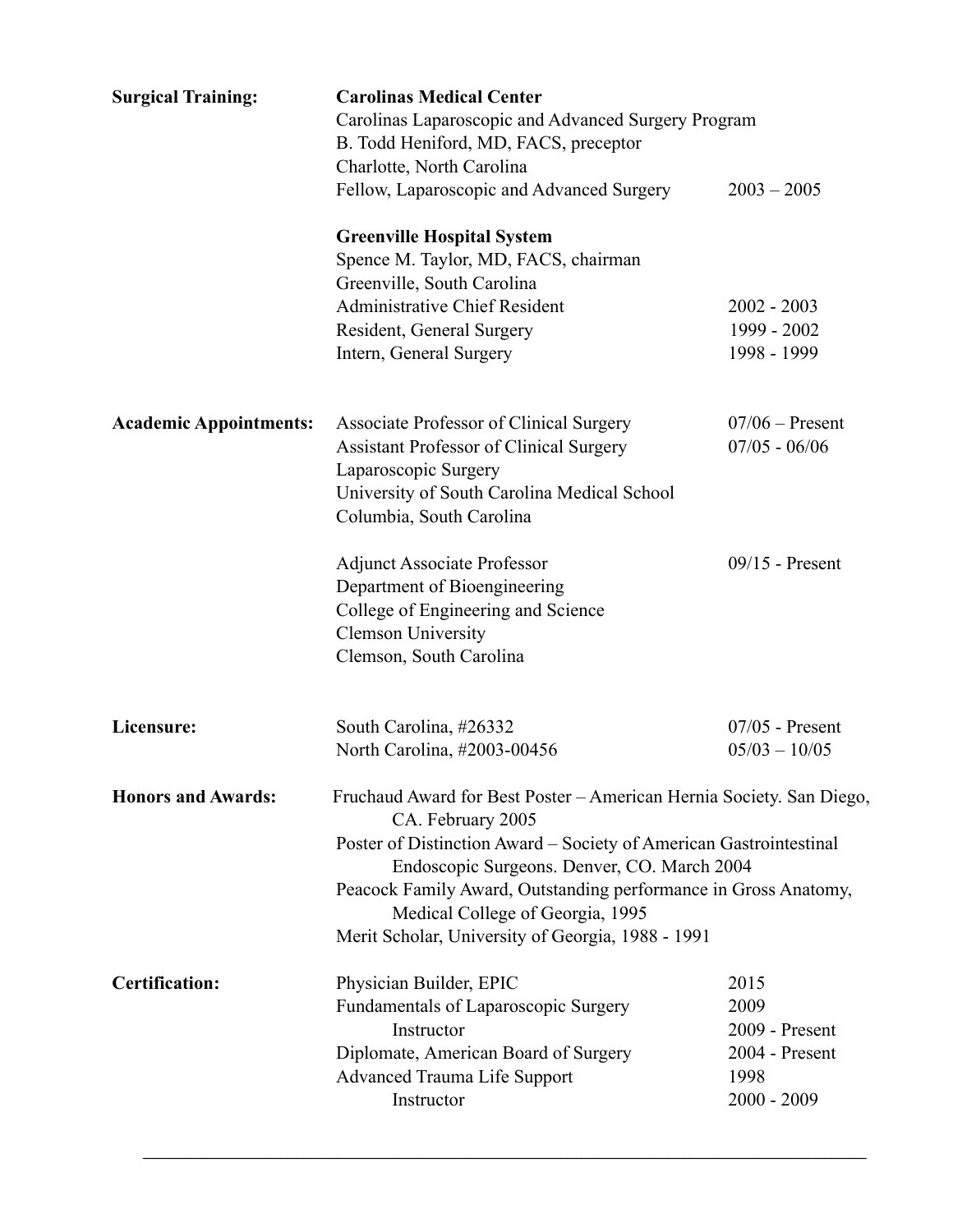**Surgical Training:**

**Carolinas Medical Center**
Carolinas Laparoscopic and Advanced Surgery Program
B. Todd Heniford, MD, FACS, preceptor
Charlotte, North Carolina

| | |
|---|---|
| Fellow, Laparoscopic and Advanced Surgery | 2003 – 2005 |

**Greenville Hospital System**
Spence M. Taylor, MD, FACS, chairman
Greenville, South Carolina

| | |
|---|---|
| Administrative Chief Resident | 2002 - 2003 |
| Resident, General Surgery | 1999 - 2002 |
| Intern, General Surgery | 1998 - 1999 |

**Academic Appointments:**

| | |
|---|---|
| Associate Professor of Clinical Surgery | 07/06 – Present |
| Assistant Professor of Clinical Surgery | 07/05 - 06/06 |

Laparoscopic Surgery
University of South Carolina Medical School
Columbia, South Carolina

| | |
|---|---|
| Adjunct Associate Professor | 09/15 - Present |

Department of Bioengineering
College of Engineering and Science
Clemson University
Clemson, South Carolina

**Licensure:**

| | |
|---|---|
| South Carolina, #26332 | 07/05 - Present |
| North Carolina, #2003-00456 | 05/03 – 10/05 |

**Honors and Awards:**

Fruchaud Award for Best Poster – American Hernia Society. San Diego, CA. February 2005
Poster of Distinction Award – Society of American Gastrointestinal Endoscopic Surgeons. Denver, CO. March 2004
Peacock Family Award, Outstanding performance in Gross Anatomy, Medical College of Georgia, 1995
Merit Scholar, University of Georgia, 1988 - 1991

**Certification:**

| | |
|---|---|
| Physician Builder, EPIC | 2015 |
| Fundamentals of Laparoscopic Surgery | 2009 |
| Instructor | 2009 - Present |
| Diplomate, American Board of Surgery | 2004 - Present |
| Advanced Trauma Life Support | 1998 |
| Instructor | 2000 - 2009 |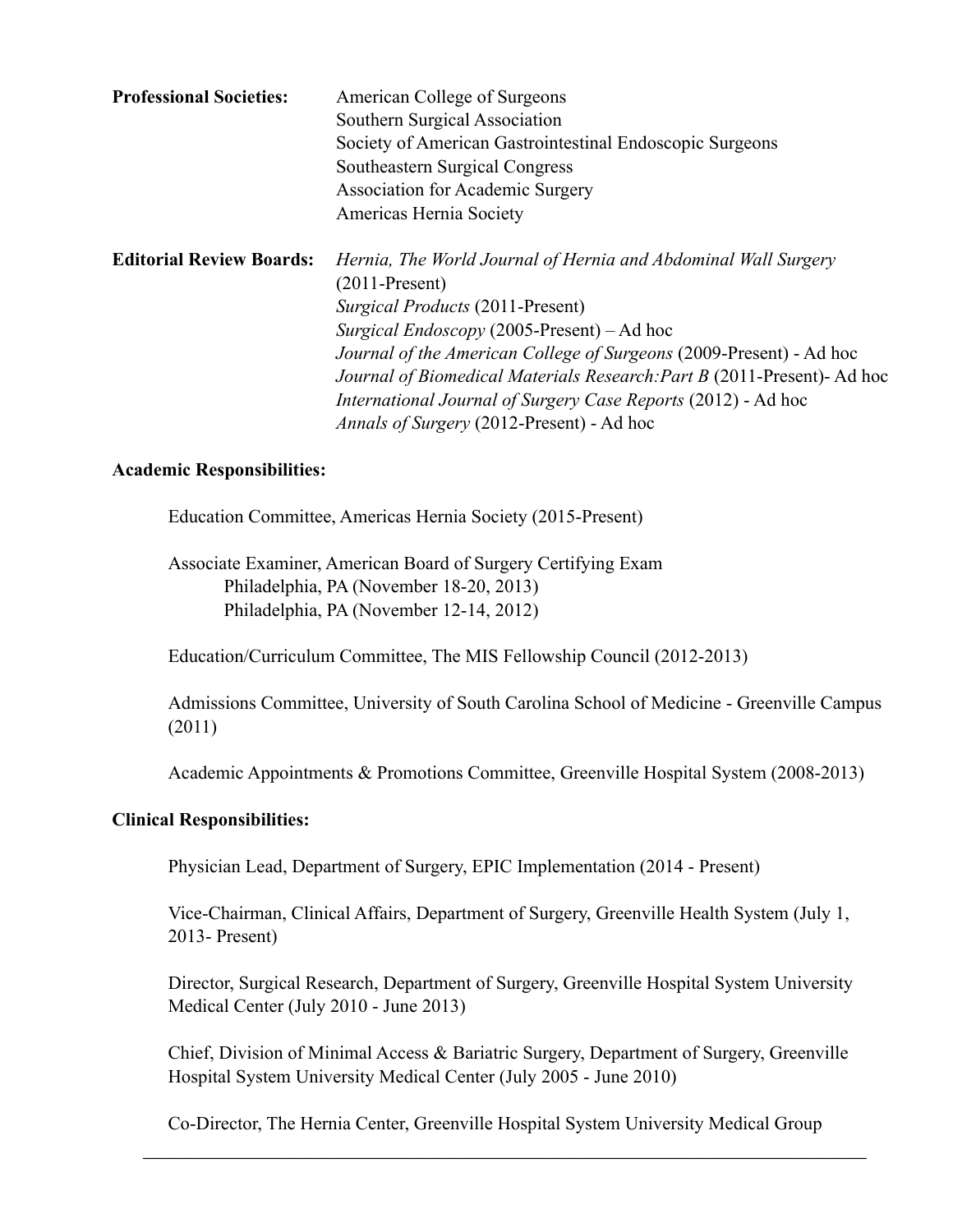**Professional Societies:** American College of Surgeons
Southern Surgical Association
Society of American Gastrointestinal Endoscopic Surgeons
Southeastern Surgical Congress
Association for Academic Surgery
Americas Hernia Society

**Editorial Review Boards:** *Hernia, The World Journal of Hernia and Abdominal Wall Surgery* (2011-Present)
*Surgical Products* (2011-Present)
*Surgical Endoscopy* (2005-Present) – Ad hoc
*Journal of the American College of Surgeons* (2009-Present) - Ad hoc
*Journal of Biomedical Materials Research:Part B* (2011-Present)- Ad hoc
*International Journal of Surgery Case Reports* (2012) - Ad hoc
*Annals of Surgery* (2012-Present) - Ad hoc

**Academic Responsibilities:**

Education Committee, Americas Hernia Society (2015-Present)

Associate Examiner, American Board of Surgery Certifying Exam
Philadelphia, PA (November 18-20, 2013)
Philadelphia, PA (November 12-14, 2012)

Education/Curriculum Committee, The MIS Fellowship Council (2012-2013)

Admissions Committee, University of South Carolina School of Medicine - Greenville Campus (2011)

Academic Appointments & Promotions Committee, Greenville Hospital System (2008-2013)

**Clinical Responsibilities:**

Physician Lead, Department of Surgery, EPIC Implementation (2014 - Present)

Vice-Chairman, Clinical Affairs, Department of Surgery, Greenville Health System (July 1, 2013- Present)

Director, Surgical Research, Department of Surgery, Greenville Hospital System University Medical Center (July 2010 - June 2013)

Chief, Division of Minimal Access & Bariatric Surgery, Department of Surgery, Greenville Hospital System University Medical Center (July 2005 - June 2010)

Co-Director, The Hernia Center, Greenville Hospital System University Medical Group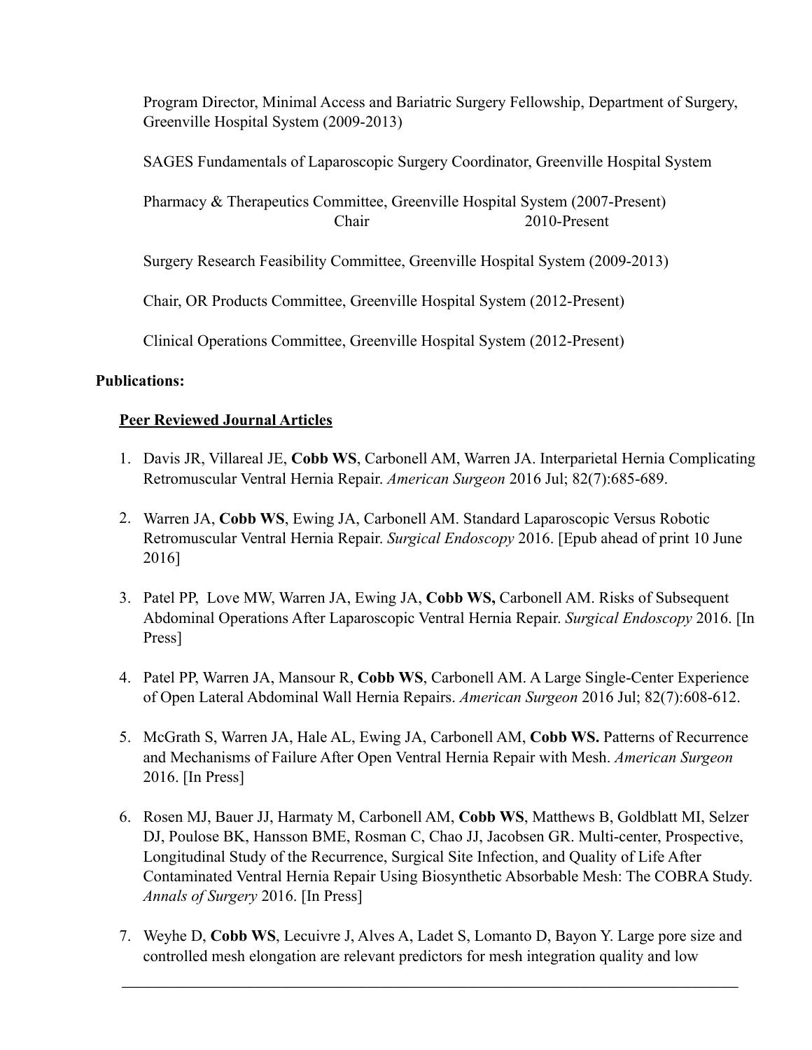Program Director, Minimal Access and Bariatric Surgery Fellowship, Department of Surgery, Greenville Hospital System (2009-2013)

SAGES Fundamentals of Laparoscopic Surgery Coordinator, Greenville Hospital System

Pharmacy & Therapeutics Committee, Greenville Hospital System (2007-Present)
Chair 2010-Present

Surgery Research Feasibility Committee, Greenville Hospital System (2009-2013)

Chair, OR Products Committee, Greenville Hospital System (2012-Present)

Clinical Operations Committee, Greenville Hospital System (2012-Present)

**Publications:**

**Peer Reviewed Journal Articles**

1. Davis JR, Villareal JE, **Cobb WS**, Carbonell AM, Warren JA. Interparietal Hernia Complicating Retromuscular Ventral Hernia Repair. *American Surgeon* 2016 Jul; 82(7):685-689.

2. Warren JA, **Cobb WS**, Ewing JA, Carbonell AM. Standard Laparoscopic Versus Robotic Retromuscular Ventral Hernia Repair. *Surgical Endoscopy* 2016. [Epub ahead of print 10 June 2016]

3. Patel PP, Love MW, Warren JA, Ewing JA, **Cobb WS,** Carbonell AM. Risks of Subsequent Abdominal Operations After Laparoscopic Ventral Hernia Repair. *Surgical Endoscopy* 2016. [In Press]

4. Patel PP, Warren JA, Mansour R, **Cobb WS**, Carbonell AM. A Large Single-Center Experience of Open Lateral Abdominal Wall Hernia Repairs. *American Surgeon* 2016 Jul; 82(7):608-612.

5. McGrath S, Warren JA, Hale AL, Ewing JA, Carbonell AM, **Cobb WS.** Patterns of Recurrence and Mechanisms of Failure After Open Ventral Hernia Repair with Mesh. *American Surgeon* 2016. [In Press]

6. Rosen MJ, Bauer JJ, Harmaty M, Carbonell AM, **Cobb WS**, Matthews B, Goldblatt MI, Selzer DJ, Poulose BK, Hansson BME, Rosman C, Chao JJ, Jacobsen GR. Multi-center, Prospective, Longitudinal Study of the Recurrence, Surgical Site Infection, and Quality of Life After Contaminated Ventral Hernia Repair Using Biosynthetic Absorbable Mesh: The COBRA Study. *Annals of Surgery* 2016. [In Press]

7. Weyhe D, **Cobb WS**, Lecuivre J, Alves A, Ladet S, Lomanto D, Bayon Y. Large pore size and controlled mesh elongation are relevant predictors for mesh integration quality and low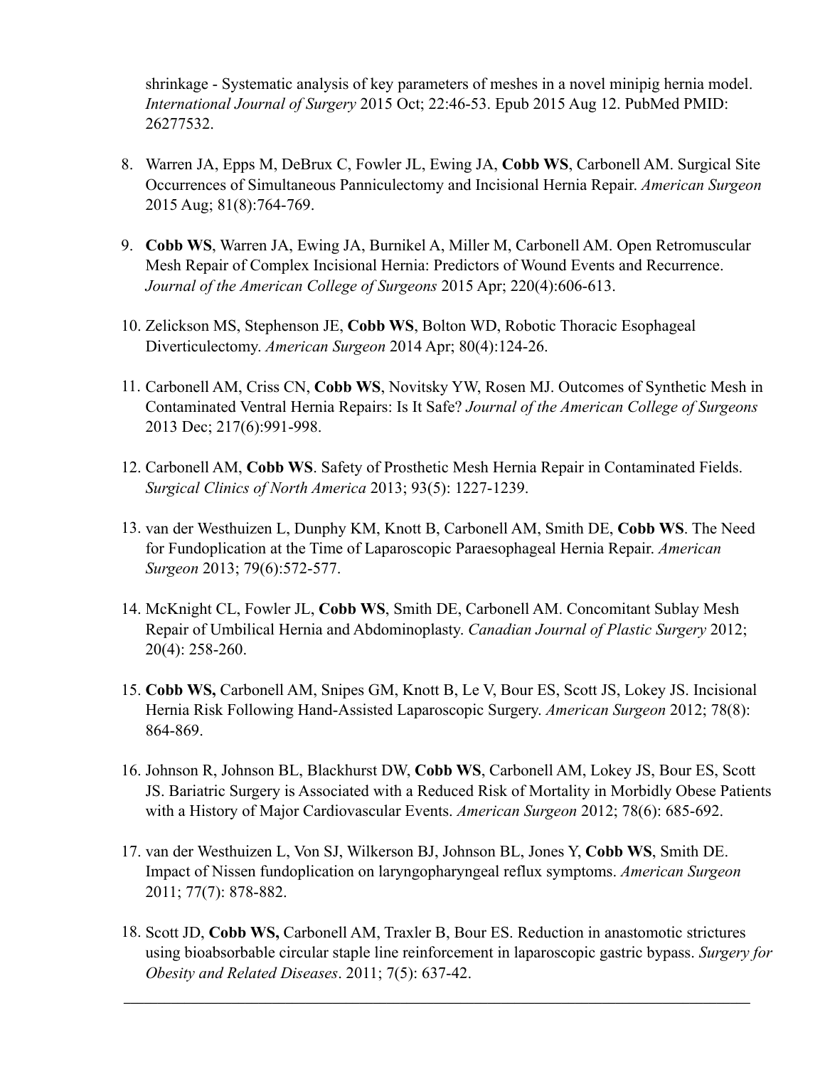shrinkage - Systematic analysis of key parameters of meshes in a novel minipig hernia model. *International Journal of Surgery* 2015 Oct; 22:46-53. Epub 2015 Aug 12. PubMed PMID: 26277532.

8. Warren JA, Epps M, DeBrux C, Fowler JL, Ewing JA, **Cobb WS**, Carbonell AM. Surgical Site Occurrences of Simultaneous Panniculectomy and Incisional Hernia Repair. *American Surgeon* 2015 Aug; 81(8):764-769.

9. **Cobb WS**, Warren JA, Ewing JA, Burnikel A, Miller M, Carbonell AM. Open Retromuscular Mesh Repair of Complex Incisional Hernia: Predictors of Wound Events and Recurrence. *Journal of the American College of Surgeons* 2015 Apr; 220(4):606-613.

10. Zelickson MS, Stephenson JE, **Cobb WS**, Bolton WD, Robotic Thoracic Esophageal Diverticulectomy. *American Surgeon* 2014 Apr; 80(4):124-26.

11. Carbonell AM, Criss CN, **Cobb WS**, Novitsky YW, Rosen MJ. Outcomes of Synthetic Mesh in Contaminated Ventral Hernia Repairs: Is It Safe? *Journal of the American College of Surgeons* 2013 Dec; 217(6):991-998.

12. Carbonell AM, **Cobb WS**. Safety of Prosthetic Mesh Hernia Repair in Contaminated Fields. *Surgical Clinics of North America* 2013; 93(5): 1227-1239.

13. van der Westhuizen L, Dunphy KM, Knott B, Carbonell AM, Smith DE, **Cobb WS**. The Need for Fundoplication at the Time of Laparoscopic Paraesophageal Hernia Repair. *American Surgeon* 2013; 79(6):572-577.

14. McKnight CL, Fowler JL, **Cobb WS**, Smith DE, Carbonell AM. Concomitant Sublay Mesh Repair of Umbilical Hernia and Abdominoplasty. *Canadian Journal of Plastic Surgery* 2012; 20(4): 258-260.

15. **Cobb WS,** Carbonell AM, Snipes GM, Knott B, Le V, Bour ES, Scott JS, Lokey JS. Incisional Hernia Risk Following Hand-Assisted Laparoscopic Surgery. *American Surgeon* 2012; 78(8): 864-869.

16. Johnson R, Johnson BL, Blackhurst DW, **Cobb WS**, Carbonell AM, Lokey JS, Bour ES, Scott JS. Bariatric Surgery is Associated with a Reduced Risk of Mortality in Morbidly Obese Patients with a History of Major Cardiovascular Events. *American Surgeon* 2012; 78(6): 685-692.

17. van der Westhuizen L, Von SJ, Wilkerson BJ, Johnson BL, Jones Y, **Cobb WS**, Smith DE. Impact of Nissen fundoplication on laryngopharyngeal reflux symptoms. *American Surgeon* 2011; 77(7): 878-882.

18. Scott JD, **Cobb WS,** Carbonell AM, Traxler B, Bour ES. Reduction in anastomotic strictures using bioabsorbable circular staple line reinforcement in laparoscopic gastric bypass. *Surgery for Obesity and Related Diseases*. 2011; 7(5): 637-42.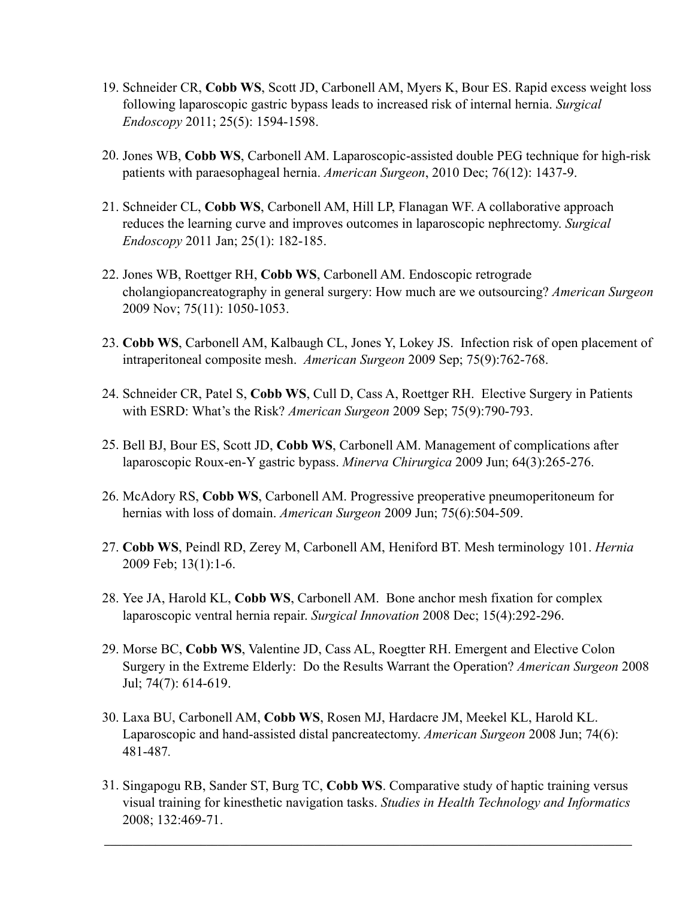19. Schneider CR, **Cobb WS**, Scott JD, Carbonell AM, Myers K, Bour ES. Rapid excess weight loss following laparoscopic gastric bypass leads to increased risk of internal hernia. *Surgical Endoscopy* 2011; 25(5): 1594-1598.

20. Jones WB, **Cobb WS**, Carbonell AM. Laparoscopic-assisted double PEG technique for high-risk patients with paraesophageal hernia. *American Surgeon*, 2010 Dec; 76(12): 1437-9.

21. Schneider CL, **Cobb WS**, Carbonell AM, Hill LP, Flanagan WF. A collaborative approach reduces the learning curve and improves outcomes in laparoscopic nephrectomy. *Surgical Endoscopy* 2011 Jan; 25(1): 182-185.

22. Jones WB, Roettger RH, **Cobb WS**, Carbonell AM. Endoscopic retrograde cholangiopancreatography in general surgery: How much are we outsourcing? *American Surgeon* 2009 Nov; 75(11): 1050-1053.

23. **Cobb WS**, Carbonell AM, Kalbaugh CL, Jones Y, Lokey JS. Infection risk of open placement of intraperitoneal composite mesh. *American Surgeon* 2009 Sep; 75(9):762-768.

24. Schneider CR, Patel S, **Cobb WS**, Cull D, Cass A, Roettger RH. Elective Surgery in Patients with ESRD: What's the Risk? *American Surgeon* 2009 Sep; 75(9):790-793.

25. Bell BJ, Bour ES, Scott JD, **Cobb WS**, Carbonell AM. Management of complications after laparoscopic Roux-en-Y gastric bypass. *Minerva Chirurgica* 2009 Jun; 64(3):265-276.

26. McAdory RS, **Cobb WS**, Carbonell AM. Progressive preoperative pneumoperitoneum for hernias with loss of domain. *American Surgeon* 2009 Jun; 75(6):504-509.

27. **Cobb WS**, Peindl RD, Zerey M, Carbonell AM, Heniford BT. Mesh terminology 101. *Hernia* 2009 Feb; 13(1):1-6.

28. Yee JA, Harold KL, **Cobb WS**, Carbonell AM. Bone anchor mesh fixation for complex laparoscopic ventral hernia repair. *Surgical Innovation* 2008 Dec; 15(4):292-296.

29. Morse BC, **Cobb WS**, Valentine JD, Cass AL, Roegtter RH. Emergent and Elective Colon Surgery in the Extreme Elderly: Do the Results Warrant the Operation? *American Surgeon* 2008 Jul; 74(7): 614-619.

30. Laxa BU, Carbonell AM, **Cobb WS**, Rosen MJ, Hardacre JM, Meekel KL, Harold KL. Laparoscopic and hand-assisted distal pancreatectomy. *American Surgeon* 2008 Jun; 74(6): 481-487.

31. Singapogu RB, Sander ST, Burg TC, **Cobb WS**. Comparative study of haptic training versus visual training for kinesthetic navigation tasks. *Studies in Health Technology and Informatics* 2008; 132:469-71.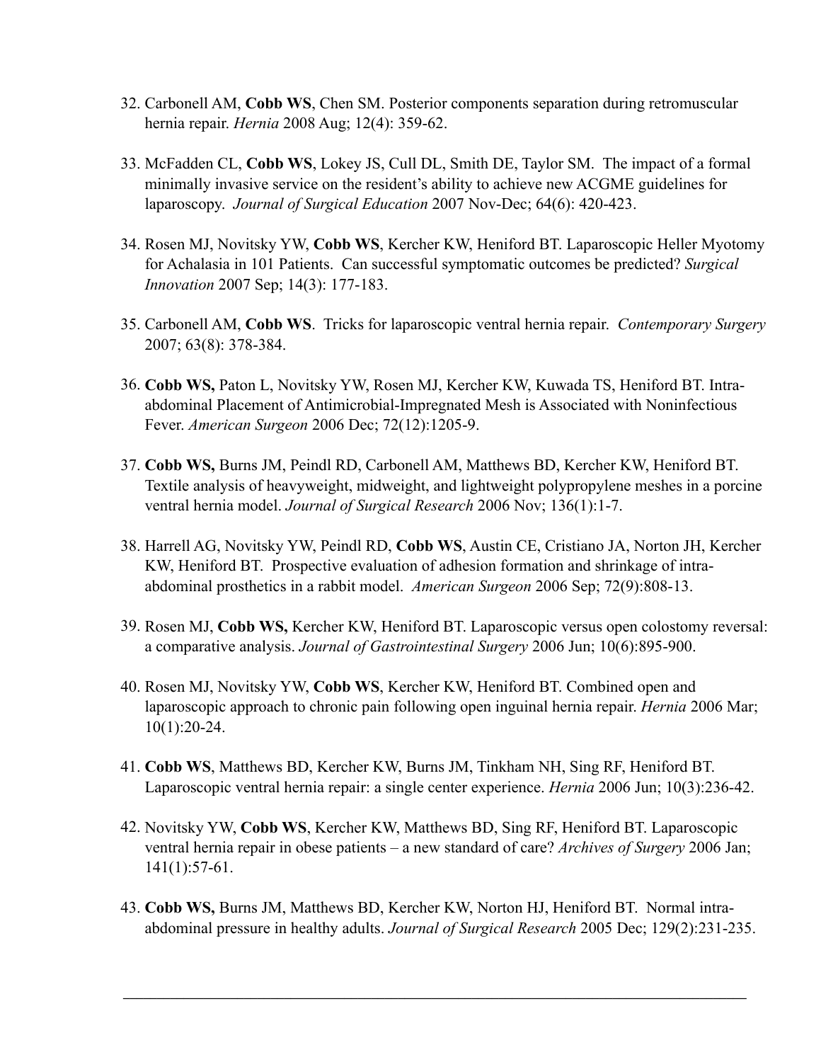32. Carbonell AM, **Cobb WS**, Chen SM. Posterior components separation during retromuscular hernia repair. *Hernia* 2008 Aug; 12(4): 359-62.

33. McFadden CL, **Cobb WS**, Lokey JS, Cull DL, Smith DE, Taylor SM. The impact of a formal minimally invasive service on the resident's ability to achieve new ACGME guidelines for laparoscopy. *Journal of Surgical Education* 2007 Nov-Dec; 64(6): 420-423.

34. Rosen MJ, Novitsky YW, **Cobb WS**, Kercher KW, Heniford BT. Laparoscopic Heller Myotomy for Achalasia in 101 Patients. Can successful symptomatic outcomes be predicted? *Surgical Innovation* 2007 Sep; 14(3): 177-183.

35. Carbonell AM, **Cobb WS**. Tricks for laparoscopic ventral hernia repair. *Contemporary Surgery* 2007; 63(8): 378-384.

36. **Cobb WS,** Paton L, Novitsky YW, Rosen MJ, Kercher KW, Kuwada TS, Heniford BT. Intra-abdominal Placement of Antimicrobial-Impregnated Mesh is Associated with Noninfectious Fever. *American Surgeon* 2006 Dec; 72(12):1205-9.

37. **Cobb WS,** Burns JM, Peindl RD, Carbonell AM, Matthews BD, Kercher KW, Heniford BT. Textile analysis of heavyweight, midweight, and lightweight polypropylene meshes in a porcine ventral hernia model. *Journal of Surgical Research* 2006 Nov; 136(1):1-7.

38. Harrell AG, Novitsky YW, Peindl RD, **Cobb WS**, Austin CE, Cristiano JA, Norton JH, Kercher KW, Heniford BT. Prospective evaluation of adhesion formation and shrinkage of intra-abdominal prosthetics in a rabbit model. *American Surgeon* 2006 Sep; 72(9):808-13.

39. Rosen MJ, **Cobb WS,** Kercher KW, Heniford BT. Laparoscopic versus open colostomy reversal: a comparative analysis. *Journal of Gastrointestinal Surgery* 2006 Jun; 10(6):895-900.

40. Rosen MJ, Novitsky YW, **Cobb WS**, Kercher KW, Heniford BT. Combined open and laparoscopic approach to chronic pain following open inguinal hernia repair. *Hernia* 2006 Mar; 10(1):20-24.

41. **Cobb WS**, Matthews BD, Kercher KW, Burns JM, Tinkham NH, Sing RF, Heniford BT. Laparoscopic ventral hernia repair: a single center experience. *Hernia* 2006 Jun; 10(3):236-42.

42. Novitsky YW, **Cobb WS**, Kercher KW, Matthews BD, Sing RF, Heniford BT. Laparoscopic ventral hernia repair in obese patients – a new standard of care? *Archives of Surgery* 2006 Jan; 141(1):57-61.

43. **Cobb WS,** Burns JM, Matthews BD, Kercher KW, Norton HJ, Heniford BT. Normal intra-abdominal pressure in healthy adults. *Journal of Surgical Research* 2005 Dec; 129(2):231-235.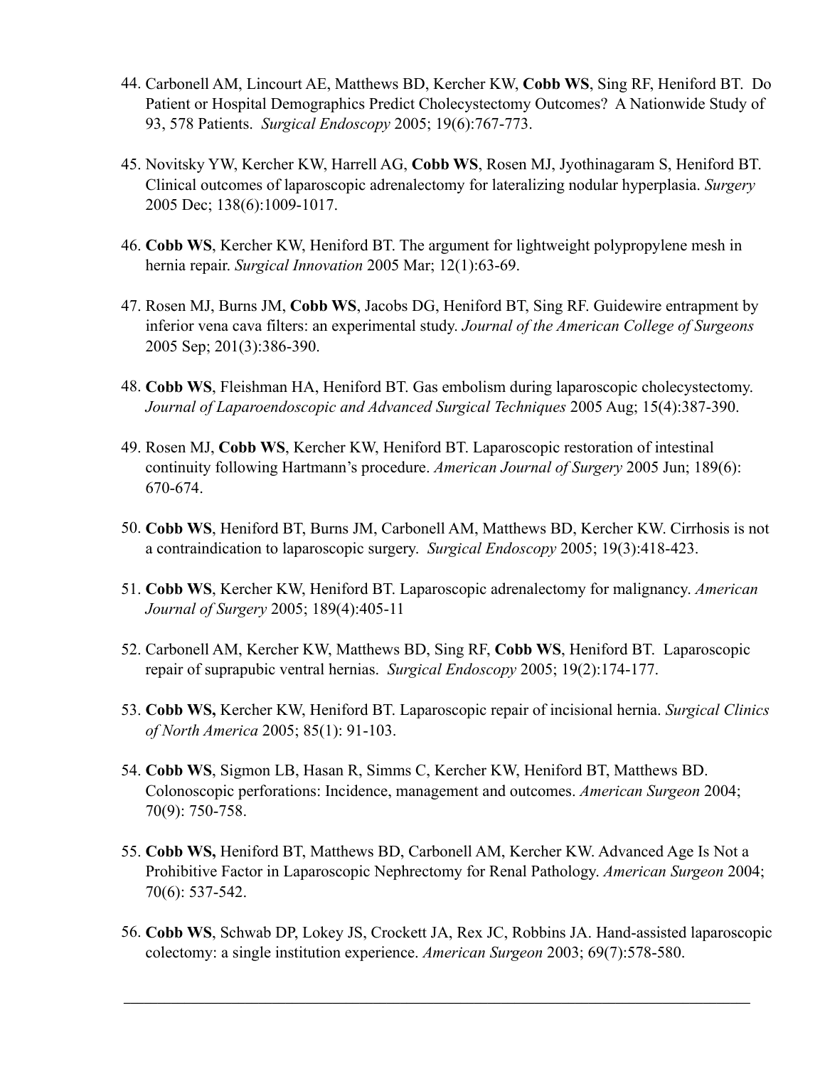44. Carbonell AM, Lincourt AE, Matthews BD, Kercher KW, **Cobb WS**, Sing RF, Heniford BT. Do Patient or Hospital Demographics Predict Cholecystectomy Outcomes? A Nationwide Study of 93, 578 Patients. *Surgical Endoscopy* 2005; 19(6):767-773.

45. Novitsky YW, Kercher KW, Harrell AG, **Cobb WS**, Rosen MJ, Jyothinagaram S, Heniford BT. Clinical outcomes of laparoscopic adrenalectomy for lateralizing nodular hyperplasia. *Surgery* 2005 Dec; 138(6):1009-1017.

46. **Cobb WS**, Kercher KW, Heniford BT. The argument for lightweight polypropylene mesh in hernia repair. *Surgical Innovation* 2005 Mar; 12(1):63-69.

47. Rosen MJ, Burns JM, **Cobb WS**, Jacobs DG, Heniford BT, Sing RF. Guidewire entrapment by inferior vena cava filters: an experimental study. *Journal of the American College of Surgeons* 2005 Sep; 201(3):386-390.

48. **Cobb WS**, Fleishman HA, Heniford BT. Gas embolism during laparoscopic cholecystectomy. *Journal of Laparoendoscopic and Advanced Surgical Techniques* 2005 Aug; 15(4):387-390.

49. Rosen MJ, **Cobb WS**, Kercher KW, Heniford BT. Laparoscopic restoration of intestinal continuity following Hartmann's procedure. *American Journal of Surgery* 2005 Jun; 189(6): 670-674.

50. **Cobb WS**, Heniford BT, Burns JM, Carbonell AM, Matthews BD, Kercher KW. Cirrhosis is not a contraindication to laparoscopic surgery. *Surgical Endoscopy* 2005; 19(3):418-423.

51. **Cobb WS**, Kercher KW, Heniford BT. Laparoscopic adrenalectomy for malignancy. *American Journal of Surgery* 2005; 189(4):405-11

52. Carbonell AM, Kercher KW, Matthews BD, Sing RF, **Cobb WS**, Heniford BT. Laparoscopic repair of suprapubic ventral hernias. *Surgical Endoscopy* 2005; 19(2):174-177.

53. **Cobb WS,** Kercher KW, Heniford BT. Laparoscopic repair of incisional hernia. *Surgical Clinics of North America* 2005; 85(1): 91-103.

54. **Cobb WS**, Sigmon LB, Hasan R, Simms C, Kercher KW, Heniford BT, Matthews BD. Colonoscopic perforations: Incidence, management and outcomes. *American Surgeon* 2004; 70(9): 750-758.

55. **Cobb WS,** Heniford BT, Matthews BD, Carbonell AM, Kercher KW. Advanced Age Is Not a Prohibitive Factor in Laparoscopic Nephrectomy for Renal Pathology. *American Surgeon* 2004; 70(6): 537-542.

56. **Cobb WS**, Schwab DP, Lokey JS, Crockett JA, Rex JC, Robbins JA. Hand-assisted laparoscopic colectomy: a single institution experience. *American Surgeon* 2003; 69(7):578-580.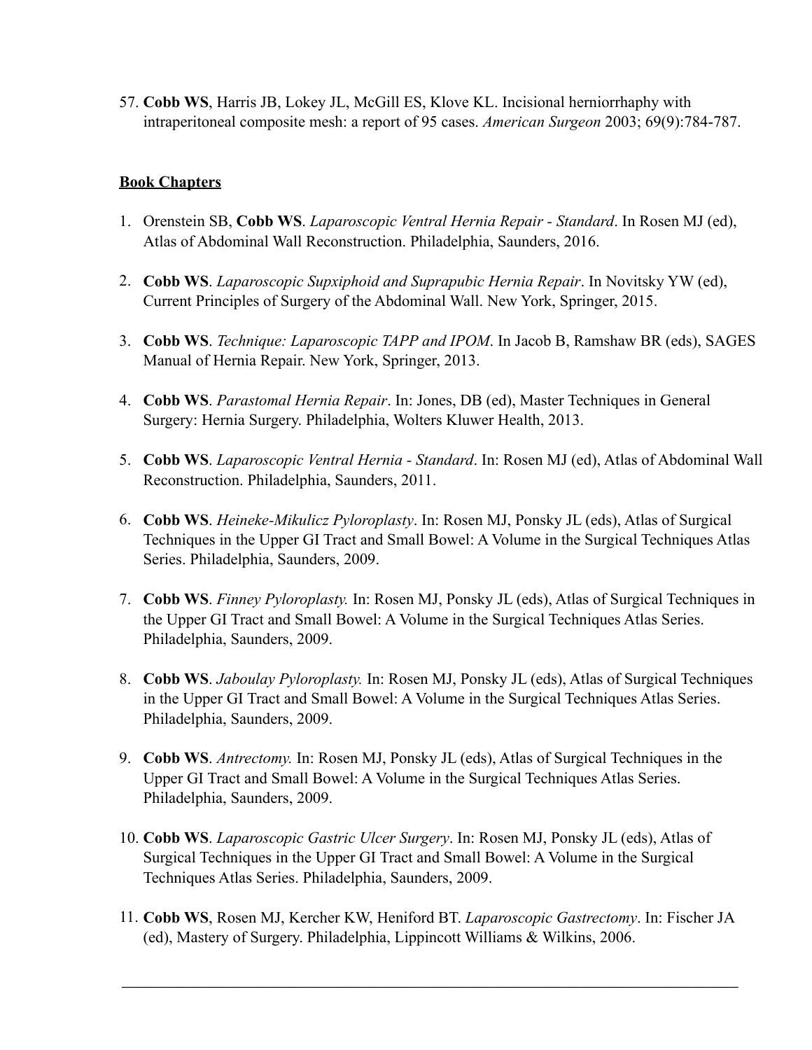57. **Cobb WS**, Harris JB, Lokey JL, McGill ES, Klove KL. Incisional herniorrhaphy with intraperitoneal composite mesh: a report of 95 cases. *American Surgeon* 2003; 69(9):784-787.

## Book Chapters

1. Orenstein SB, **Cobb WS**. *Laparoscopic Ventral Hernia Repair - Standard*. In Rosen MJ (ed), Atlas of Abdominal Wall Reconstruction. Philadelphia, Saunders, 2016.

2. **Cobb WS**. *Laparoscopic Supxiphoid and Suprapubic Hernia Repair*. In Novitsky YW (ed), Current Principles of Surgery of the Abdominal Wall. New York, Springer, 2015.

3. **Cobb WS**. *Technique: Laparoscopic TAPP and IPOM*. In Jacob B, Ramshaw BR (eds), SAGES Manual of Hernia Repair. New York, Springer, 2013.

4. **Cobb WS**. *Parastomal Hernia Repair*. In: Jones, DB (ed), Master Techniques in General Surgery: Hernia Surgery. Philadelphia, Wolters Kluwer Health, 2013.

5. **Cobb WS**. *Laparoscopic Ventral Hernia - Standard*. In: Rosen MJ (ed), Atlas of Abdominal Wall Reconstruction. Philadelphia, Saunders, 2011.

6. **Cobb WS**. *Heineke-Mikulicz Pyloroplasty*. In: Rosen MJ, Ponsky JL (eds), Atlas of Surgical Techniques in the Upper GI Tract and Small Bowel: A Volume in the Surgical Techniques Atlas Series. Philadelphia, Saunders, 2009.

7. **Cobb WS**. *Finney Pyloroplasty.* In: Rosen MJ, Ponsky JL (eds), Atlas of Surgical Techniques in the Upper GI Tract and Small Bowel: A Volume in the Surgical Techniques Atlas Series. Philadelphia, Saunders, 2009.

8. **Cobb WS**. *Jaboulay Pyloroplasty.* In: Rosen MJ, Ponsky JL (eds), Atlas of Surgical Techniques in the Upper GI Tract and Small Bowel: A Volume in the Surgical Techniques Atlas Series. Philadelphia, Saunders, 2009.

9. **Cobb WS**. *Antrectomy.* In: Rosen MJ, Ponsky JL (eds), Atlas of Surgical Techniques in the Upper GI Tract and Small Bowel: A Volume in the Surgical Techniques Atlas Series. Philadelphia, Saunders, 2009.

10. **Cobb WS**. *Laparoscopic Gastric Ulcer Surgery*. In: Rosen MJ, Ponsky JL (eds), Atlas of Surgical Techniques in the Upper GI Tract and Small Bowel: A Volume in the Surgical Techniques Atlas Series. Philadelphia, Saunders, 2009.

11. **Cobb WS**, Rosen MJ, Kercher KW, Heniford BT. *Laparoscopic Gastrectomy*. In: Fischer JA (ed), Mastery of Surgery. Philadelphia, Lippincott Williams & Wilkins, 2006.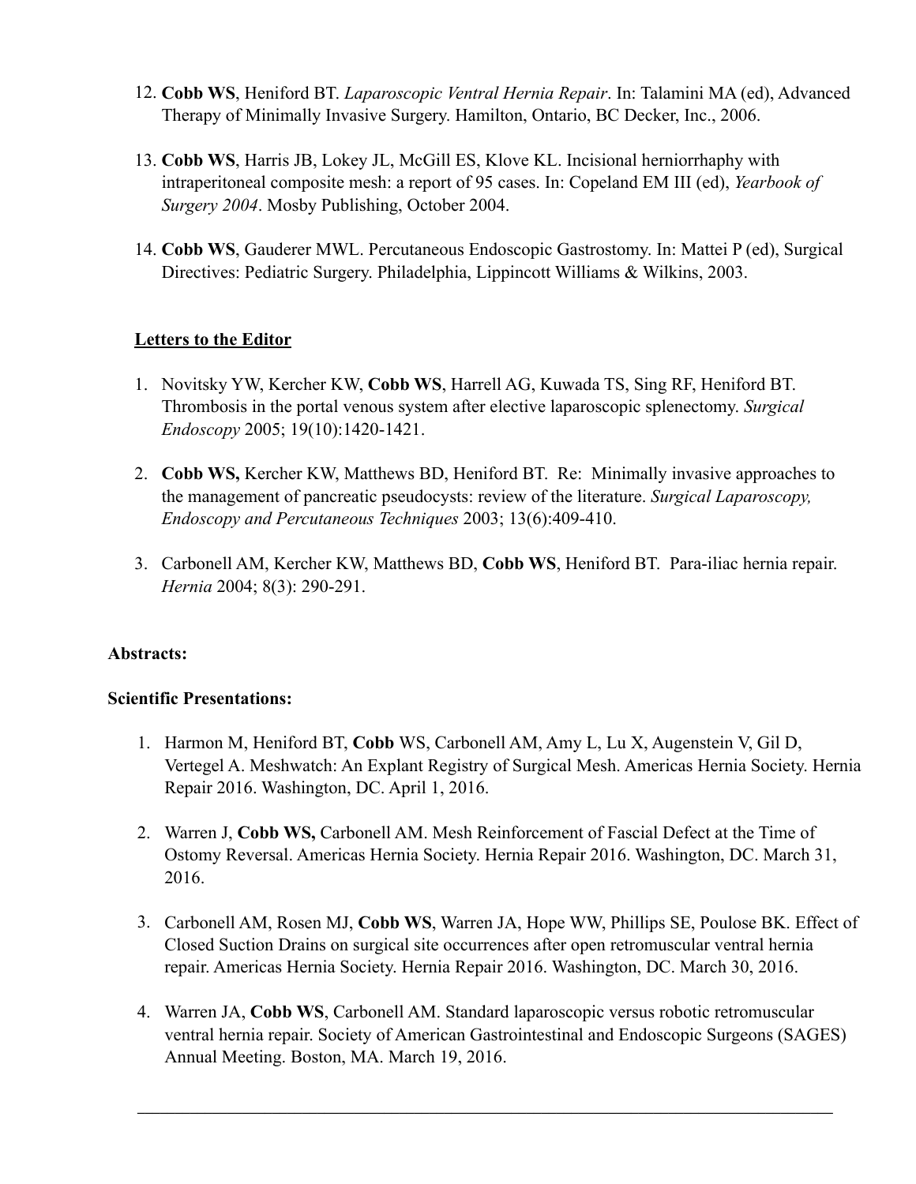12. **Cobb WS**, Heniford BT. *Laparoscopic Ventral Hernia Repair*. In: Talamini MA (ed), Advanced Therapy of Minimally Invasive Surgery. Hamilton, Ontario, BC Decker, Inc., 2006.

13. **Cobb WS**, Harris JB, Lokey JL, McGill ES, Klove KL. Incisional herniorrhaphy with intraperitoneal composite mesh: a report of 95 cases. In: Copeland EM III (ed), *Yearbook of Surgery 2004*. Mosby Publishing, October 2004.

14. **Cobb WS**, Gauderer MWL. Percutaneous Endoscopic Gastrostomy. In: Mattei P (ed), Surgical Directives: Pediatric Surgery. Philadelphia, Lippincott Williams & Wilkins, 2003.

**Letters to the Editor**

1. Novitsky YW, Kercher KW, **Cobb WS**, Harrell AG, Kuwada TS, Sing RF, Heniford BT. Thrombosis in the portal venous system after elective laparoscopic splenectomy. *Surgical Endoscopy* 2005; 19(10):1420-1421.

2. **Cobb WS,** Kercher KW, Matthews BD, Heniford BT. Re: Minimally invasive approaches to the management of pancreatic pseudocysts: review of the literature. *Surgical Laparoscopy, Endoscopy and Percutaneous Techniques* 2003; 13(6):409-410.

3. Carbonell AM, Kercher KW, Matthews BD, **Cobb WS**, Heniford BT. Para-iliac hernia repair. *Hernia* 2004; 8(3): 290-291.

**Abstracts:**

**Scientific Presentations:**

1. Harmon M, Heniford BT, **Cobb** WS, Carbonell AM, Amy L, Lu X, Augenstein V, Gil D, Vertegel A. Meshwatch: An Explant Registry of Surgical Mesh. Americas Hernia Society. Hernia Repair 2016. Washington, DC. April 1, 2016.

2. Warren J, **Cobb WS,** Carbonell AM. Mesh Reinforcement of Fascial Defect at the Time of Ostomy Reversal. Americas Hernia Society. Hernia Repair 2016. Washington, DC. March 31, 2016.

3. Carbonell AM, Rosen MJ, **Cobb WS**, Warren JA, Hope WW, Phillips SE, Poulose BK. Effect of Closed Suction Drains on surgical site occurrences after open retromuscular ventral hernia repair. Americas Hernia Society. Hernia Repair 2016. Washington, DC. March 30, 2016.

4. Warren JA, **Cobb WS**, Carbonell AM. Standard laparoscopic versus robotic retromuscular ventral hernia repair. Society of American Gastrointestinal and Endoscopic Surgeons (SAGES) Annual Meeting. Boston, MA. March 19, 2016.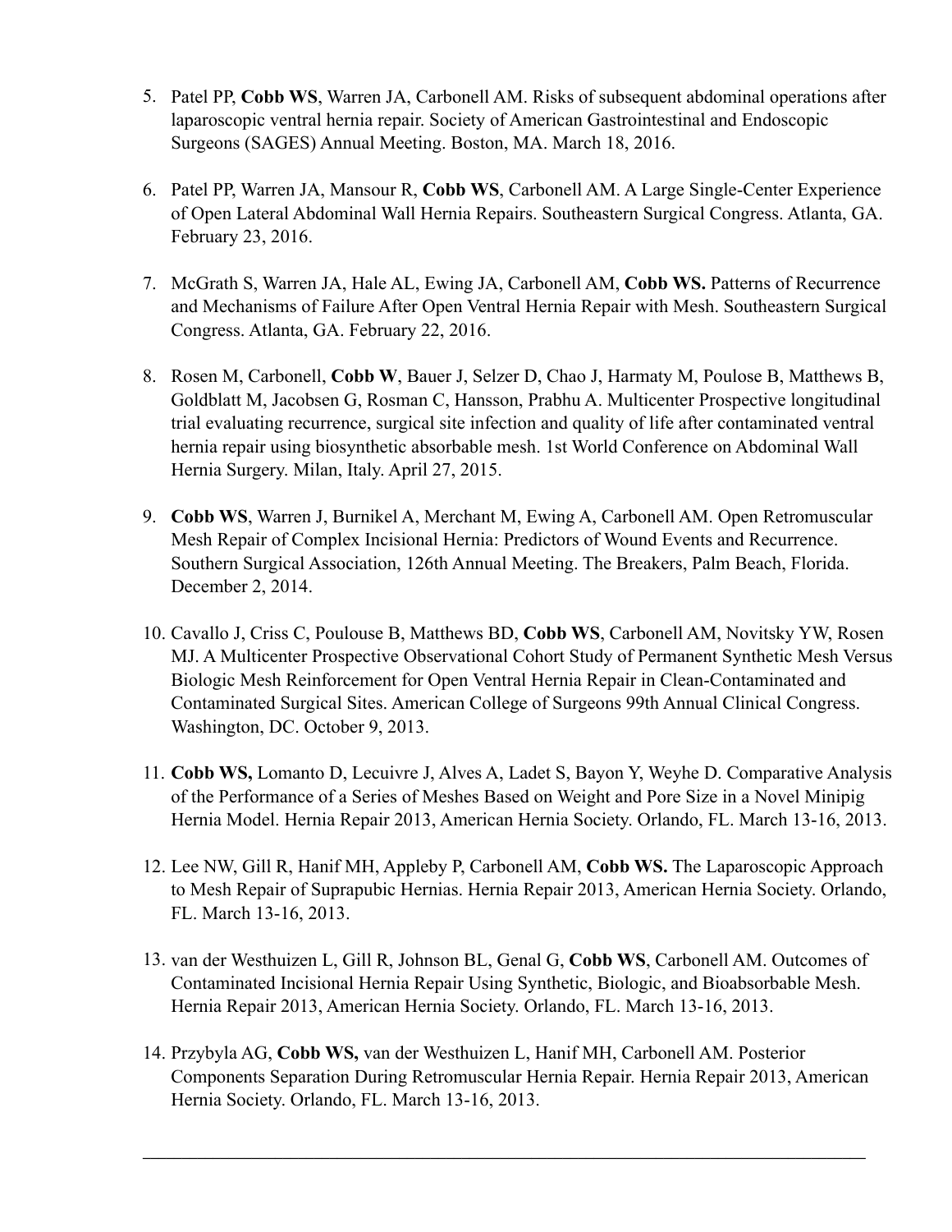5. Patel PP, **Cobb WS**, Warren JA, Carbonell AM. Risks of subsequent abdominal operations after laparoscopic ventral hernia repair. Society of American Gastrointestinal and Endoscopic Surgeons (SAGES) Annual Meeting. Boston, MA. March 18, 2016.

6. Patel PP, Warren JA, Mansour R, **Cobb WS**, Carbonell AM. A Large Single-Center Experience of Open Lateral Abdominal Wall Hernia Repairs. Southeastern Surgical Congress. Atlanta, GA. February 23, 2016.

7. McGrath S, Warren JA, Hale AL, Ewing JA, Carbonell AM, **Cobb WS.** Patterns of Recurrence and Mechanisms of Failure After Open Ventral Hernia Repair with Mesh. Southeastern Surgical Congress. Atlanta, GA. February 22, 2016.

8. Rosen M, Carbonell, **Cobb W**, Bauer J, Selzer D, Chao J, Harmaty M, Poulose B, Matthews B, Goldblatt M, Jacobsen G, Rosman C, Hansson, Prabhu A. Multicenter Prospective longitudinal trial evaluating recurrence, surgical site infection and quality of life after contaminated ventral hernia repair using biosynthetic absorbable mesh. 1st World Conference on Abdominal Wall Hernia Surgery. Milan, Italy. April 27, 2015.

9. **Cobb WS**, Warren J, Burnikel A, Merchant M, Ewing A, Carbonell AM. Open Retromuscular Mesh Repair of Complex Incisional Hernia: Predictors of Wound Events and Recurrence. Southern Surgical Association, 126th Annual Meeting. The Breakers, Palm Beach, Florida. December 2, 2014.

10. Cavallo J, Criss C, Poulouse B, Matthews BD, **Cobb WS**, Carbonell AM, Novitsky YW, Rosen MJ. A Multicenter Prospective Observational Cohort Study of Permanent Synthetic Mesh Versus Biologic Mesh Reinforcement for Open Ventral Hernia Repair in Clean-Contaminated and Contaminated Surgical Sites. American College of Surgeons 99th Annual Clinical Congress. Washington, DC. October 9, 2013.

11. **Cobb WS,** Lomanto D, Lecuivre J, Alves A, Ladet S, Bayon Y, Weyhe D. Comparative Analysis of the Performance of a Series of Meshes Based on Weight and Pore Size in a Novel Minipig Hernia Model. Hernia Repair 2013, American Hernia Society. Orlando, FL. March 13-16, 2013.

12. Lee NW, Gill R, Hanif MH, Appleby P, Carbonell AM, **Cobb WS.** The Laparoscopic Approach to Mesh Repair of Suprapubic Hernias. Hernia Repair 2013, American Hernia Society. Orlando, FL. March 13-16, 2013.

13. van der Westhuizen L, Gill R, Johnson BL, Genal G, **Cobb WS**, Carbonell AM. Outcomes of Contaminated Incisional Hernia Repair Using Synthetic, Biologic, and Bioabsorbable Mesh. Hernia Repair 2013, American Hernia Society. Orlando, FL. March 13-16, 2013.

14. Przybyla AG, **Cobb WS,** van der Westhuizen L, Hanif MH, Carbonell AM. Posterior Components Separation During Retromuscular Hernia Repair. Hernia Repair 2013, American Hernia Society. Orlando, FL. March 13-16, 2013.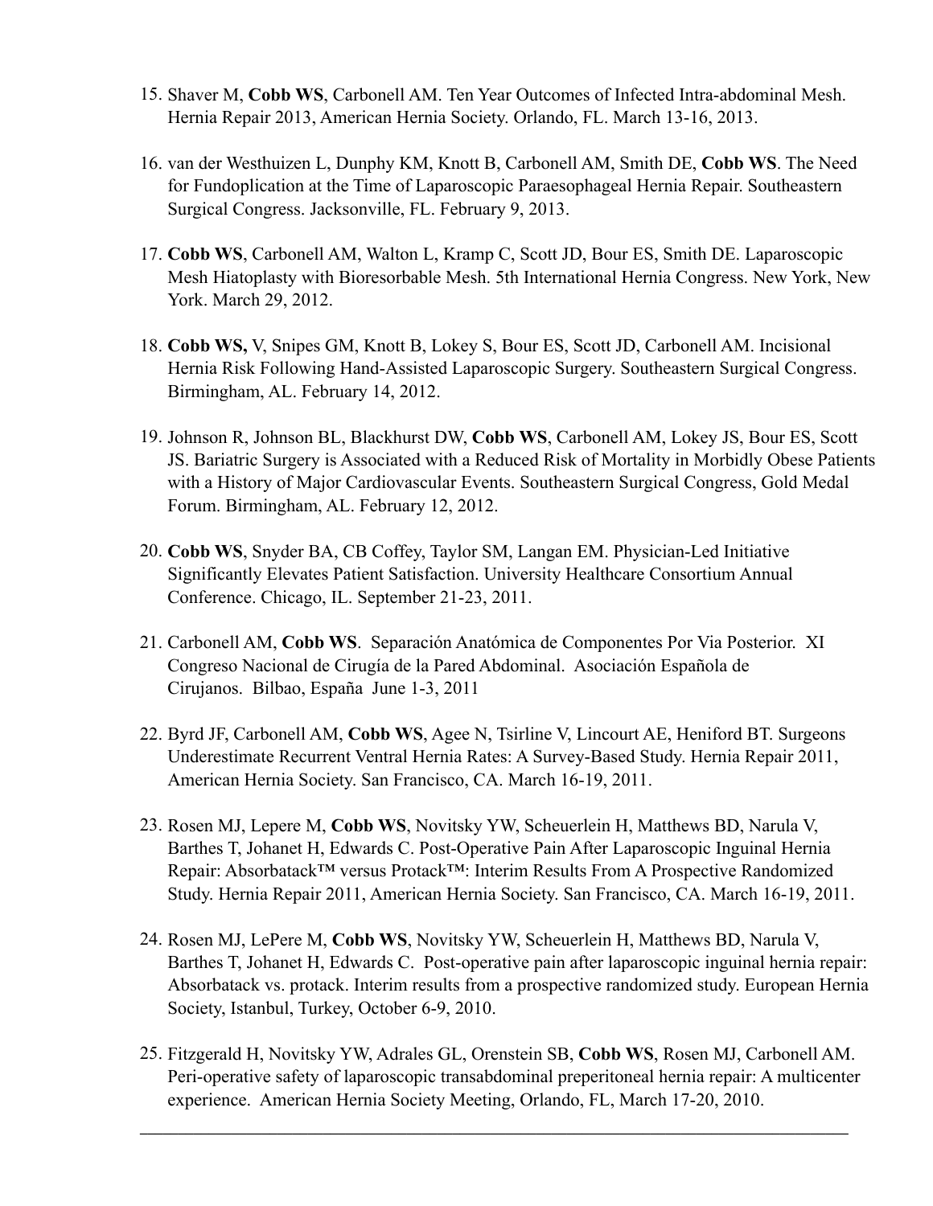15. Shaver M, **Cobb WS**, Carbonell AM. Ten Year Outcomes of Infected Intra-abdominal Mesh. Hernia Repair 2013, American Hernia Society. Orlando, FL. March 13-16, 2013.

16. van der Westhuizen L, Dunphy KM, Knott B, Carbonell AM, Smith DE, **Cobb WS**. The Need for Fundoplication at the Time of Laparoscopic Paraesophageal Hernia Repair. Southeastern Surgical Congress. Jacksonville, FL. February 9, 2013.

17. **Cobb WS**, Carbonell AM, Walton L, Kramp C, Scott JD, Bour ES, Smith DE. Laparoscopic Mesh Hiatoplasty with Bioresorbable Mesh. 5th International Hernia Congress. New York, New York. March 29, 2012.

18. **Cobb WS,** V, Snipes GM, Knott B, Lokey S, Bour ES, Scott JD, Carbonell AM. Incisional Hernia Risk Following Hand-Assisted Laparoscopic Surgery. Southeastern Surgical Congress. Birmingham, AL. February 14, 2012.

19. Johnson R, Johnson BL, Blackhurst DW, **Cobb WS**, Carbonell AM, Lokey JS, Bour ES, Scott JS. Bariatric Surgery is Associated with a Reduced Risk of Mortality in Morbidly Obese Patients with a History of Major Cardiovascular Events. Southeastern Surgical Congress, Gold Medal Forum. Birmingham, AL. February 12, 2012.

20. **Cobb WS**, Snyder BA, CB Coffey, Taylor SM, Langan EM. Physician-Led Initiative Significantly Elevates Patient Satisfaction. University Healthcare Consortium Annual Conference. Chicago, IL. September 21-23, 2011.

21. Carbonell AM, **Cobb WS**. Separación Anatómica de Componentes Por Via Posterior. XI Congreso Nacional de Cirugía de la Pared Abdominal. Asociación Española de Cirujanos. Bilbao, España June 1-3, 2011

22. Byrd JF, Carbonell AM, **Cobb WS**, Agee N, Tsirline V, Lincourt AE, Heniford BT. Surgeons Underestimate Recurrent Ventral Hernia Rates: A Survey-Based Study. Hernia Repair 2011, American Hernia Society. San Francisco, CA. March 16-19, 2011.

23. Rosen MJ, Lepere M, **Cobb WS**, Novitsky YW, Scheuerlein H, Matthews BD, Narula V, Barthes T, Johanet H, Edwards C. Post-Operative Pain After Laparoscopic Inguinal Hernia Repair: Absorbatack™ versus Protack™: Interim Results From A Prospective Randomized Study. Hernia Repair 2011, American Hernia Society. San Francisco, CA. March 16-19, 2011.

24. Rosen MJ, LePere M, **Cobb WS**, Novitsky YW, Scheuerlein H, Matthews BD, Narula V, Barthes T, Johanet H, Edwards C. Post-operative pain after laparoscopic inguinal hernia repair: Absorbatack vs. protack. Interim results from a prospective randomized study. European Hernia Society, Istanbul, Turkey, October 6-9, 2010.

25. Fitzgerald H, Novitsky YW, Adrales GL, Orenstein SB, **Cobb WS**, Rosen MJ, Carbonell AM. Peri-operative safety of laparoscopic transabdominal preperitoneal hernia repair: A multicenter experience. American Hernia Society Meeting, Orlando, FL, March 17-20, 2010.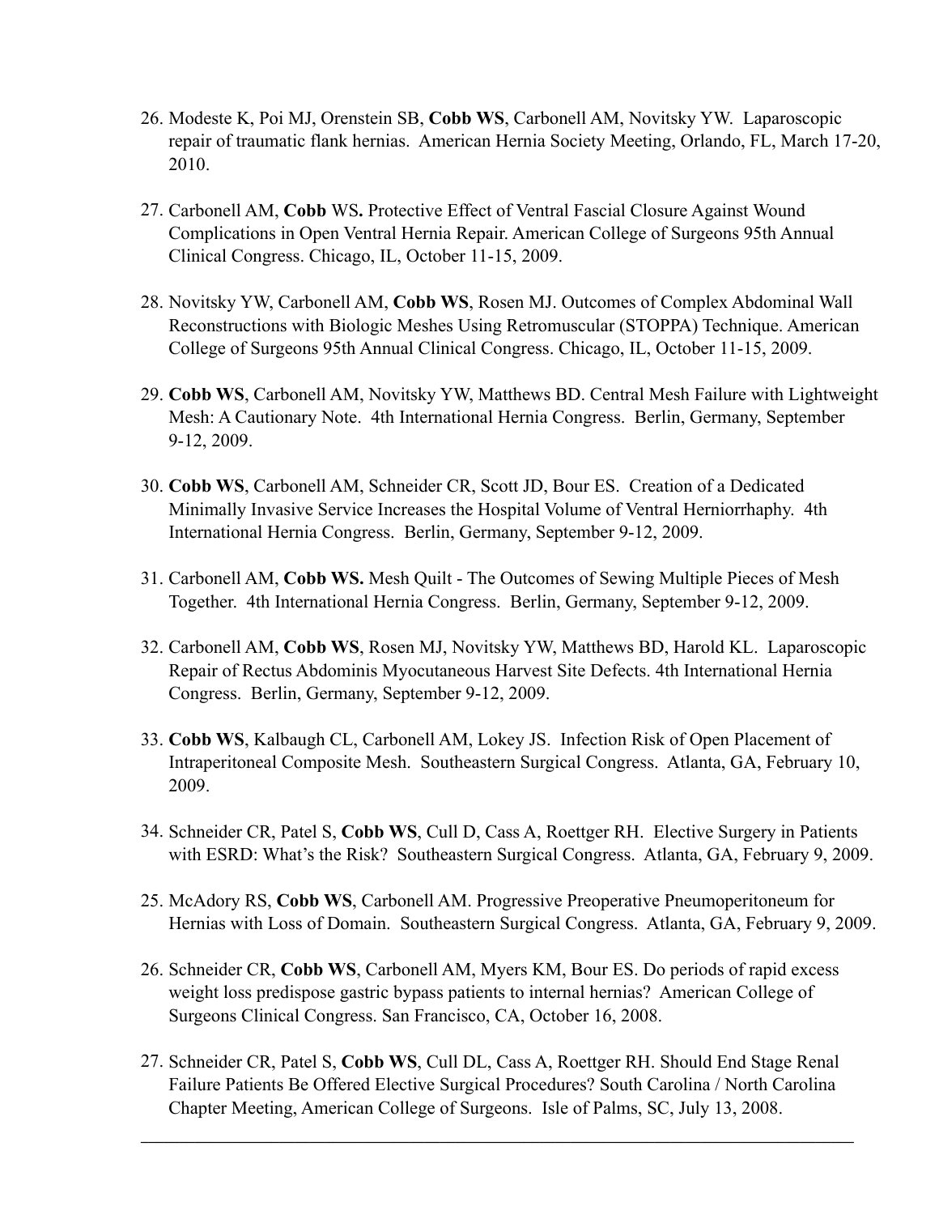26. Modeste K, Poi MJ, Orenstein SB, **Cobb WS**, Carbonell AM, Novitsky YW. Laparoscopic repair of traumatic flank hernias. American Hernia Society Meeting, Orlando, FL, March 17-20, 2010.

27. Carbonell AM, **Cobb** WS**.** Protective Effect of Ventral Fascial Closure Against Wound Complications in Open Ventral Hernia Repair. American College of Surgeons 95th Annual Clinical Congress. Chicago, IL, October 11-15, 2009.

28. Novitsky YW, Carbonell AM, **Cobb WS**, Rosen MJ. Outcomes of Complex Abdominal Wall Reconstructions with Biologic Meshes Using Retromuscular (STOPPA) Technique. American College of Surgeons 95th Annual Clinical Congress. Chicago, IL, October 11-15, 2009.

29. **Cobb WS**, Carbonell AM, Novitsky YW, Matthews BD. Central Mesh Failure with Lightweight Mesh: A Cautionary Note. 4th International Hernia Congress. Berlin, Germany, September 9-12, 2009.

30. **Cobb WS**, Carbonell AM, Schneider CR, Scott JD, Bour ES. Creation of a Dedicated Minimally Invasive Service Increases the Hospital Volume of Ventral Herniorrhaphy. 4th International Hernia Congress. Berlin, Germany, September 9-12, 2009.

31. Carbonell AM, **Cobb WS.** Mesh Quilt - The Outcomes of Sewing Multiple Pieces of Mesh Together. 4th International Hernia Congress. Berlin, Germany, September 9-12, 2009.

32. Carbonell AM, **Cobb WS**, Rosen MJ, Novitsky YW, Matthews BD, Harold KL. Laparoscopic Repair of Rectus Abdominis Myocutaneous Harvest Site Defects. 4th International Hernia Congress. Berlin, Germany, September 9-12, 2009.

33. **Cobb WS**, Kalbaugh CL, Carbonell AM, Lokey JS. Infection Risk of Open Placement of Intraperitoneal Composite Mesh. Southeastern Surgical Congress. Atlanta, GA, February 10, 2009.

34. Schneider CR, Patel S, **Cobb WS**, Cull D, Cass A, Roettger RH. Elective Surgery in Patients with ESRD: What's the Risk? Southeastern Surgical Congress. Atlanta, GA, February 9, 2009.

25. McAdory RS, **Cobb WS**, Carbonell AM. Progressive Preoperative Pneumoperitoneum for Hernias with Loss of Domain. Southeastern Surgical Congress. Atlanta, GA, February 9, 2009.

26. Schneider CR, **Cobb WS**, Carbonell AM, Myers KM, Bour ES. Do periods of rapid excess weight loss predispose gastric bypass patients to internal hernias? American College of Surgeons Clinical Congress. San Francisco, CA, October 16, 2008.

27. Schneider CR, Patel S, **Cobb WS**, Cull DL, Cass A, Roettger RH. Should End Stage Renal Failure Patients Be Offered Elective Surgical Procedures? South Carolina / North Carolina Chapter Meeting, American College of Surgeons. Isle of Palms, SC, July 13, 2008.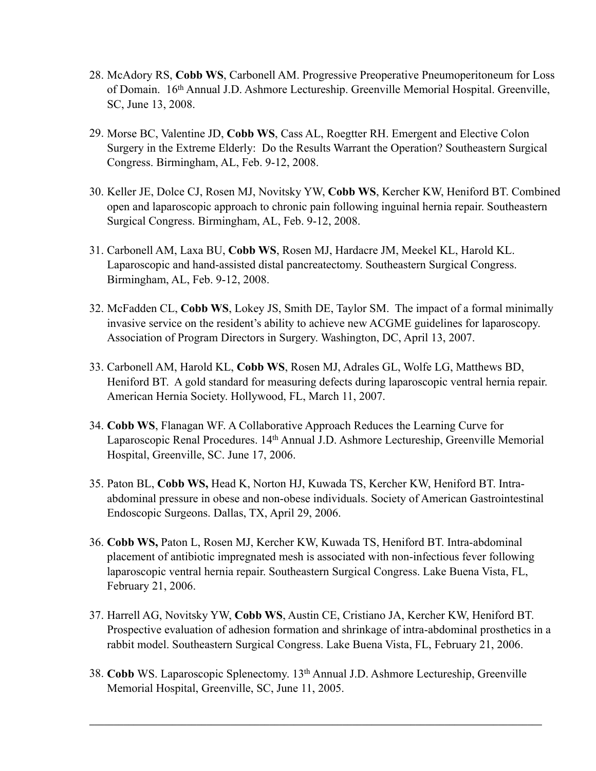28. McAdory RS, **Cobb WS**, Carbonell AM. Progressive Preoperative Pneumoperitoneum for Loss of Domain. 16th Annual J.D. Ashmore Lectureship. Greenville Memorial Hospital. Greenville, SC, June 13, 2008.

29. Morse BC, Valentine JD, **Cobb WS**, Cass AL, Roegtter RH. Emergent and Elective Colon Surgery in the Extreme Elderly: Do the Results Warrant the Operation? Southeastern Surgical Congress. Birmingham, AL, Feb. 9-12, 2008.

30. Keller JE, Dolce CJ, Rosen MJ, Novitsky YW, **Cobb WS**, Kercher KW, Heniford BT. Combined open and laparoscopic approach to chronic pain following inguinal hernia repair. Southeastern Surgical Congress. Birmingham, AL, Feb. 9-12, 2008.

31. Carbonell AM, Laxa BU, **Cobb WS**, Rosen MJ, Hardacre JM, Meekel KL, Harold KL. Laparoscopic and hand-assisted distal pancreatectomy. Southeastern Surgical Congress. Birmingham, AL, Feb. 9-12, 2008.

32. McFadden CL, **Cobb WS**, Lokey JS, Smith DE, Taylor SM. The impact of a formal minimally invasive service on the resident's ability to achieve new ACGME guidelines for laparoscopy. Association of Program Directors in Surgery. Washington, DC, April 13, 2007.

33. Carbonell AM, Harold KL, **Cobb WS**, Rosen MJ, Adrales GL, Wolfe LG, Matthews BD, Heniford BT. A gold standard for measuring defects during laparoscopic ventral hernia repair. American Hernia Society. Hollywood, FL, March 11, 2007.

34. **Cobb WS**, Flanagan WF. A Collaborative Approach Reduces the Learning Curve for Laparoscopic Renal Procedures. 14th Annual J.D. Ashmore Lectureship, Greenville Memorial Hospital, Greenville, SC. June 17, 2006.

35. Paton BL, **Cobb WS,** Head K, Norton HJ, Kuwada TS, Kercher KW, Heniford BT. Intra-abdominal pressure in obese and non-obese individuals. Society of American Gastrointestinal Endoscopic Surgeons. Dallas, TX, April 29, 2006.

36. **Cobb WS,** Paton L, Rosen MJ, Kercher KW, Kuwada TS, Heniford BT. Intra-abdominal placement of antibiotic impregnated mesh is associated with non-infectious fever following laparoscopic ventral hernia repair. Southeastern Surgical Congress. Lake Buena Vista, FL, February 21, 2006.

37. Harrell AG, Novitsky YW, **Cobb WS**, Austin CE, Cristiano JA, Kercher KW, Heniford BT. Prospective evaluation of adhesion formation and shrinkage of intra-abdominal prosthetics in a rabbit model. Southeastern Surgical Congress. Lake Buena Vista, FL, February 21, 2006.

38. **Cobb** WS. Laparoscopic Splenectomy. 13th Annual J.D. Ashmore Lectureship, Greenville Memorial Hospital, Greenville, SC, June 11, 2005.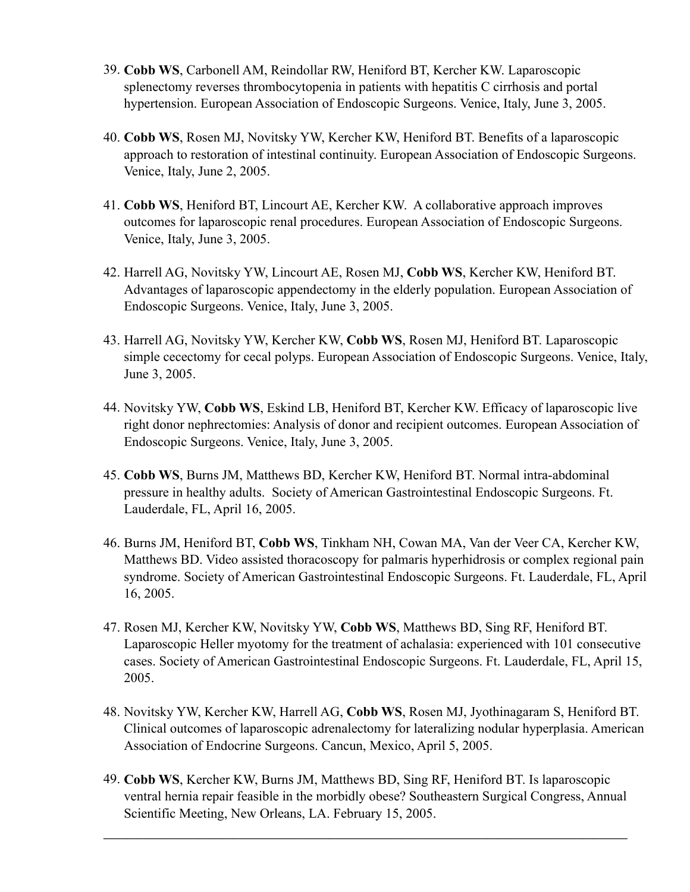39. **Cobb WS**, Carbonell AM, Reindollar RW, Heniford BT, Kercher KW. Laparoscopic splenectomy reverses thrombocytopenia in patients with hepatitis C cirrhosis and portal hypertension. European Association of Endoscopic Surgeons. Venice, Italy, June 3, 2005.

40. **Cobb WS**, Rosen MJ, Novitsky YW, Kercher KW, Heniford BT. Benefits of a laparoscopic approach to restoration of intestinal continuity. European Association of Endoscopic Surgeons. Venice, Italy, June 2, 2005.

41. **Cobb WS**, Heniford BT, Lincourt AE, Kercher KW. A collaborative approach improves outcomes for laparoscopic renal procedures. European Association of Endoscopic Surgeons. Venice, Italy, June 3, 2005.

42. Harrell AG, Novitsky YW, Lincourt AE, Rosen MJ, **Cobb WS**, Kercher KW, Heniford BT. Advantages of laparoscopic appendectomy in the elderly population. European Association of Endoscopic Surgeons. Venice, Italy, June 3, 2005.

43. Harrell AG, Novitsky YW, Kercher KW, **Cobb WS**, Rosen MJ, Heniford BT. Laparoscopic simple cecectomy for cecal polyps. European Association of Endoscopic Surgeons. Venice, Italy, June 3, 2005.

44. Novitsky YW, **Cobb WS**, Eskind LB, Heniford BT, Kercher KW. Efficacy of laparoscopic live right donor nephrectomies: Analysis of donor and recipient outcomes. European Association of Endoscopic Surgeons. Venice, Italy, June 3, 2005.

45. **Cobb WS**, Burns JM, Matthews BD, Kercher KW, Heniford BT. Normal intra-abdominal pressure in healthy adults. Society of American Gastrointestinal Endoscopic Surgeons. Ft. Lauderdale, FL, April 16, 2005.

46. Burns JM, Heniford BT, **Cobb WS**, Tinkham NH, Cowan MA, Van der Veer CA, Kercher KW, Matthews BD. Video assisted thoracoscopy for palmaris hyperhidrosis or complex regional pain syndrome. Society of American Gastrointestinal Endoscopic Surgeons. Ft. Lauderdale, FL, April 16, 2005.

47. Rosen MJ, Kercher KW, Novitsky YW, **Cobb WS**, Matthews BD, Sing RF, Heniford BT. Laparoscopic Heller myotomy for the treatment of achalasia: experienced with 101 consecutive cases. Society of American Gastrointestinal Endoscopic Surgeons. Ft. Lauderdale, FL, April 15, 2005.

48. Novitsky YW, Kercher KW, Harrell AG, **Cobb WS**, Rosen MJ, Jyothinagaram S, Heniford BT. Clinical outcomes of laparoscopic adrenalectomy for lateralizing nodular hyperplasia. American Association of Endocrine Surgeons. Cancun, Mexico, April 5, 2005.

49. **Cobb WS**, Kercher KW, Burns JM, Matthews BD, Sing RF, Heniford BT. Is laparoscopic ventral hernia repair feasible in the morbidly obese? Southeastern Surgical Congress, Annual Scientific Meeting, New Orleans, LA. February 15, 2005.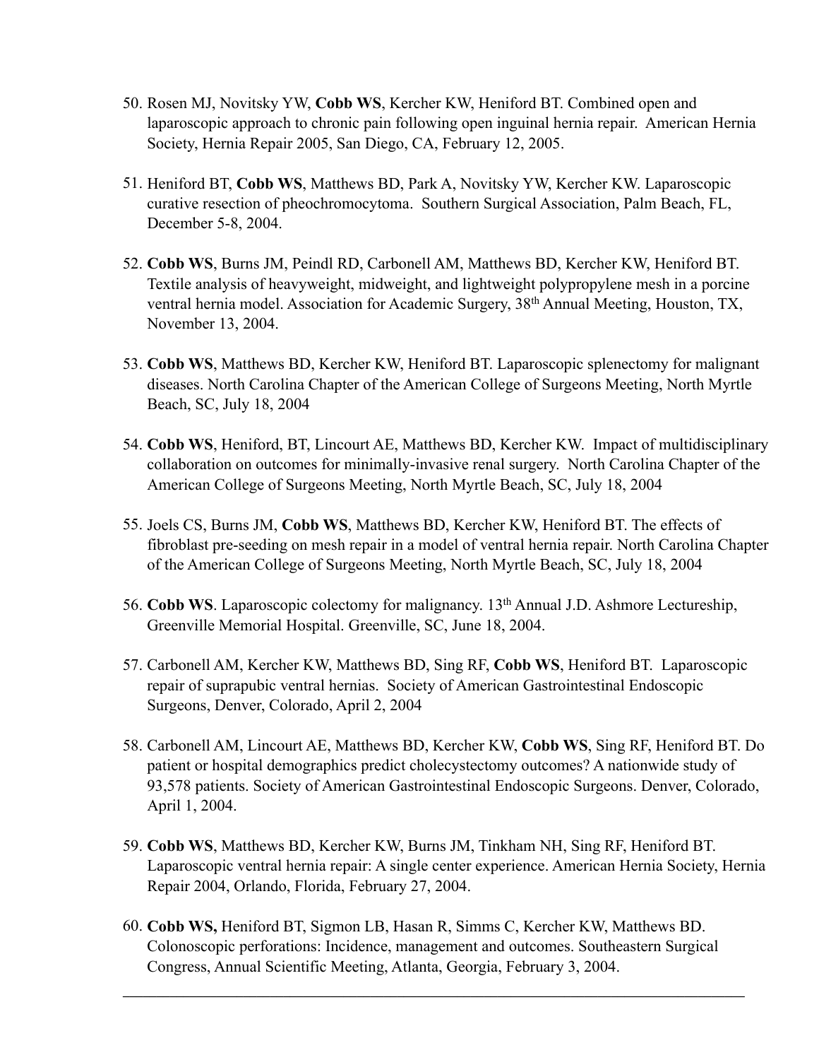50. Rosen MJ, Novitsky YW, **Cobb WS**, Kercher KW, Heniford BT. Combined open and laparoscopic approach to chronic pain following open inguinal hernia repair. American Hernia Society, Hernia Repair 2005, San Diego, CA, February 12, 2005.

51. Heniford BT, **Cobb WS**, Matthews BD, Park A, Novitsky YW, Kercher KW. Laparoscopic curative resection of pheochromocytoma. Southern Surgical Association, Palm Beach, FL, December 5-8, 2004.

52. **Cobb WS**, Burns JM, Peindl RD, Carbonell AM, Matthews BD, Kercher KW, Heniford BT. Textile analysis of heavyweight, midweight, and lightweight polypropylene mesh in a porcine ventral hernia model. Association for Academic Surgery, 38th Annual Meeting, Houston, TX, November 13, 2004.

53. **Cobb WS**, Matthews BD, Kercher KW, Heniford BT. Laparoscopic splenectomy for malignant diseases. North Carolina Chapter of the American College of Surgeons Meeting, North Myrtle Beach, SC, July 18, 2004

54. **Cobb WS**, Heniford, BT, Lincourt AE, Matthews BD, Kercher KW. Impact of multidisciplinary collaboration on outcomes for minimally-invasive renal surgery. North Carolina Chapter of the American College of Surgeons Meeting, North Myrtle Beach, SC, July 18, 2004

55. Joels CS, Burns JM, **Cobb WS**, Matthews BD, Kercher KW, Heniford BT. The effects of fibroblast pre-seeding on mesh repair in a model of ventral hernia repair. North Carolina Chapter of the American College of Surgeons Meeting, North Myrtle Beach, SC, July 18, 2004

56. **Cobb WS**. Laparoscopic colectomy for malignancy. 13th Annual J.D. Ashmore Lectureship, Greenville Memorial Hospital. Greenville, SC, June 18, 2004.

57. Carbonell AM, Kercher KW, Matthews BD, Sing RF, **Cobb WS**, Heniford BT. Laparoscopic repair of suprapubic ventral hernias. Society of American Gastrointestinal Endoscopic Surgeons, Denver, Colorado, April 2, 2004

58. Carbonell AM, Lincourt AE, Matthews BD, Kercher KW, **Cobb WS**, Sing RF, Heniford BT. Do patient or hospital demographics predict cholecystectomy outcomes? A nationwide study of 93,578 patients. Society of American Gastrointestinal Endoscopic Surgeons. Denver, Colorado, April 1, 2004.

59. **Cobb WS**, Matthews BD, Kercher KW, Burns JM, Tinkham NH, Sing RF, Heniford BT. Laparoscopic ventral hernia repair: A single center experience. American Hernia Society, Hernia Repair 2004, Orlando, Florida, February 27, 2004.

60. **Cobb WS,** Heniford BT, Sigmon LB, Hasan R, Simms C, Kercher KW, Matthews BD. Colonoscopic perforations: Incidence, management and outcomes. Southeastern Surgical Congress, Annual Scientific Meeting, Atlanta, Georgia, February 3, 2004.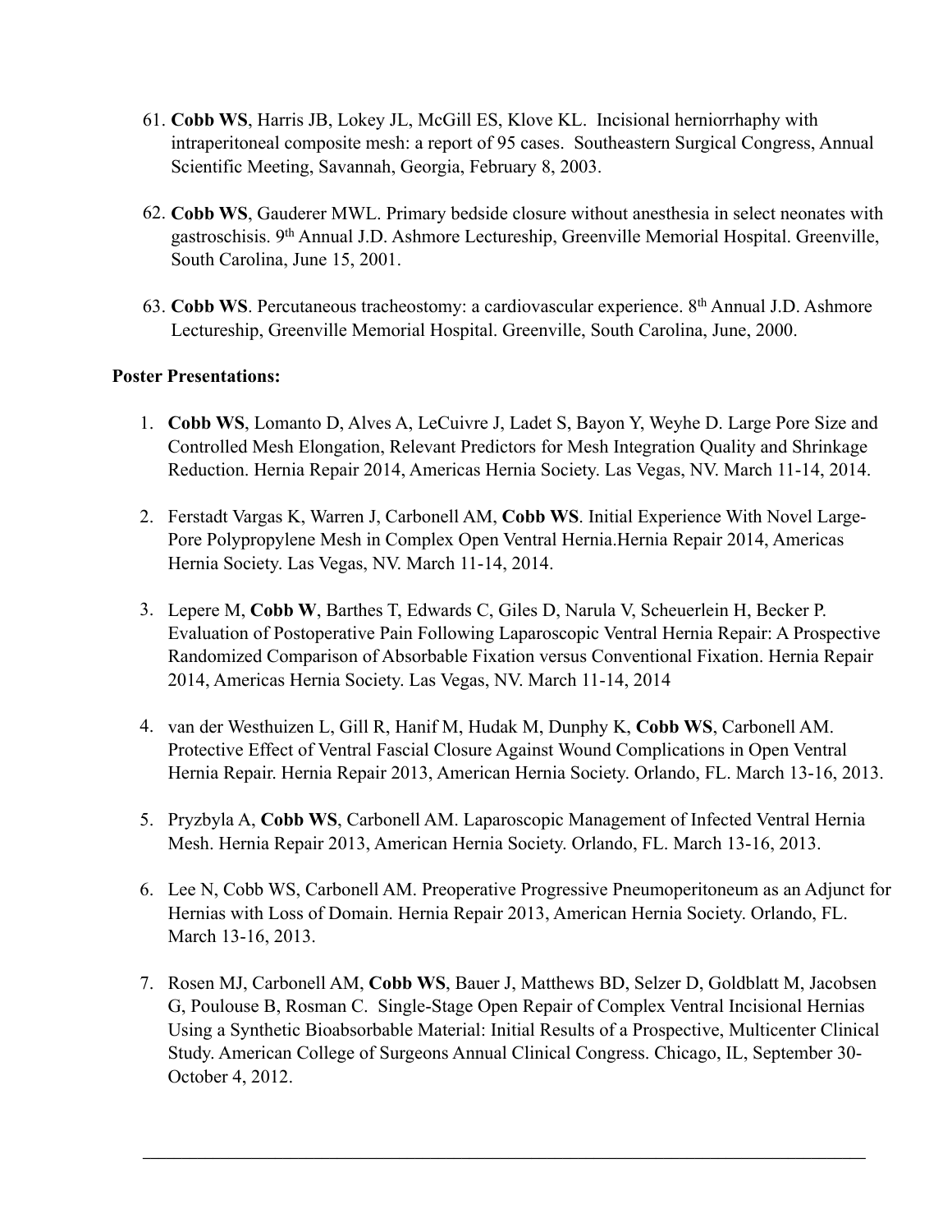61. **Cobb WS**, Harris JB, Lokey JL, McGill ES, Klove KL. Incisional herniorrhaphy with intraperitoneal composite mesh: a report of 95 cases. Southeastern Surgical Congress, Annual Scientific Meeting, Savannah, Georgia, February 8, 2003.

62. **Cobb WS**, Gauderer MWL. Primary bedside closure without anesthesia in select neonates with gastroschisis. 9th Annual J.D. Ashmore Lectureship, Greenville Memorial Hospital. Greenville, South Carolina, June 15, 2001.

63. **Cobb WS**. Percutaneous tracheostomy: a cardiovascular experience. 8th Annual J.D. Ashmore Lectureship, Greenville Memorial Hospital. Greenville, South Carolina, June, 2000.

**Poster Presentations:**

1. **Cobb WS**, Lomanto D, Alves A, LeCuivre J, Ladet S, Bayon Y, Weyhe D. Large Pore Size and Controlled Mesh Elongation, Relevant Predictors for Mesh Integration Quality and Shrinkage Reduction. Hernia Repair 2014, Americas Hernia Society. Las Vegas, NV. March 11-14, 2014.

2. Ferstadt Vargas K, Warren J, Carbonell AM, **Cobb WS**. Initial Experience With Novel Large-Pore Polypropylene Mesh in Complex Open Ventral Hernia.Hernia Repair 2014, Americas Hernia Society. Las Vegas, NV. March 11-14, 2014.

3. Lepere M, **Cobb W**, Barthes T, Edwards C, Giles D, Narula V, Scheuerlein H, Becker P. Evaluation of Postoperative Pain Following Laparoscopic Ventral Hernia Repair: A Prospective Randomized Comparison of Absorbable Fixation versus Conventional Fixation. Hernia Repair 2014, Americas Hernia Society. Las Vegas, NV. March 11-14, 2014

4. van der Westhuizen L, Gill R, Hanif M, Hudak M, Dunphy K, **Cobb WS**, Carbonell AM. Protective Effect of Ventral Fascial Closure Against Wound Complications in Open Ventral Hernia Repair. Hernia Repair 2013, American Hernia Society. Orlando, FL. March 13-16, 2013.

5. Pryzbyla A, **Cobb WS**, Carbonell AM. Laparoscopic Management of Infected Ventral Hernia Mesh. Hernia Repair 2013, American Hernia Society. Orlando, FL. March 13-16, 2013.

6. Lee N, Cobb WS, Carbonell AM. Preoperative Progressive Pneumoperitoneum as an Adjunct for Hernias with Loss of Domain. Hernia Repair 2013, American Hernia Society. Orlando, FL. March 13-16, 2013.

7. Rosen MJ, Carbonell AM, **Cobb WS**, Bauer J, Matthews BD, Selzer D, Goldblatt M, Jacobsen G, Poulouse B, Rosman C. Single-Stage Open Repair of Complex Ventral Incisional Hernias Using a Synthetic Bioabsorbable Material: Initial Results of a Prospective, Multicenter Clinical Study. American College of Surgeons Annual Clinical Congress. Chicago, IL, September 30-October 4, 2012.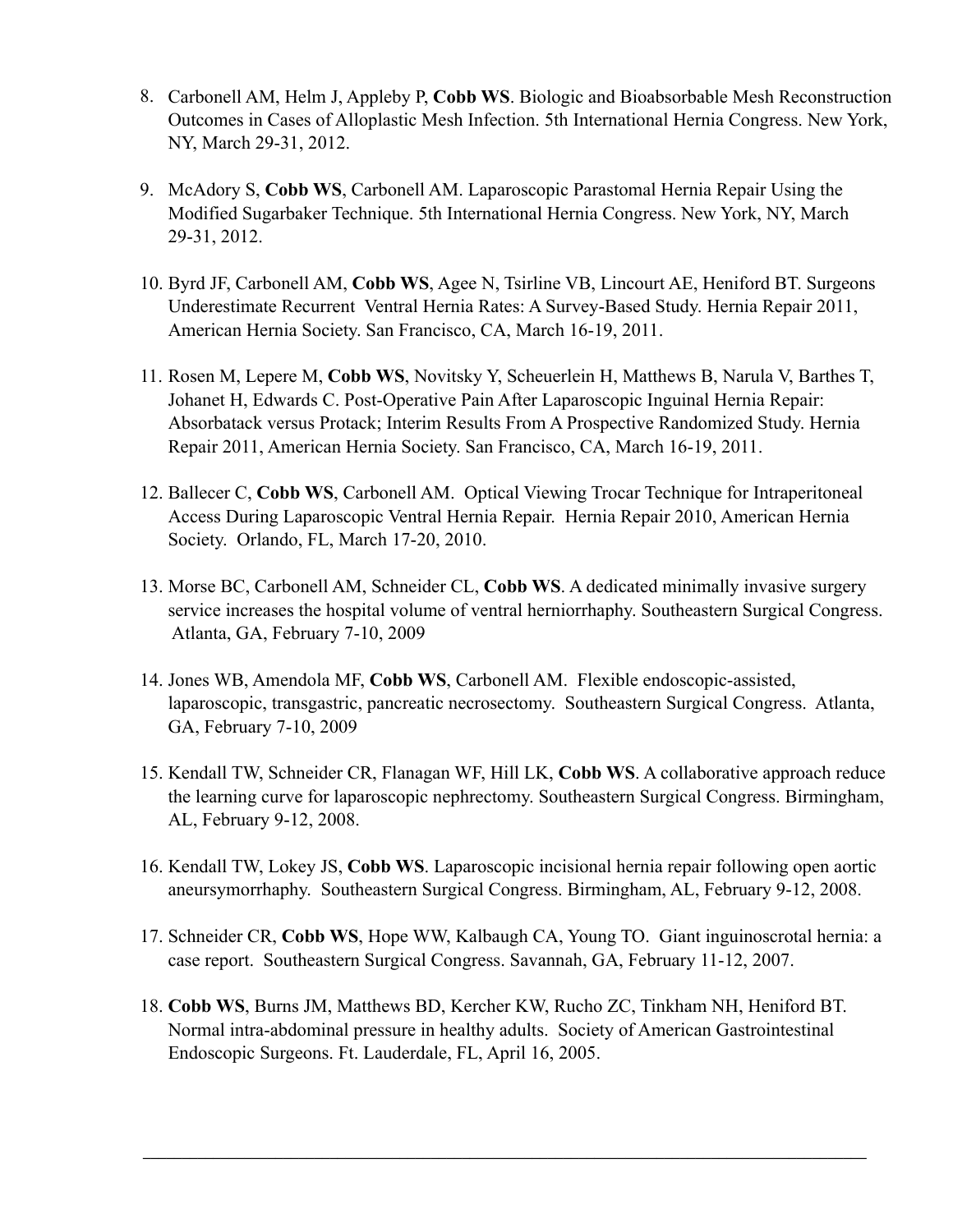8. Carbonell AM, Helm J, Appleby P, **Cobb WS**. Biologic and Bioabsorbable Mesh Reconstruction Outcomes in Cases of Alloplastic Mesh Infection. 5th International Hernia Congress. New York, NY, March 29-31, 2012.

9. McAdory S, **Cobb WS**, Carbonell AM. Laparoscopic Parastomal Hernia Repair Using the Modified Sugarbaker Technique. 5th International Hernia Congress. New York, NY, March 29-31, 2012.

10. Byrd JF, Carbonell AM, **Cobb WS**, Agee N, Tsirline VB, Lincourt AE, Heniford BT. Surgeons Underestimate Recurrent Ventral Hernia Rates: A Survey-Based Study. Hernia Repair 2011, American Hernia Society. San Francisco, CA, March 16-19, 2011.

11. Rosen M, Lepere M, **Cobb WS**, Novitsky Y, Scheuerlein H, Matthews B, Narula V, Barthes T, Johanet H, Edwards C. Post-Operative Pain After Laparoscopic Inguinal Hernia Repair: Absorbatack versus Protack; Interim Results From A Prospective Randomized Study. Hernia Repair 2011, American Hernia Society. San Francisco, CA, March 16-19, 2011.

12. Ballecer C, **Cobb WS**, Carbonell AM. Optical Viewing Trocar Technique for Intraperitoneal Access During Laparoscopic Ventral Hernia Repair. Hernia Repair 2010, American Hernia Society. Orlando, FL, March 17-20, 2010.

13. Morse BC, Carbonell AM, Schneider CL, **Cobb WS**. A dedicated minimally invasive surgery service increases the hospital volume of ventral herniorrhaphy. Southeastern Surgical Congress. Atlanta, GA, February 7-10, 2009

14. Jones WB, Amendola MF, **Cobb WS**, Carbonell AM. Flexible endoscopic-assisted, laparoscopic, transgastric, pancreatic necrosectomy. Southeastern Surgical Congress. Atlanta, GA, February 7-10, 2009

15. Kendall TW, Schneider CR, Flanagan WF, Hill LK, **Cobb WS**. A collaborative approach reduce the learning curve for laparoscopic nephrectomy. Southeastern Surgical Congress. Birmingham, AL, February 9-12, 2008.

16. Kendall TW, Lokey JS, **Cobb WS**. Laparoscopic incisional hernia repair following open aortic aneursymorrhaphy. Southeastern Surgical Congress. Birmingham, AL, February 9-12, 2008.

17. Schneider CR, **Cobb WS**, Hope WW, Kalbaugh CA, Young TO. Giant inguinoscrotal hernia: a case report. Southeastern Surgical Congress. Savannah, GA, February 11-12, 2007.

18. **Cobb WS**, Burns JM, Matthews BD, Kercher KW, Rucho ZC, Tinkham NH, Heniford BT. Normal intra-abdominal pressure in healthy adults. Society of American Gastrointestinal Endoscopic Surgeons. Ft. Lauderdale, FL, April 16, 2005.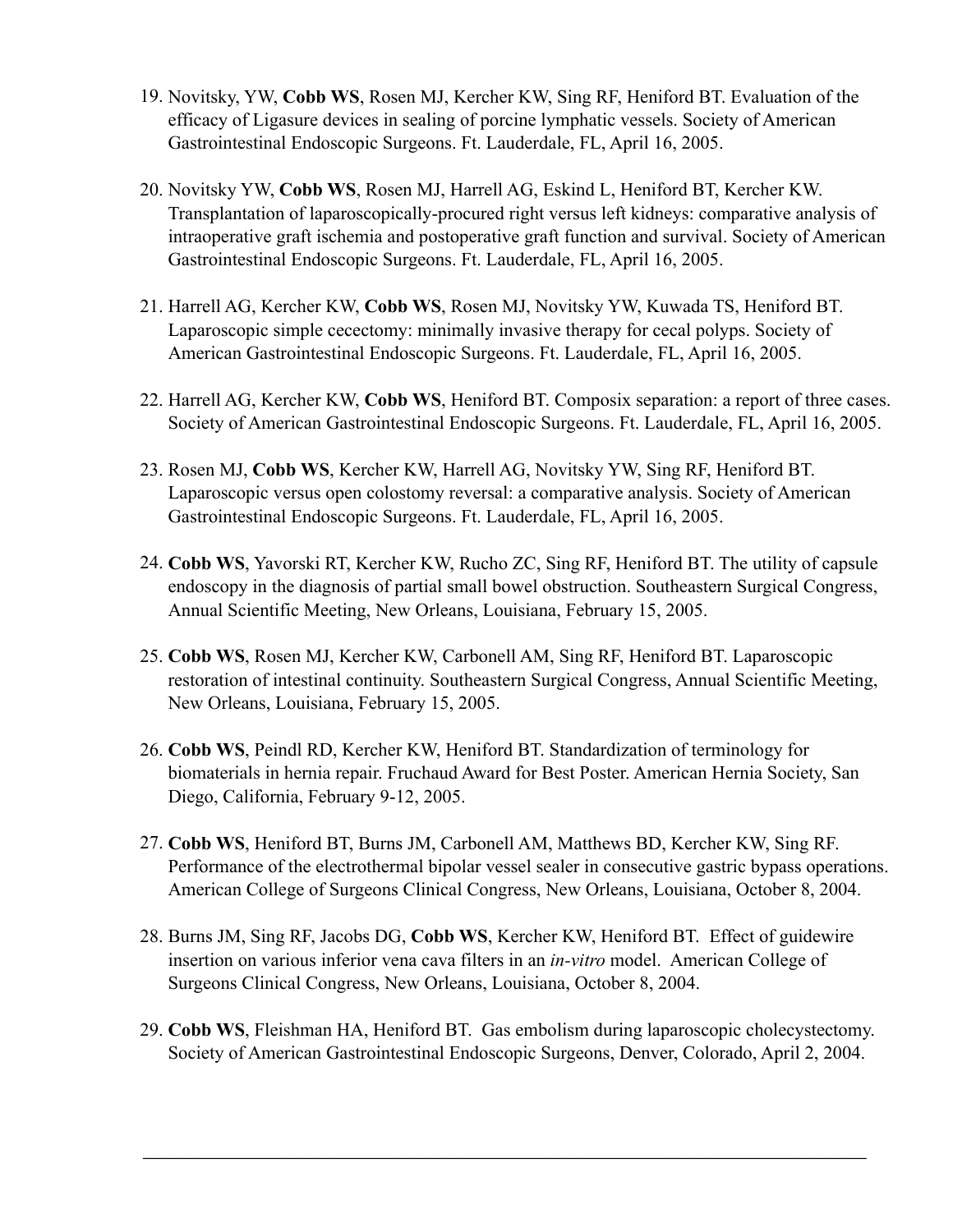19. Novitsky, YW, **Cobb WS**, Rosen MJ, Kercher KW, Sing RF, Heniford BT. Evaluation of the efficacy of Ligasure devices in sealing of porcine lymphatic vessels. Society of American Gastrointestinal Endoscopic Surgeons. Ft. Lauderdale, FL, April 16, 2005.

20. Novitsky YW, **Cobb WS**, Rosen MJ, Harrell AG, Eskind L, Heniford BT, Kercher KW. Transplantation of laparoscopically-procured right versus left kidneys: comparative analysis of intraoperative graft ischemia and postoperative graft function and survival. Society of American Gastrointestinal Endoscopic Surgeons. Ft. Lauderdale, FL, April 16, 2005.

21. Harrell AG, Kercher KW, **Cobb WS**, Rosen MJ, Novitsky YW, Kuwada TS, Heniford BT. Laparoscopic simple cecectomy: minimally invasive therapy for cecal polyps. Society of American Gastrointestinal Endoscopic Surgeons. Ft. Lauderdale, FL, April 16, 2005.

22. Harrell AG, Kercher KW, **Cobb WS**, Heniford BT. Composix separation: a report of three cases. Society of American Gastrointestinal Endoscopic Surgeons. Ft. Lauderdale, FL, April 16, 2005.

23. Rosen MJ, **Cobb WS**, Kercher KW, Harrell AG, Novitsky YW, Sing RF, Heniford BT. Laparoscopic versus open colostomy reversal: a comparative analysis. Society of American Gastrointestinal Endoscopic Surgeons. Ft. Lauderdale, FL, April 16, 2005.

24. **Cobb WS**, Yavorski RT, Kercher KW, Rucho ZC, Sing RF, Heniford BT. The utility of capsule endoscopy in the diagnosis of partial small bowel obstruction. Southeastern Surgical Congress, Annual Scientific Meeting, New Orleans, Louisiana, February 15, 2005.

25. **Cobb WS**, Rosen MJ, Kercher KW, Carbonell AM, Sing RF, Heniford BT. Laparoscopic restoration of intestinal continuity. Southeastern Surgical Congress, Annual Scientific Meeting, New Orleans, Louisiana, February 15, 2005.

26. **Cobb WS**, Peindl RD, Kercher KW, Heniford BT. Standardization of terminology for biomaterials in hernia repair. Fruchaud Award for Best Poster. American Hernia Society, San Diego, California, February 9-12, 2005.

27. **Cobb WS**, Heniford BT, Burns JM, Carbonell AM, Matthews BD, Kercher KW, Sing RF. Performance of the electrothermal bipolar vessel sealer in consecutive gastric bypass operations. American College of Surgeons Clinical Congress, New Orleans, Louisiana, October 8, 2004.

28. Burns JM, Sing RF, Jacobs DG, **Cobb WS**, Kercher KW, Heniford BT. Effect of guidewire insertion on various inferior vena cava filters in an *in-vitro* model. American College of Surgeons Clinical Congress, New Orleans, Louisiana, October 8, 2004.

29. **Cobb WS**, Fleishman HA, Heniford BT. Gas embolism during laparoscopic cholecystectomy. Society of American Gastrointestinal Endoscopic Surgeons, Denver, Colorado, April 2, 2004.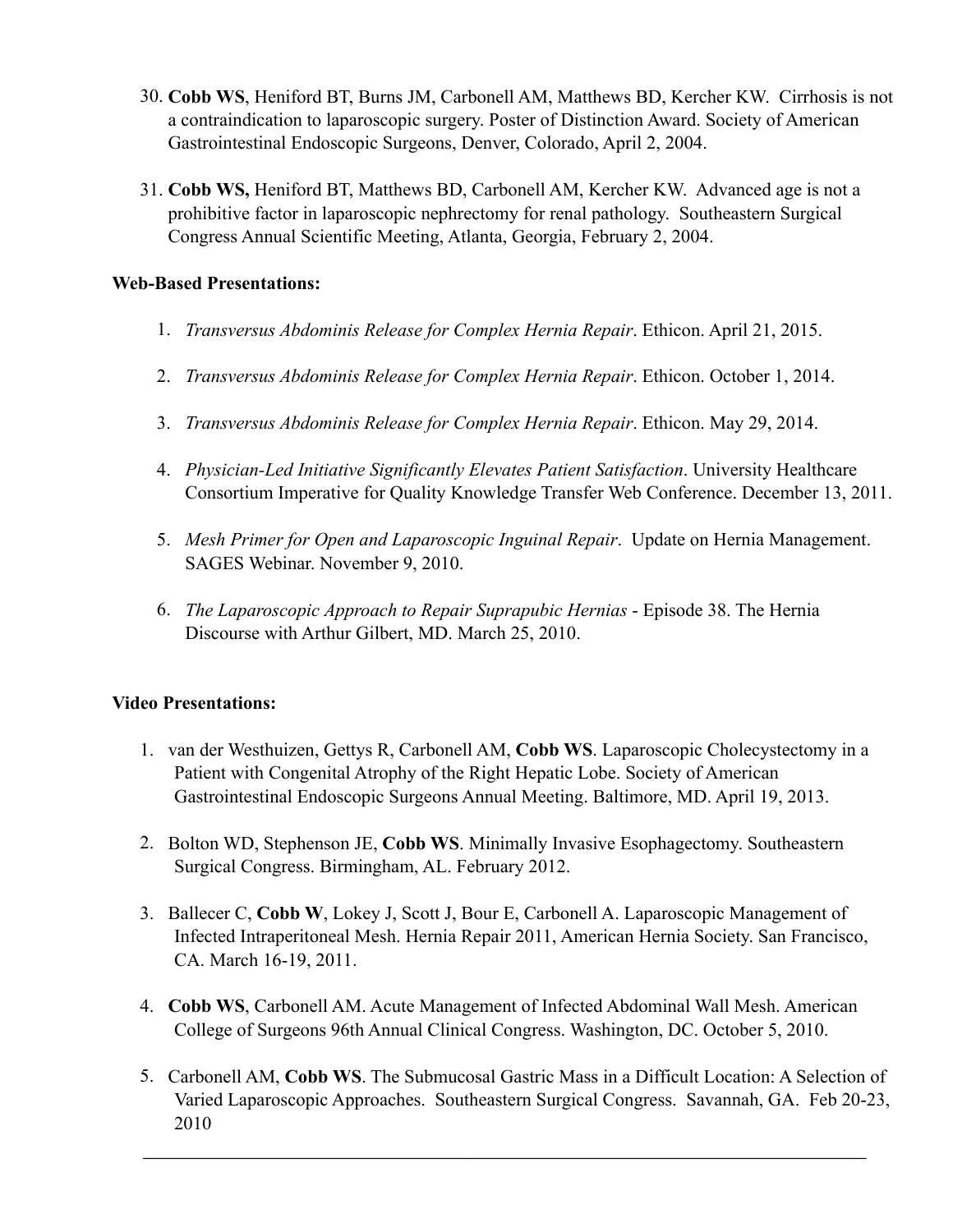30. **Cobb WS**, Heniford BT, Burns JM, Carbonell AM, Matthews BD, Kercher KW. Cirrhosis is not a contraindication to laparoscopic surgery. Poster of Distinction Award. Society of American Gastrointestinal Endoscopic Surgeons, Denver, Colorado, April 2, 2004.

31. **Cobb WS,** Heniford BT, Matthews BD, Carbonell AM, Kercher KW. Advanced age is not a prohibitive factor in laparoscopic nephrectomy for renal pathology. Southeastern Surgical Congress Annual Scientific Meeting, Atlanta, Georgia, February 2, 2004.

**Web-Based Presentations:**

1. *Transversus Abdominis Release for Complex Hernia Repair*. Ethicon. April 21, 2015.

2. *Transversus Abdominis Release for Complex Hernia Repair*. Ethicon. October 1, 2014.

3. *Transversus Abdominis Release for Complex Hernia Repair*. Ethicon. May 29, 2014.

4. *Physician-Led Initiative Significantly Elevates Patient Satisfaction*. University Healthcare Consortium Imperative for Quality Knowledge Transfer Web Conference. December 13, 2011.

5. *Mesh Primer for Open and Laparoscopic Inguinal Repair*. Update on Hernia Management. SAGES Webinar. November 9, 2010.

6. *The Laparoscopic Approach to Repair Suprapubic Hernias* - Episode 38. The Hernia Discourse with Arthur Gilbert, MD. March 25, 2010.

**Video Presentations:**

1. van der Westhuizen, Gettys R, Carbonell AM, **Cobb WS**. Laparoscopic Cholecystectomy in a Patient with Congenital Atrophy of the Right Hepatic Lobe. Society of American Gastrointestinal Endoscopic Surgeons Annual Meeting. Baltimore, MD. April 19, 2013.

2. Bolton WD, Stephenson JE, **Cobb WS**. Minimally Invasive Esophagectomy. Southeastern Surgical Congress. Birmingham, AL. February 2012.

3. Ballecer C, **Cobb W**, Lokey J, Scott J, Bour E, Carbonell A. Laparoscopic Management of Infected Intraperitoneal Mesh. Hernia Repair 2011, American Hernia Society. San Francisco, CA. March 16-19, 2011.

4. **Cobb WS**, Carbonell AM. Acute Management of Infected Abdominal Wall Mesh. American College of Surgeons 96th Annual Clinical Congress. Washington, DC. October 5, 2010.

5. Carbonell AM, **Cobb WS**. The Submucosal Gastric Mass in a Difficult Location: A Selection of Varied Laparoscopic Approaches. Southeastern Surgical Congress. Savannah, GA. Feb 20-23, 2010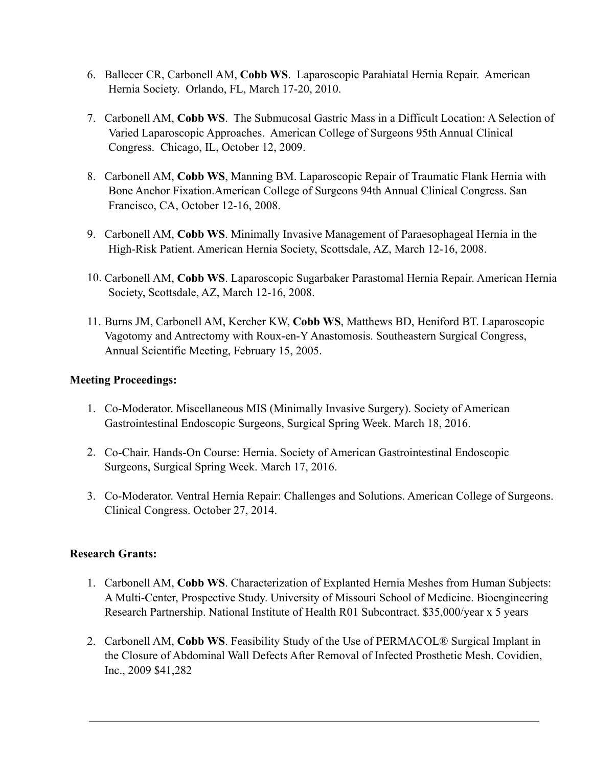6. Ballecer CR, Carbonell AM, **Cobb WS**. Laparoscopic Parahiatal Hernia Repair. American Hernia Society. Orlando, FL, March 17-20, 2010.

7. Carbonell AM, **Cobb WS**. The Submucosal Gastric Mass in a Difficult Location: A Selection of Varied Laparoscopic Approaches. American College of Surgeons 95th Annual Clinical Congress. Chicago, IL, October 12, 2009.

8. Carbonell AM, **Cobb WS**, Manning BM. Laparoscopic Repair of Traumatic Flank Hernia with Bone Anchor Fixation.American College of Surgeons 94th Annual Clinical Congress. San Francisco, CA, October 12-16, 2008.

9. Carbonell AM, **Cobb WS**. Minimally Invasive Management of Paraesophageal Hernia in the High-Risk Patient. American Hernia Society, Scottsdale, AZ, March 12-16, 2008.

10. Carbonell AM, **Cobb WS**. Laparoscopic Sugarbaker Parastomal Hernia Repair. American Hernia Society, Scottsdale, AZ, March 12-16, 2008.

11. Burns JM, Carbonell AM, Kercher KW, **Cobb WS**, Matthews BD, Heniford BT. Laparoscopic Vagotomy and Antrectomy with Roux-en-Y Anastomosis. Southeastern Surgical Congress, Annual Scientific Meeting, February 15, 2005.

**Meeting Proceedings:**

1. Co-Moderator. Miscellaneous MIS (Minimally Invasive Surgery). Society of American Gastrointestinal Endoscopic Surgeons, Surgical Spring Week. March 18, 2016.

2. Co-Chair. Hands-On Course: Hernia. Society of American Gastrointestinal Endoscopic Surgeons, Surgical Spring Week. March 17, 2016.

3. Co-Moderator. Ventral Hernia Repair: Challenges and Solutions. American College of Surgeons. Clinical Congress. October 27, 2014.

**Research Grants:**

1. Carbonell AM, **Cobb WS**. Characterization of Explanted Hernia Meshes from Human Subjects: A Multi-Center, Prospective Study. University of Missouri School of Medicine. Bioengineering Research Partnership. National Institute of Health R01 Subcontract. $35,000/year x 5 years

2. Carbonell AM, **Cobb WS**. Feasibility Study of the Use of PERMACOL® Surgical Implant in the Closure of Abdominal Wall Defects After Removal of Infected Prosthetic Mesh. Covidien, Inc., 2009 $41,282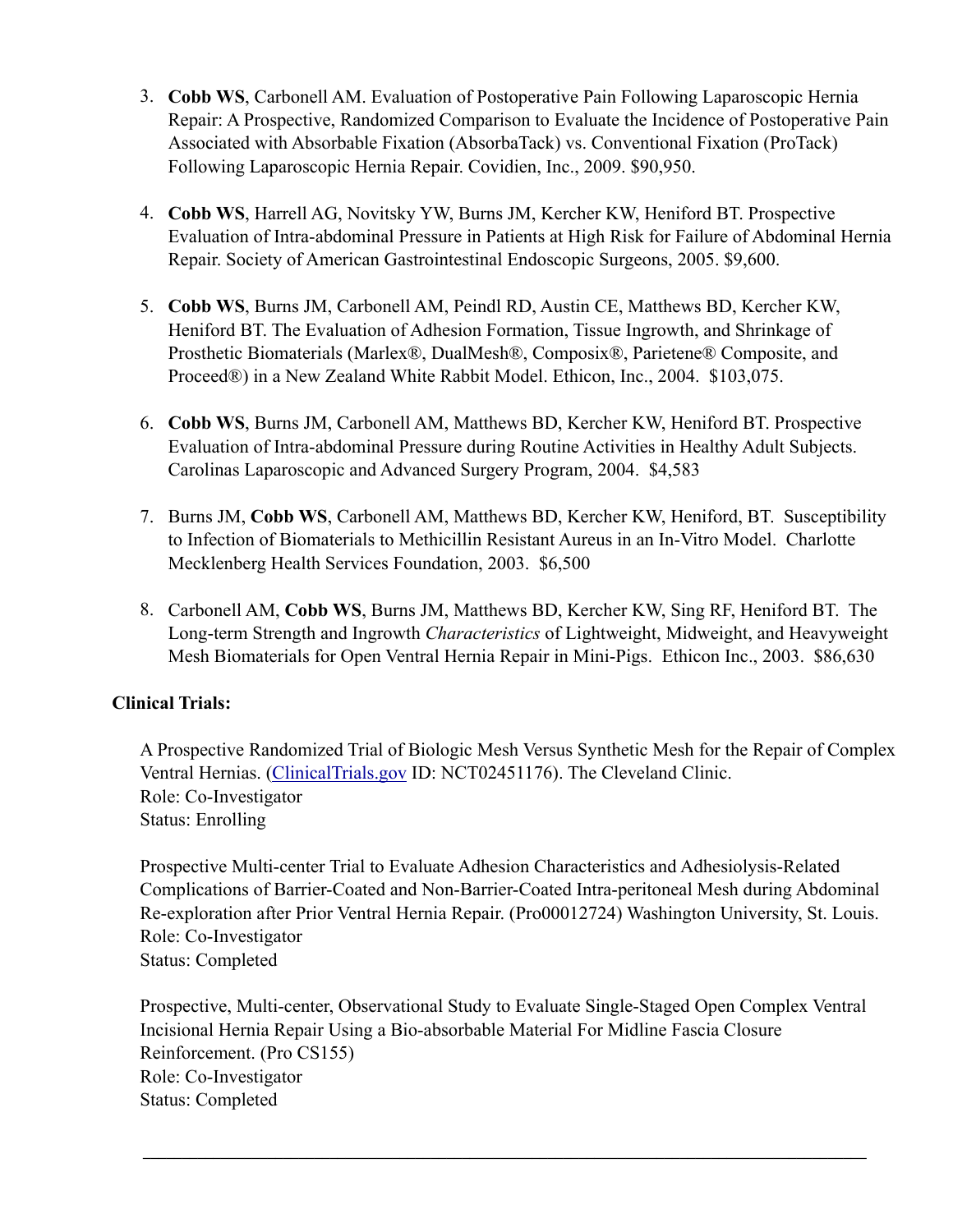3. **Cobb WS**, Carbonell AM. Evaluation of Postoperative Pain Following Laparoscopic Hernia Repair: A Prospective, Randomized Comparison to Evaluate the Incidence of Postoperative Pain Associated with Absorbable Fixation (AbsorbaTack) vs. Conventional Fixation (ProTack) Following Laparoscopic Hernia Repair. Covidien, Inc., 2009. $90,950.

4. **Cobb WS**, Harrell AG, Novitsky YW, Burns JM, Kercher KW, Heniford BT. Prospective Evaluation of Intra-abdominal Pressure in Patients at High Risk for Failure of Abdominal Hernia Repair. Society of American Gastrointestinal Endoscopic Surgeons, 2005. $9,600.

5. **Cobb WS**, Burns JM, Carbonell AM, Peindl RD, Austin CE, Matthews BD, Kercher KW, Heniford BT. The Evaluation of Adhesion Formation, Tissue Ingrowth, and Shrinkage of Prosthetic Biomaterials (Marlex®, DualMesh®, Composix®, Parietene® Composite, and Proceed®) in a New Zealand White Rabbit Model. Ethicon, Inc., 2004. $103,075.

6. **Cobb WS**, Burns JM, Carbonell AM, Matthews BD, Kercher KW, Heniford BT. Prospective Evaluation of Intra-abdominal Pressure during Routine Activities in Healthy Adult Subjects. Carolinas Laparoscopic and Advanced Surgery Program, 2004. $4,583

7. Burns JM, **Cobb WS**, Carbonell AM, Matthews BD, Kercher KW, Heniford, BT. Susceptibility to Infection of Biomaterials to Methicillin Resistant Aureus in an In-Vitro Model. Charlotte Mecklenberg Health Services Foundation, 2003. $6,500

8. Carbonell AM, **Cobb WS**, Burns JM, Matthews BD, Kercher KW, Sing RF, Heniford BT. The Long-term Strength and Ingrowth *Characteristics* of Lightweight, Midweight, and Heavyweight Mesh Biomaterials for Open Ventral Hernia Repair in Mini-Pigs. Ethicon Inc., 2003. $86,630

**Clinical Trials:**

A Prospective Randomized Trial of Biologic Mesh Versus Synthetic Mesh for the Repair of Complex Ventral Hernias. (ClinicalTrials.gov ID: NCT02451176). The Cleveland Clinic.
Role: Co-Investigator
Status: Enrolling

Prospective Multi-center Trial to Evaluate Adhesion Characteristics and Adhesiolysis-Related Complications of Barrier-Coated and Non-Barrier-Coated Intra-peritoneal Mesh during Abdominal Re-exploration after Prior Ventral Hernia Repair. (Pro00012724) Washington University, St. Louis.
Role: Co-Investigator
Status: Completed

Prospective, Multi-center, Observational Study to Evaluate Single-Staged Open Complex Ventral Incisional Hernia Repair Using a Bio-absorbable Material For Midline Fascia Closure Reinforcement. (Pro CS155)
Role: Co-Investigator
Status: Completed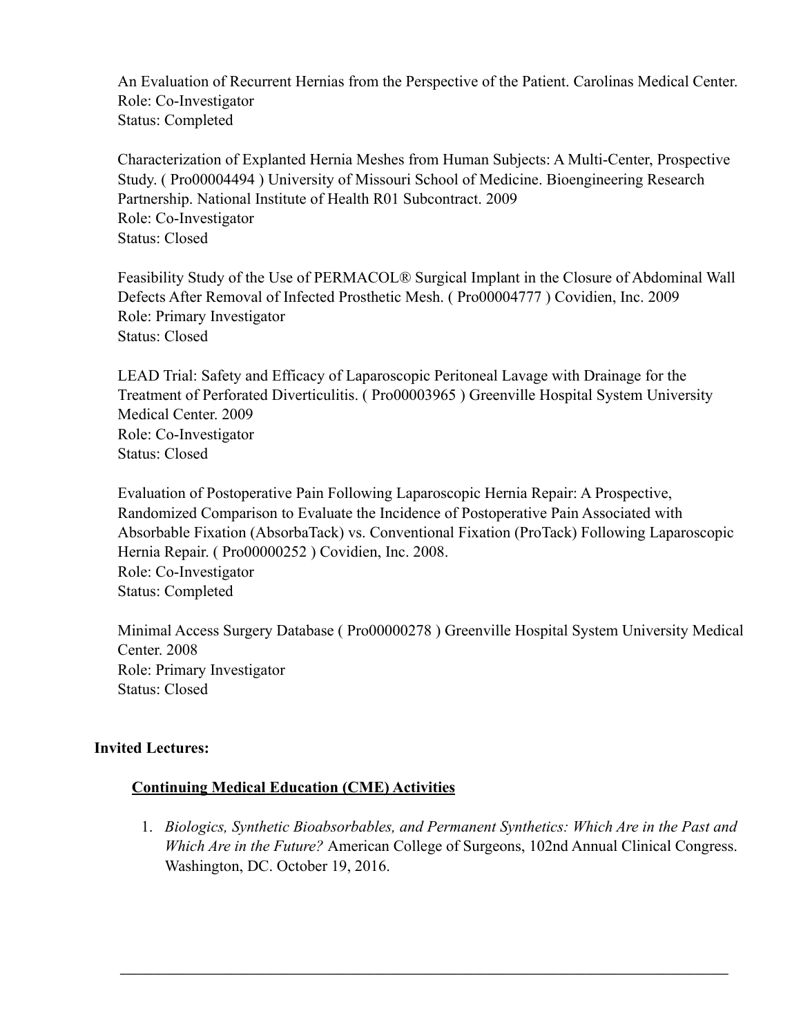An Evaluation of Recurrent Hernias from the Perspective of the Patient. Carolinas Medical Center.
Role: Co-Investigator
Status: Completed

Characterization of Explanted Hernia Meshes from Human Subjects: A Multi-Center, Prospective Study. ( Pro00004494 ) University of Missouri School of Medicine. Bioengineering Research Partnership. National Institute of Health R01 Subcontract. 2009
Role: Co-Investigator
Status: Closed

Feasibility Study of the Use of PERMACOL® Surgical Implant in the Closure of Abdominal Wall Defects After Removal of Infected Prosthetic Mesh. ( Pro00004777 ) Covidien, Inc. 2009
Role: Primary Investigator
Status: Closed

LEAD Trial: Safety and Efficacy of Laparoscopic Peritoneal Lavage with Drainage for the Treatment of Perforated Diverticulitis. ( Pro00003965 ) Greenville Hospital System University Medical Center. 2009
Role: Co-Investigator
Status: Closed

Evaluation of Postoperative Pain Following Laparoscopic Hernia Repair: A Prospective, Randomized Comparison to Evaluate the Incidence of Postoperative Pain Associated with Absorbable Fixation (AbsorbaTack) vs. Conventional Fixation (ProTack) Following Laparoscopic Hernia Repair. ( Pro00000252 ) Covidien, Inc. 2008.
Role: Co-Investigator
Status: Completed

Minimal Access Surgery Database ( Pro00000278 ) Greenville Hospital System University Medical Center. 2008
Role: Primary Investigator
Status: Closed

**Invited Lectures:**

**Continuing Medical Education (CME) Activities**

1. *Biologics, Synthetic Bioabsorbables, and Permanent Synthetics: Which Are in the Past and Which Are in the Future?* American College of Surgeons, 102nd Annual Clinical Congress. Washington, DC. October 19, 2016.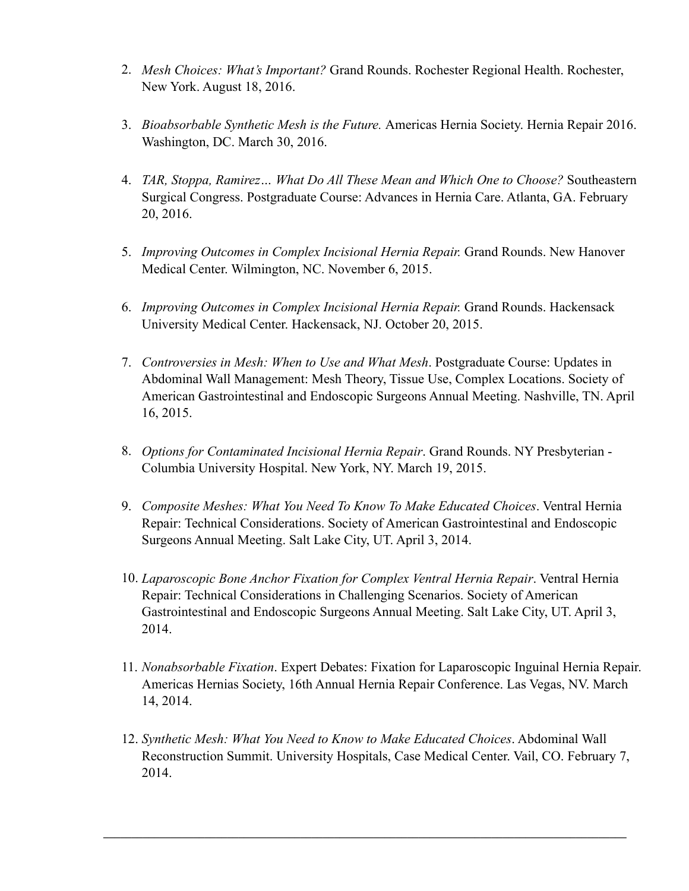2. *Mesh Choices: What's Important?* Grand Rounds. Rochester Regional Health. Rochester, New York. August 18, 2016.

3. *Bioabsorbable Synthetic Mesh is the Future.* Americas Hernia Society. Hernia Repair 2016. Washington, DC. March 30, 2016.

4. *TAR, Stoppa, Ramirez… What Do All These Mean and Which One to Choose?* Southeastern Surgical Congress. Postgraduate Course: Advances in Hernia Care. Atlanta, GA. February 20, 2016.

5. *Improving Outcomes in Complex Incisional Hernia Repair.* Grand Rounds. New Hanover Medical Center. Wilmington, NC. November 6, 2015.

6. *Improving Outcomes in Complex Incisional Hernia Repair.* Grand Rounds. Hackensack University Medical Center. Hackensack, NJ. October 20, 2015.

7. *Controversies in Mesh: When to Use and What Mesh*. Postgraduate Course: Updates in Abdominal Wall Management: Mesh Theory, Tissue Use, Complex Locations. Society of American Gastrointestinal and Endoscopic Surgeons Annual Meeting. Nashville, TN. April 16, 2015.

8. *Options for Contaminated Incisional Hernia Repair*. Grand Rounds. NY Presbyterian - Columbia University Hospital. New York, NY. March 19, 2015.

9. *Composite Meshes: What You Need To Know To Make Educated Choices*. Ventral Hernia Repair: Technical Considerations. Society of American Gastrointestinal and Endoscopic Surgeons Annual Meeting. Salt Lake City, UT. April 3, 2014.

10. *Laparoscopic Bone Anchor Fixation for Complex Ventral Hernia Repair*. Ventral Hernia Repair: Technical Considerations in Challenging Scenarios. Society of American Gastrointestinal and Endoscopic Surgeons Annual Meeting. Salt Lake City, UT. April 3, 2014.

11. *Nonabsorbable Fixation*. Expert Debates: Fixation for Laparoscopic Inguinal Hernia Repair. Americas Hernias Society, 16th Annual Hernia Repair Conference. Las Vegas, NV. March 14, 2014.

12. *Synthetic Mesh: What You Need to Know to Make Educated Choices*. Abdominal Wall Reconstruction Summit. University Hospitals, Case Medical Center. Vail, CO. February 7, 2014.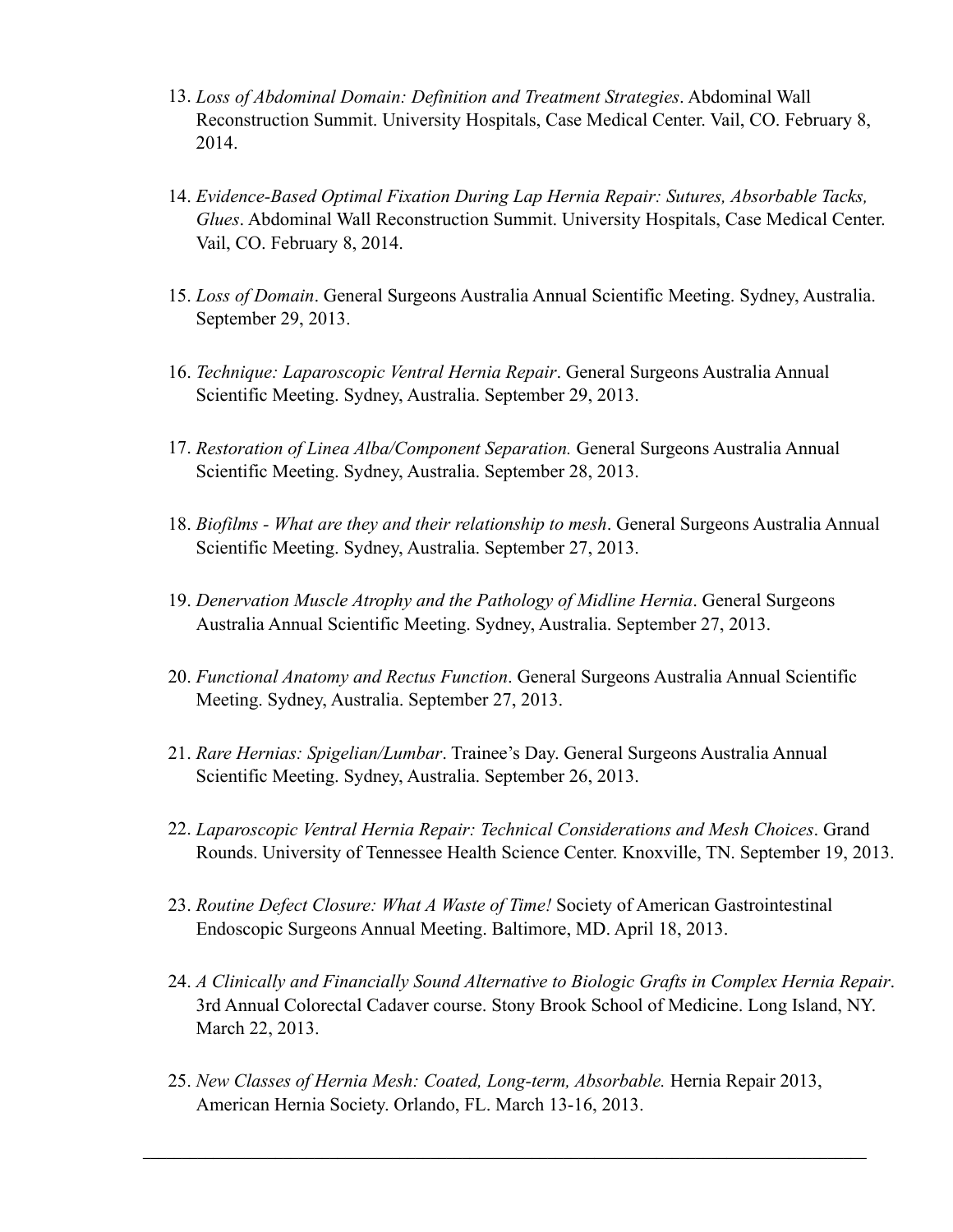13. *Loss of Abdominal Domain: Definition and Treatment Strategies*. Abdominal Wall Reconstruction Summit. University Hospitals, Case Medical Center. Vail, CO. February 8, 2014.

14. *Evidence-Based Optimal Fixation During Lap Hernia Repair: Sutures, Absorbable Tacks, Glues*. Abdominal Wall Reconstruction Summit. University Hospitals, Case Medical Center. Vail, CO. February 8, 2014.

15. *Loss of Domain*. General Surgeons Australia Annual Scientific Meeting. Sydney, Australia. September 29, 2013.

16. *Technique: Laparoscopic Ventral Hernia Repair*. General Surgeons Australia Annual Scientific Meeting. Sydney, Australia. September 29, 2013.

17. *Restoration of Linea Alba/Component Separation.* General Surgeons Australia Annual Scientific Meeting. Sydney, Australia. September 28, 2013.

18. *Biofilms - What are they and their relationship to mesh*. General Surgeons Australia Annual Scientific Meeting. Sydney, Australia. September 27, 2013.

19. *Denervation Muscle Atrophy and the Pathology of Midline Hernia*. General Surgeons Australia Annual Scientific Meeting. Sydney, Australia. September 27, 2013.

20. *Functional Anatomy and Rectus Function*. General Surgeons Australia Annual Scientific Meeting. Sydney, Australia. September 27, 2013.

21. *Rare Hernias: Spigelian/Lumbar*. Trainee's Day. General Surgeons Australia Annual Scientific Meeting. Sydney, Australia. September 26, 2013.

22. *Laparoscopic Ventral Hernia Repair: Technical Considerations and Mesh Choices*. Grand Rounds. University of Tennessee Health Science Center. Knoxville, TN. September 19, 2013.

23. *Routine Defect Closure: What A Waste of Time!* Society of American Gastrointestinal Endoscopic Surgeons Annual Meeting. Baltimore, MD. April 18, 2013.

24. *A Clinically and Financially Sound Alternative to Biologic Grafts in Complex Hernia Repair*. 3rd Annual Colorectal Cadaver course. Stony Brook School of Medicine. Long Island, NY. March 22, 2013.

25. *New Classes of Hernia Mesh: Coated, Long-term, Absorbable.* Hernia Repair 2013, American Hernia Society. Orlando, FL. March 13-16, 2013.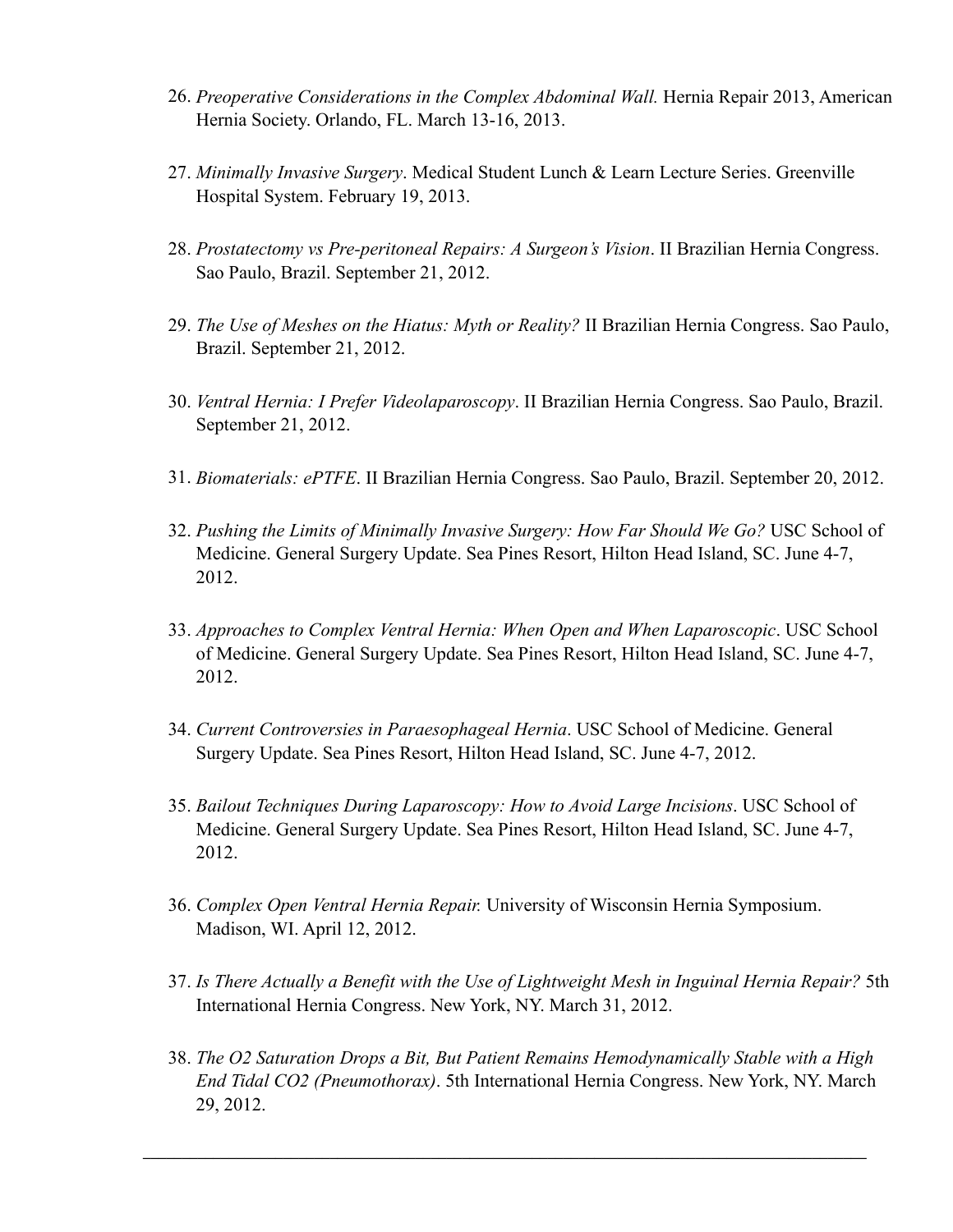26. *Preoperative Considerations in the Complex Abdominal Wall.* Hernia Repair 2013, American Hernia Society. Orlando, FL. March 13-16, 2013.

27. *Minimally Invasive Surgery*. Medical Student Lunch & Learn Lecture Series. Greenville Hospital System. February 19, 2013.

28. *Prostatectomy vs Pre-peritoneal Repairs: A Surgeon's Vision*. II Brazilian Hernia Congress. Sao Paulo, Brazil. September 21, 2012.

29. *The Use of Meshes on the Hiatus: Myth or Reality?* II Brazilian Hernia Congress. Sao Paulo, Brazil. September 21, 2012.

30. *Ventral Hernia: I Prefer Videolaparoscopy*. II Brazilian Hernia Congress. Sao Paulo, Brazil. September 21, 2012.

31. *Biomaterials: ePTFE*. II Brazilian Hernia Congress. Sao Paulo, Brazil. September 20, 2012.

32. *Pushing the Limits of Minimally Invasive Surgery: How Far Should We Go?* USC School of Medicine. General Surgery Update. Sea Pines Resort, Hilton Head Island, SC. June 4-7, 2012.

33. *Approaches to Complex Ventral Hernia: When Open and When Laparoscopic*. USC School of Medicine. General Surgery Update. Sea Pines Resort, Hilton Head Island, SC. June 4-7, 2012.

34. *Current Controversies in Paraesophageal Hernia*. USC School of Medicine. General Surgery Update. Sea Pines Resort, Hilton Head Island, SC. June 4-7, 2012.

35. *Bailout Techniques During Laparoscopy: How to Avoid Large Incisions*. USC School of Medicine. General Surgery Update. Sea Pines Resort, Hilton Head Island, SC. June 4-7, 2012.

36. *Complex Open Ventral Hernia Repair.* University of Wisconsin Hernia Symposium. Madison, WI. April 12, 2012.

37. *Is There Actually a Benefit with the Use of Lightweight Mesh in Inguinal Hernia Repair?* 5th International Hernia Congress. New York, NY. March 31, 2012.

38. *The O2 Saturation Drops a Bit, But Patient Remains Hemodynamically Stable with a High End Tidal CO2 (Pneumothorax)*. 5th International Hernia Congress. New York, NY. March 29, 2012.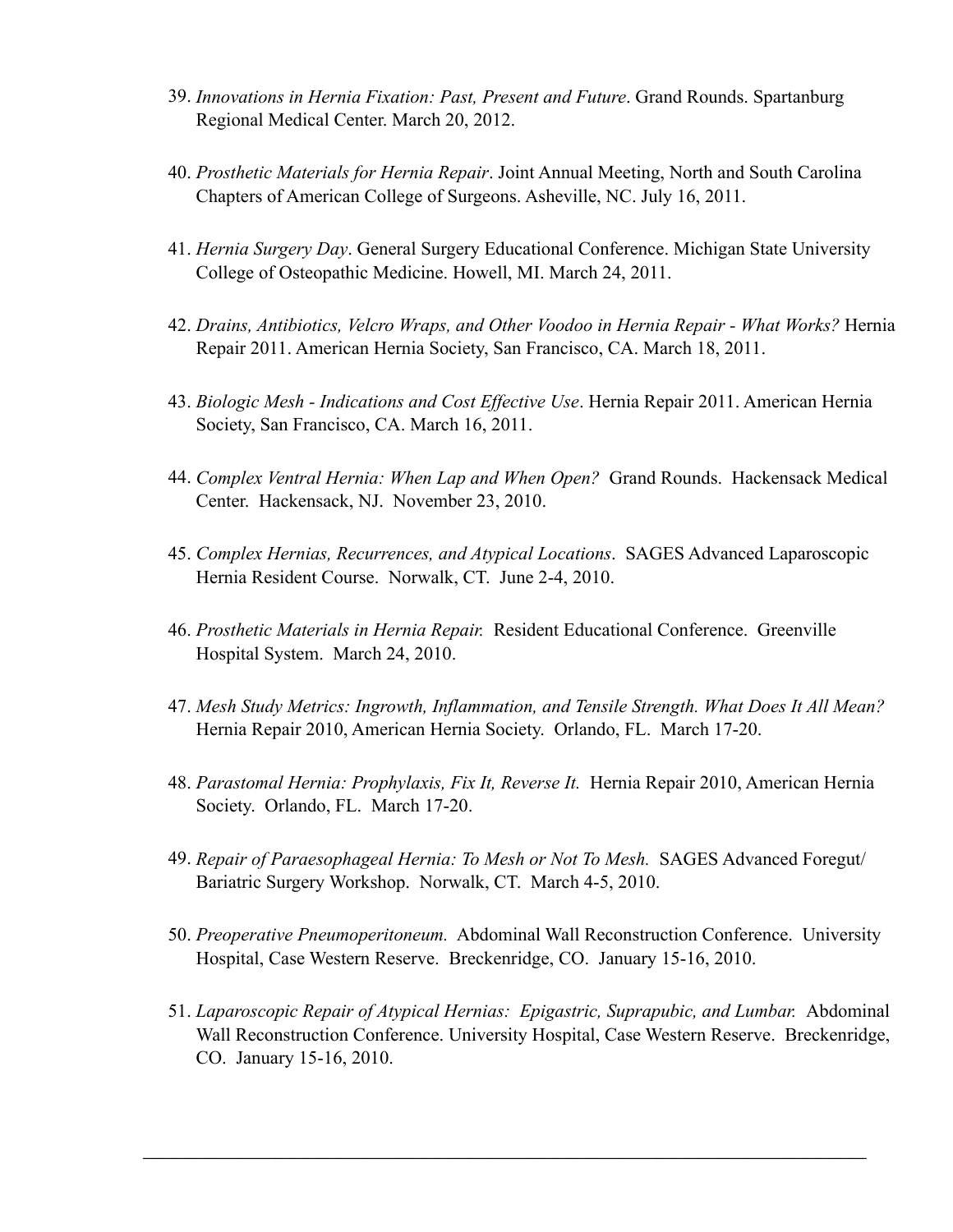39. *Innovations in Hernia Fixation: Past, Present and Future*. Grand Rounds. Spartanburg Regional Medical Center. March 20, 2012.

40. *Prosthetic Materials for Hernia Repair*. Joint Annual Meeting, North and South Carolina Chapters of American College of Surgeons. Asheville, NC. July 16, 2011.

41. *Hernia Surgery Day*. General Surgery Educational Conference. Michigan State University College of Osteopathic Medicine. Howell, MI. March 24, 2011.

42. *Drains, Antibiotics, Velcro Wraps, and Other Voodoo in Hernia Repair - What Works?* Hernia Repair 2011. American Hernia Society, San Francisco, CA. March 18, 2011.

43. *Biologic Mesh - Indications and Cost Effective Use*. Hernia Repair 2011. American Hernia Society, San Francisco, CA. March 16, 2011.

44. *Complex Ventral Hernia: When Lap and When Open?* Grand Rounds. Hackensack Medical Center. Hackensack, NJ. November 23, 2010.

45. *Complex Hernias, Recurrences, and Atypical Locations*. SAGES Advanced Laparoscopic Hernia Resident Course. Norwalk, CT. June 2-4, 2010.

46. *Prosthetic Materials in Hernia Repair.* Resident Educational Conference. Greenville Hospital System. March 24, 2010.

47. *Mesh Study Metrics: Ingrowth, Inflammation, and Tensile Strength. What Does It All Mean?* Hernia Repair 2010, American Hernia Society. Orlando, FL. March 17-20.

48. *Parastomal Hernia: Prophylaxis, Fix It, Reverse It.* Hernia Repair 2010, American Hernia Society. Orlando, FL. March 17-20.

49. *Repair of Paraesophageal Hernia: To Mesh or Not To Mesh.* SAGES Advanced Foregut/Bariatric Surgery Workshop. Norwalk, CT. March 4-5, 2010.

50. *Preoperative Pneumoperitoneum.* Abdominal Wall Reconstruction Conference. University Hospital, Case Western Reserve. Breckenridge, CO. January 15-16, 2010.

51. *Laparoscopic Repair of Atypical Hernias: Epigastric, Suprapubic, and Lumbar.* Abdominal Wall Reconstruction Conference. University Hospital, Case Western Reserve. Breckenridge, CO. January 15-16, 2010.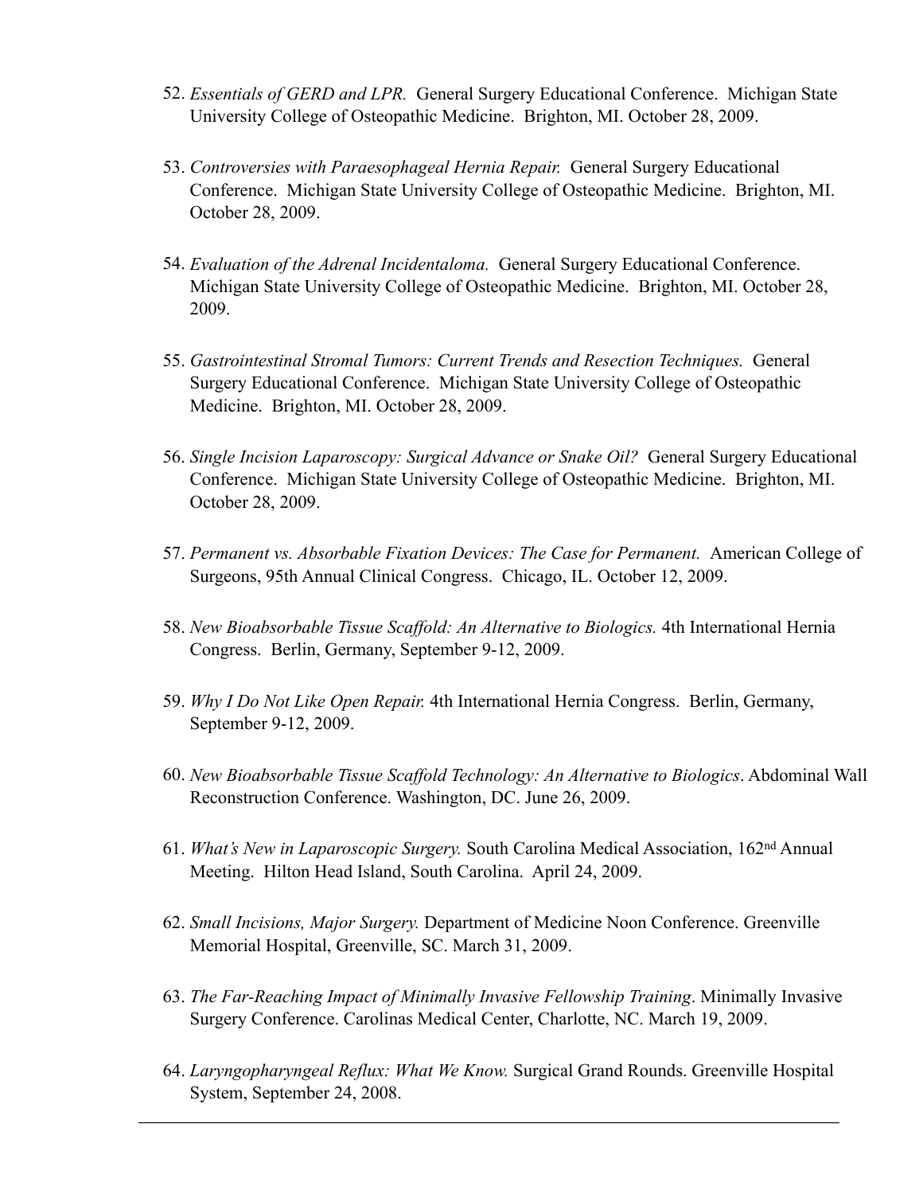52. *Essentials of GERD and LPR.* General Surgery Educational Conference. Michigan State University College of Osteopathic Medicine. Brighton, MI. October 28, 2009.

53. *Controversies with Paraesophageal Hernia Repair.* General Surgery Educational Conference. Michigan State University College of Osteopathic Medicine. Brighton, MI. October 28, 2009.

54. *Evaluation of the Adrenal Incidentaloma.* General Surgery Educational Conference. Michigan State University College of Osteopathic Medicine. Brighton, MI. October 28, 2009.

55. *Gastrointestinal Stromal Tumors: Current Trends and Resection Techniques.* General Surgery Educational Conference. Michigan State University College of Osteopathic Medicine. Brighton, MI. October 28, 2009.

56. *Single Incision Laparoscopy: Surgical Advance or Snake Oil?* General Surgery Educational Conference. Michigan State University College of Osteopathic Medicine. Brighton, MI. October 28, 2009.

57. *Permanent vs. Absorbable Fixation Devices: The Case for Permanent.* American College of Surgeons, 95th Annual Clinical Congress. Chicago, IL. October 12, 2009.

58. *New Bioabsorbable Tissue Scaffold: An Alternative to Biologics.* 4th International Hernia Congress. Berlin, Germany, September 9-12, 2009.

59. *Why I Do Not Like Open Repair.* 4th International Hernia Congress. Berlin, Germany, September 9-12, 2009.

60. *New Bioabsorbable Tissue Scaffold Technology: An Alternative to Biologics*. Abdominal Wall Reconstruction Conference. Washington, DC. June 26, 2009.

61. *What's New in Laparoscopic Surgery.* South Carolina Medical Association, 162nd Annual Meeting. Hilton Head Island, South Carolina. April 24, 2009.

62. *Small Incisions, Major Surgery.* Department of Medicine Noon Conference. Greenville Memorial Hospital, Greenville, SC. March 31, 2009.

63. *The Far-Reaching Impact of Minimally Invasive Fellowship Training*. Minimally Invasive Surgery Conference. Carolinas Medical Center, Charlotte, NC. March 19, 2009.

64. *Laryngopharyngeal Reflux: What We Know.* Surgical Grand Rounds. Greenville Hospital System, September 24, 2008.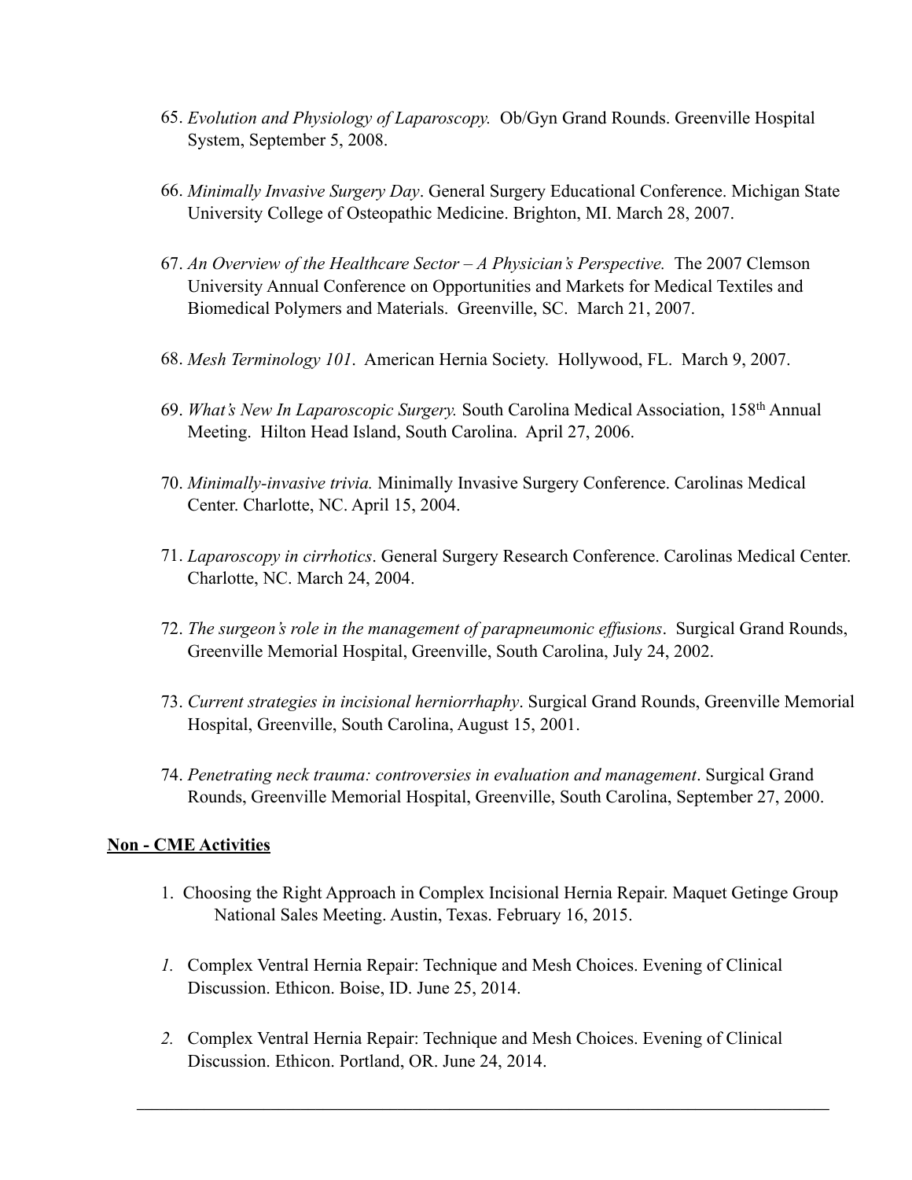65. *Evolution and Physiology of Laparoscopy.* Ob/Gyn Grand Rounds. Greenville Hospital System, September 5, 2008.

66. *Minimally Invasive Surgery Day*. General Surgery Educational Conference. Michigan State University College of Osteopathic Medicine. Brighton, MI. March 28, 2007.

67. *An Overview of the Healthcare Sector – A Physician's Perspective.* The 2007 Clemson University Annual Conference on Opportunities and Markets for Medical Textiles and Biomedical Polymers and Materials. Greenville, SC. March 21, 2007.

68. *Mesh Terminology 101*. American Hernia Society. Hollywood, FL. March 9, 2007.

69. *What's New In Laparoscopic Surgery.* South Carolina Medical Association, 158th Annual Meeting. Hilton Head Island, South Carolina. April 27, 2006.

70. *Minimally-invasive trivia.* Minimally Invasive Surgery Conference. Carolinas Medical Center. Charlotte, NC. April 15, 2004.

71. *Laparoscopy in cirrhotics*. General Surgery Research Conference. Carolinas Medical Center. Charlotte, NC. March 24, 2004.

72. *The surgeon's role in the management of parapneumonic effusions*. Surgical Grand Rounds, Greenville Memorial Hospital, Greenville, South Carolina, July 24, 2002.

73. *Current strategies in incisional herniorrhaphy*. Surgical Grand Rounds, Greenville Memorial Hospital, Greenville, South Carolina, August 15, 2001.

74. *Penetrating neck trauma: controversies in evaluation and management*. Surgical Grand Rounds, Greenville Memorial Hospital, Greenville, South Carolina, September 27, 2000.

**Non - CME Activities**

1. Choosing the Right Approach in Complex Incisional Hernia Repair. Maquet Getinge Group National Sales Meeting. Austin, Texas. February 16, 2015.

*1.* Complex Ventral Hernia Repair: Technique and Mesh Choices. Evening of Clinical Discussion. Ethicon. Boise, ID. June 25, 2014.

*2.* Complex Ventral Hernia Repair: Technique and Mesh Choices. Evening of Clinical Discussion. Ethicon. Portland, OR. June 24, 2014.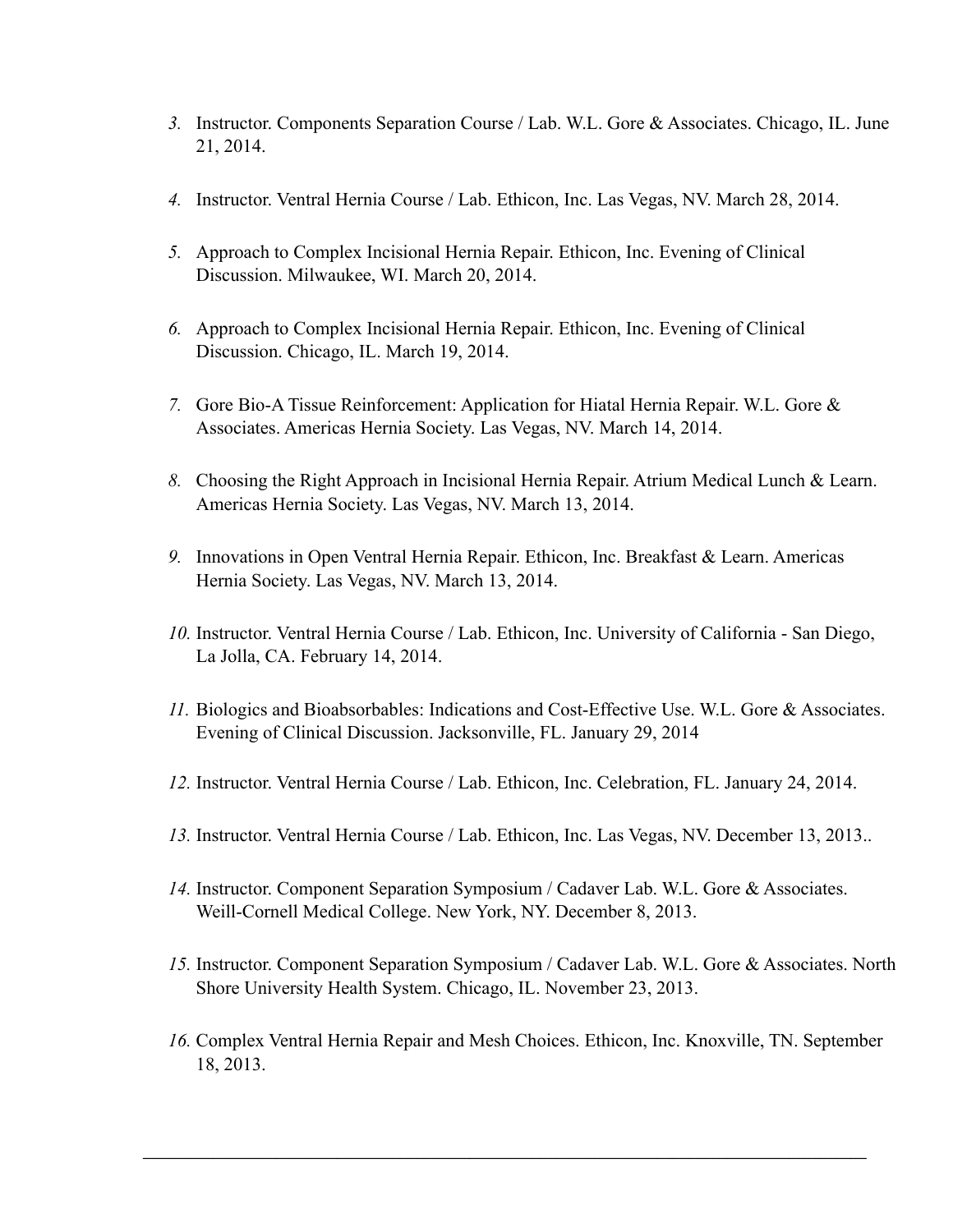3. Instructor. Components Separation Course / Lab. W.L. Gore & Associates. Chicago, IL. June 21, 2014.

4. Instructor. Ventral Hernia Course / Lab. Ethicon, Inc. Las Vegas, NV. March 28, 2014.

5. Approach to Complex Incisional Hernia Repair. Ethicon, Inc. Evening of Clinical Discussion. Milwaukee, WI. March 20, 2014.

6. Approach to Complex Incisional Hernia Repair. Ethicon, Inc. Evening of Clinical Discussion. Chicago, IL. March 19, 2014.

7. Gore Bio-A Tissue Reinforcement: Application for Hiatal Hernia Repair. W.L. Gore & Associates. Americas Hernia Society. Las Vegas, NV. March 14, 2014.

8. Choosing the Right Approach in Incisional Hernia Repair. Atrium Medical Lunch & Learn. Americas Hernia Society. Las Vegas, NV. March 13, 2014.

9. Innovations in Open Ventral Hernia Repair. Ethicon, Inc. Breakfast & Learn. Americas Hernia Society. Las Vegas, NV. March 13, 2014.

10. Instructor. Ventral Hernia Course / Lab. Ethicon, Inc. University of California - San Diego, La Jolla, CA. February 14, 2014.

11. Biologics and Bioabsorbables: Indications and Cost-Effective Use. W.L. Gore & Associates. Evening of Clinical Discussion. Jacksonville, FL. January 29, 2014

12. Instructor. Ventral Hernia Course / Lab. Ethicon, Inc. Celebration, FL. January 24, 2014.

13. Instructor. Ventral Hernia Course / Lab. Ethicon, Inc. Las Vegas, NV. December 13, 2013..

14. Instructor. Component Separation Symposium / Cadaver Lab. W.L. Gore & Associates. Weill-Cornell Medical College. New York, NY. December 8, 2013.

15. Instructor. Component Separation Symposium / Cadaver Lab. W.L. Gore & Associates. North Shore University Health System. Chicago, IL. November 23, 2013.

16. Complex Ventral Hernia Repair and Mesh Choices. Ethicon, Inc. Knoxville, TN. September 18, 2013.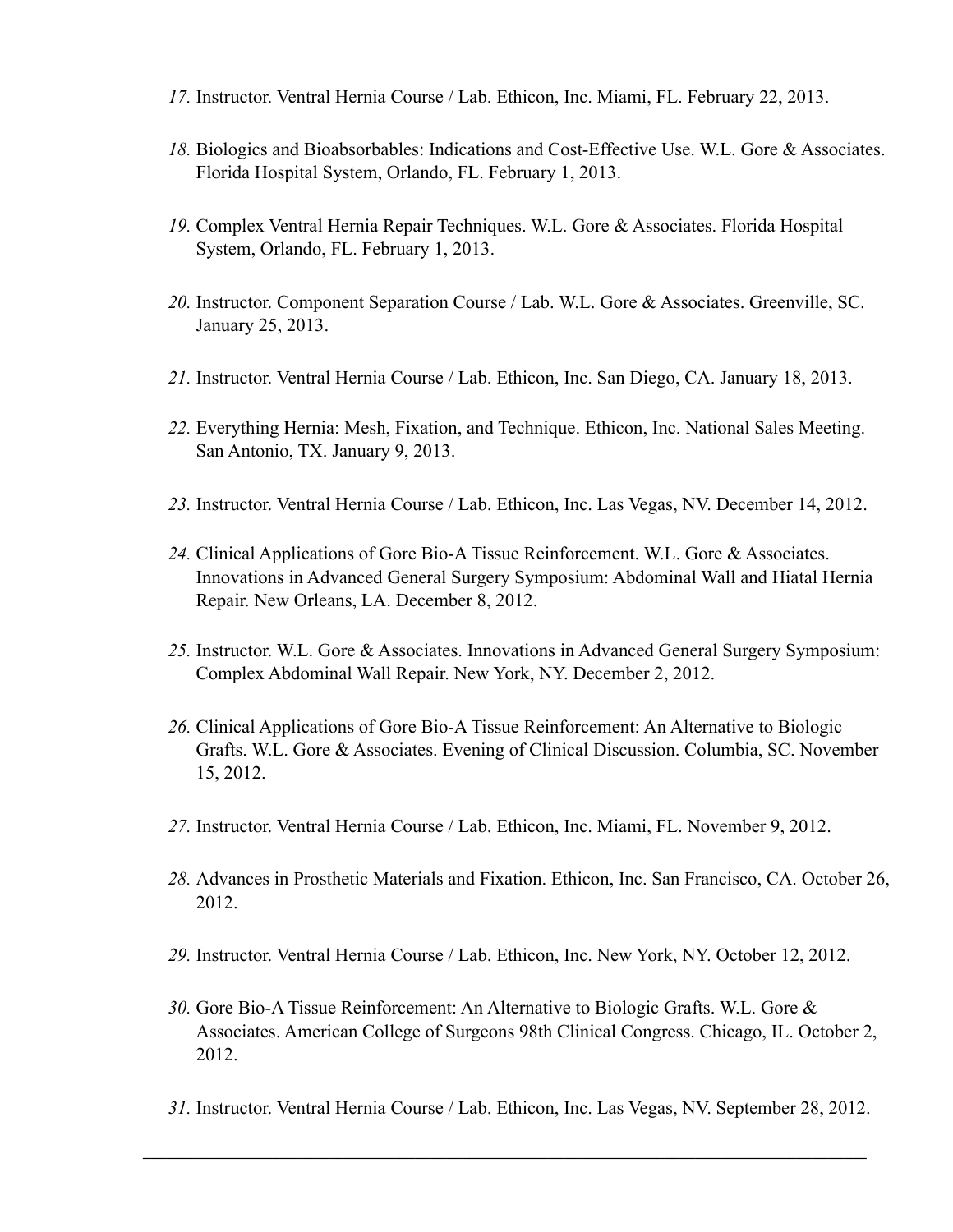17. Instructor. Ventral Hernia Course / Lab. Ethicon, Inc. Miami, FL. February 22, 2013.

18. Biologics and Bioabsorbables: Indications and Cost-Effective Use. W.L. Gore & Associates. Florida Hospital System, Orlando, FL. February 1, 2013.

19. Complex Ventral Hernia Repair Techniques. W.L. Gore & Associates. Florida Hospital System, Orlando, FL. February 1, 2013.

20. Instructor. Component Separation Course / Lab. W.L. Gore & Associates. Greenville, SC. January 25, 2013.

21. Instructor. Ventral Hernia Course / Lab. Ethicon, Inc. San Diego, CA. January 18, 2013.

22. Everything Hernia: Mesh, Fixation, and Technique. Ethicon, Inc. National Sales Meeting. San Antonio, TX. January 9, 2013.

23. Instructor. Ventral Hernia Course / Lab. Ethicon, Inc. Las Vegas, NV. December 14, 2012.

24. Clinical Applications of Gore Bio-A Tissue Reinforcement. W.L. Gore & Associates. Innovations in Advanced General Surgery Symposium: Abdominal Wall and Hiatal Hernia Repair. New Orleans, LA. December 8, 2012.

25. Instructor. W.L. Gore & Associates. Innovations in Advanced General Surgery Symposium: Complex Abdominal Wall Repair. New York, NY. December 2, 2012.

26. Clinical Applications of Gore Bio-A Tissue Reinforcement: An Alternative to Biologic Grafts. W.L. Gore & Associates. Evening of Clinical Discussion. Columbia, SC. November 15, 2012.

27. Instructor. Ventral Hernia Course / Lab. Ethicon, Inc. Miami, FL. November 9, 2012.

28. Advances in Prosthetic Materials and Fixation. Ethicon, Inc. San Francisco, CA. October 26, 2012.

29. Instructor. Ventral Hernia Course / Lab. Ethicon, Inc. New York, NY. October 12, 2012.

30. Gore Bio-A Tissue Reinforcement: An Alternative to Biologic Grafts. W.L. Gore & Associates. American College of Surgeons 98th Clinical Congress. Chicago, IL. October 2, 2012.

31. Instructor. Ventral Hernia Course / Lab. Ethicon, Inc. Las Vegas, NV. September 28, 2012.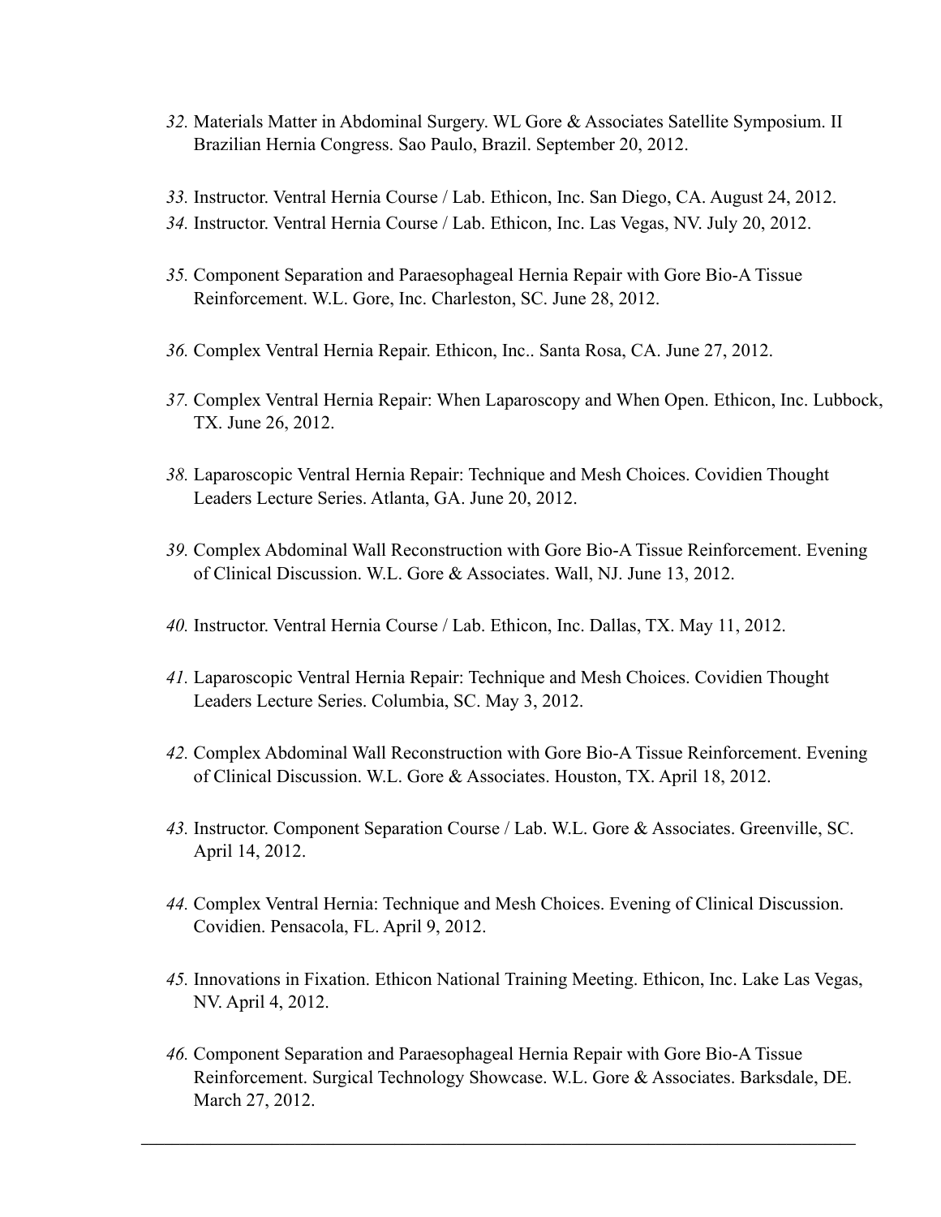32. Materials Matter in Abdominal Surgery. WL Gore & Associates Satellite Symposium. II Brazilian Hernia Congress. Sao Paulo, Brazil. September 20, 2012.

33. Instructor. Ventral Hernia Course / Lab. Ethicon, Inc. San Diego, CA. August 24, 2012.
34. Instructor. Ventral Hernia Course / Lab. Ethicon, Inc. Las Vegas, NV. July 20, 2012.

35. Component Separation and Paraesophageal Hernia Repair with Gore Bio-A Tissue Reinforcement. W.L. Gore, Inc. Charleston, SC. June 28, 2012.

36. Complex Ventral Hernia Repair. Ethicon, Inc.. Santa Rosa, CA. June 27, 2012.

37. Complex Ventral Hernia Repair: When Laparoscopy and When Open. Ethicon, Inc. Lubbock, TX. June 26, 2012.

38. Laparoscopic Ventral Hernia Repair: Technique and Mesh Choices. Covidien Thought Leaders Lecture Series. Atlanta, GA. June 20, 2012.

39. Complex Abdominal Wall Reconstruction with Gore Bio-A Tissue Reinforcement. Evening of Clinical Discussion. W.L. Gore & Associates. Wall, NJ. June 13, 2012.

40. Instructor. Ventral Hernia Course / Lab. Ethicon, Inc. Dallas, TX. May 11, 2012.

41. Laparoscopic Ventral Hernia Repair: Technique and Mesh Choices. Covidien Thought Leaders Lecture Series. Columbia, SC. May 3, 2012.

42. Complex Abdominal Wall Reconstruction with Gore Bio-A Tissue Reinforcement. Evening of Clinical Discussion. W.L. Gore & Associates. Houston, TX. April 18, 2012.

43. Instructor. Component Separation Course / Lab. W.L. Gore & Associates. Greenville, SC. April 14, 2012.

44. Complex Ventral Hernia: Technique and Mesh Choices. Evening of Clinical Discussion. Covidien. Pensacola, FL. April 9, 2012.

45. Innovations in Fixation. Ethicon National Training Meeting. Ethicon, Inc. Lake Las Vegas, NV. April 4, 2012.

46. Component Separation and Paraesophageal Hernia Repair with Gore Bio-A Tissue Reinforcement. Surgical Technology Showcase. W.L. Gore & Associates. Barksdale, DE. March 27, 2012.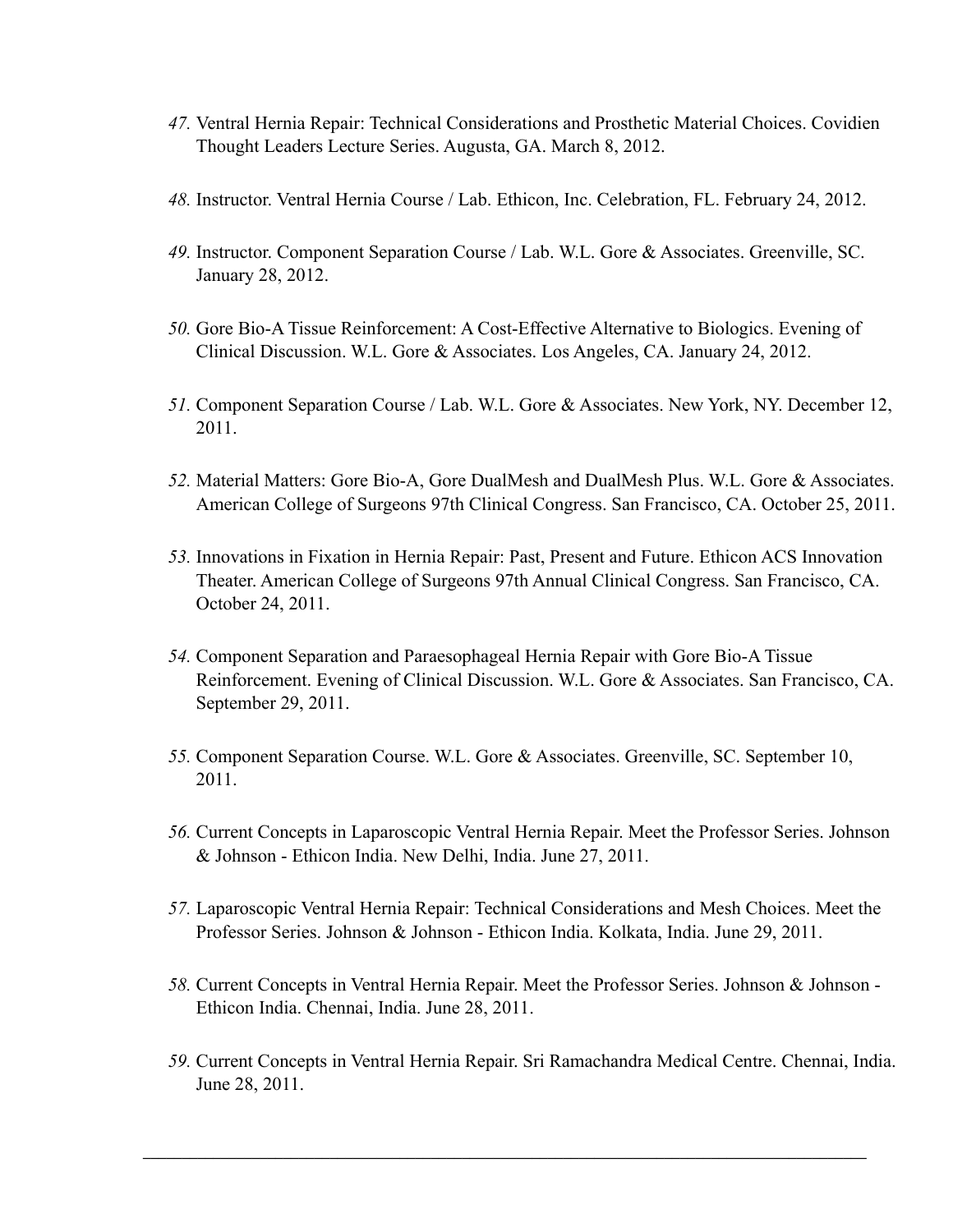47. Ventral Hernia Repair: Technical Considerations and Prosthetic Material Choices. Covidien Thought Leaders Lecture Series. Augusta, GA. March 8, 2012.

48. Instructor. Ventral Hernia Course / Lab. Ethicon, Inc. Celebration, FL. February 24, 2012.

49. Instructor. Component Separation Course / Lab. W.L. Gore & Associates. Greenville, SC. January 28, 2012.

50. Gore Bio-A Tissue Reinforcement: A Cost-Effective Alternative to Biologics. Evening of Clinical Discussion. W.L. Gore & Associates. Los Angeles, CA. January 24, 2012.

51. Component Separation Course / Lab. W.L. Gore & Associates. New York, NY. December 12, 2011.

52. Material Matters: Gore Bio-A, Gore DualMesh and DualMesh Plus. W.L. Gore & Associates. American College of Surgeons 97th Clinical Congress. San Francisco, CA. October 25, 2011.

53. Innovations in Fixation in Hernia Repair: Past, Present and Future. Ethicon ACS Innovation Theater. American College of Surgeons 97th Annual Clinical Congress. San Francisco, CA. October 24, 2011.

54. Component Separation and Paraesophageal Hernia Repair with Gore Bio-A Tissue Reinforcement. Evening of Clinical Discussion. W.L. Gore & Associates. San Francisco, CA. September 29, 2011.

55. Component Separation Course. W.L. Gore & Associates. Greenville, SC. September 10, 2011.

56. Current Concepts in Laparoscopic Ventral Hernia Repair. Meet the Professor Series. Johnson & Johnson - Ethicon India. New Delhi, India. June 27, 2011.

57. Laparoscopic Ventral Hernia Repair: Technical Considerations and Mesh Choices. Meet the Professor Series. Johnson & Johnson - Ethicon India. Kolkata, India. June 29, 2011.

58. Current Concepts in Ventral Hernia Repair. Meet the Professor Series. Johnson & Johnson - Ethicon India. Chennai, India. June 28, 2011.

59. Current Concepts in Ventral Hernia Repair. Sri Ramachandra Medical Centre. Chennai, India. June 28, 2011.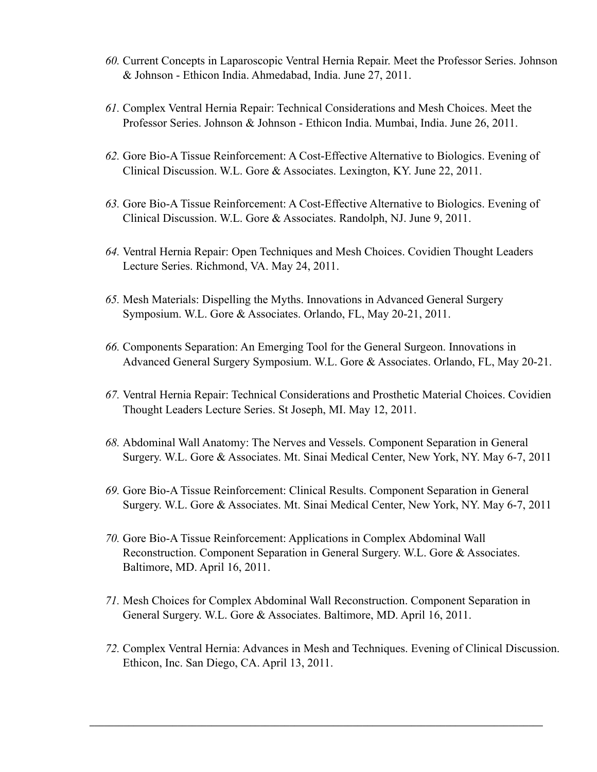60. Current Concepts in Laparoscopic Ventral Hernia Repair. Meet the Professor Series. Johnson & Johnson - Ethicon India. Ahmedabad, India. June 27, 2011.

61. Complex Ventral Hernia Repair: Technical Considerations and Mesh Choices. Meet the Professor Series. Johnson & Johnson - Ethicon India. Mumbai, India. June 26, 2011.

62. Gore Bio-A Tissue Reinforcement: A Cost-Effective Alternative to Biologics. Evening of Clinical Discussion. W.L. Gore & Associates. Lexington, KY. June 22, 2011.

63. Gore Bio-A Tissue Reinforcement: A Cost-Effective Alternative to Biologics. Evening of Clinical Discussion. W.L. Gore & Associates. Randolph, NJ. June 9, 2011.

64. Ventral Hernia Repair: Open Techniques and Mesh Choices. Covidien Thought Leaders Lecture Series. Richmond, VA. May 24, 2011.

65. Mesh Materials: Dispelling the Myths. Innovations in Advanced General Surgery Symposium. W.L. Gore & Associates. Orlando, FL, May 20-21, 2011.

66. Components Separation: An Emerging Tool for the General Surgeon. Innovations in Advanced General Surgery Symposium. W.L. Gore & Associates. Orlando, FL, May 20-21.

67. Ventral Hernia Repair: Technical Considerations and Prosthetic Material Choices. Covidien Thought Leaders Lecture Series. St Joseph, MI. May 12, 2011.

68. Abdominal Wall Anatomy: The Nerves and Vessels. Component Separation in General Surgery. W.L. Gore & Associates. Mt. Sinai Medical Center, New York, NY. May 6-7, 2011

69. Gore Bio-A Tissue Reinforcement: Clinical Results. Component Separation in General Surgery. W.L. Gore & Associates. Mt. Sinai Medical Center, New York, NY. May 6-7, 2011

70. Gore Bio-A Tissue Reinforcement: Applications in Complex Abdominal Wall Reconstruction. Component Separation in General Surgery. W.L. Gore & Associates. Baltimore, MD. April 16, 2011.

71. Mesh Choices for Complex Abdominal Wall Reconstruction. Component Separation in General Surgery. W.L. Gore & Associates. Baltimore, MD. April 16, 2011.

72. Complex Ventral Hernia: Advances in Mesh and Techniques. Evening of Clinical Discussion. Ethicon, Inc. San Diego, CA. April 13, 2011.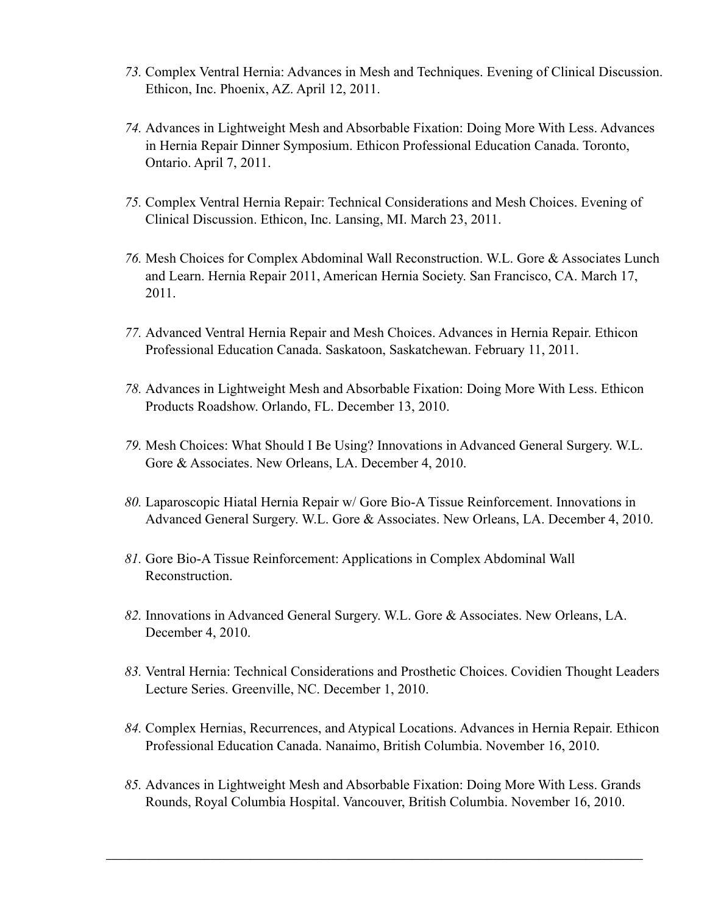73. Complex Ventral Hernia: Advances in Mesh and Techniques. Evening of Clinical Discussion. Ethicon, Inc. Phoenix, AZ. April 12, 2011.

74. Advances in Lightweight Mesh and Absorbable Fixation: Doing More With Less. Advances in Hernia Repair Dinner Symposium. Ethicon Professional Education Canada. Toronto, Ontario. April 7, 2011.

75. Complex Ventral Hernia Repair: Technical Considerations and Mesh Choices. Evening of Clinical Discussion. Ethicon, Inc. Lansing, MI. March 23, 2011.

76. Mesh Choices for Complex Abdominal Wall Reconstruction. W.L. Gore & Associates Lunch and Learn. Hernia Repair 2011, American Hernia Society. San Francisco, CA. March 17, 2011.

77. Advanced Ventral Hernia Repair and Mesh Choices. Advances in Hernia Repair. Ethicon Professional Education Canada. Saskatoon, Saskatchewan. February 11, 2011.

78. Advances in Lightweight Mesh and Absorbable Fixation: Doing More With Less. Ethicon Products Roadshow. Orlando, FL. December 13, 2010.

79. Mesh Choices: What Should I Be Using? Innovations in Advanced General Surgery. W.L. Gore & Associates. New Orleans, LA. December 4, 2010.

80. Laparoscopic Hiatal Hernia Repair w/ Gore Bio-A Tissue Reinforcement. Innovations in Advanced General Surgery. W.L. Gore & Associates. New Orleans, LA. December 4, 2010.

81. Gore Bio-A Tissue Reinforcement: Applications in Complex Abdominal Wall Reconstruction.

82. Innovations in Advanced General Surgery. W.L. Gore & Associates. New Orleans, LA. December 4, 2010.

83. Ventral Hernia: Technical Considerations and Prosthetic Choices. Covidien Thought Leaders Lecture Series. Greenville, NC. December 1, 2010.

84. Complex Hernias, Recurrences, and Atypical Locations. Advances in Hernia Repair. Ethicon Professional Education Canada. Nanaimo, British Columbia. November 16, 2010.

85. Advances in Lightweight Mesh and Absorbable Fixation: Doing More With Less. Grands Rounds, Royal Columbia Hospital. Vancouver, British Columbia. November 16, 2010.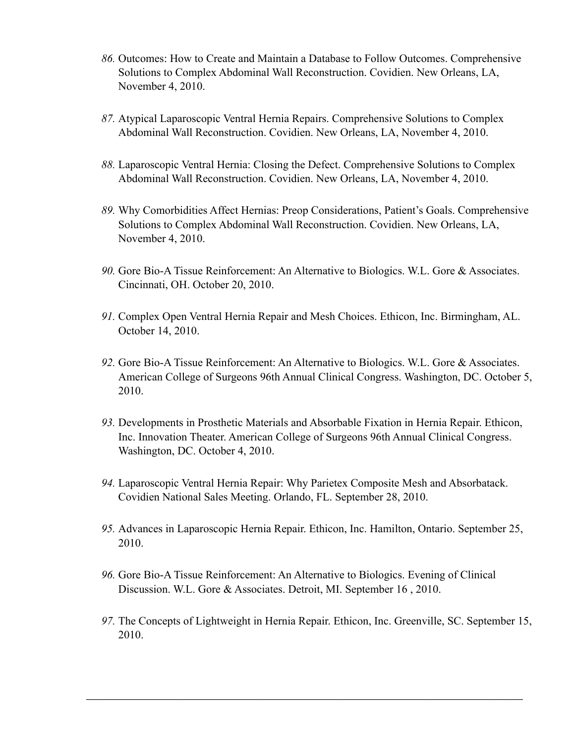*86.* Outcomes: How to Create and Maintain a Database to Follow Outcomes. Comprehensive Solutions to Complex Abdominal Wall Reconstruction. Covidien. New Orleans, LA, November 4, 2010.

*87.* Atypical Laparoscopic Ventral Hernia Repairs. Comprehensive Solutions to Complex Abdominal Wall Reconstruction. Covidien. New Orleans, LA, November 4, 2010.

*88.* Laparoscopic Ventral Hernia: Closing the Defect. Comprehensive Solutions to Complex Abdominal Wall Reconstruction. Covidien. New Orleans, LA, November 4, 2010.

*89.* Why Comorbidities Affect Hernias: Preop Considerations, Patient's Goals. Comprehensive Solutions to Complex Abdominal Wall Reconstruction. Covidien. New Orleans, LA, November 4, 2010.

*90.* Gore Bio-A Tissue Reinforcement: An Alternative to Biologics. W.L. Gore & Associates. Cincinnati, OH. October 20, 2010.

*91*. Complex Open Ventral Hernia Repair and Mesh Choices. Ethicon, Inc. Birmingham, AL. October 14, 2010.

*92.* Gore Bio-A Tissue Reinforcement: An Alternative to Biologics. W.L. Gore & Associates. American College of Surgeons 96th Annual Clinical Congress. Washington, DC. October 5, 2010.

*93.* Developments in Prosthetic Materials and Absorbable Fixation in Hernia Repair. Ethicon, Inc. Innovation Theater. American College of Surgeons 96th Annual Clinical Congress. Washington, DC. October 4, 2010.

*94.* Laparoscopic Ventral Hernia Repair: Why Parietex Composite Mesh and Absorbatack. Covidien National Sales Meeting. Orlando, FL. September 28, 2010.

*95.* Advances in Laparoscopic Hernia Repair. Ethicon, Inc. Hamilton, Ontario. September 25, 2010.

*96.* Gore Bio-A Tissue Reinforcement: An Alternative to Biologics. Evening of Clinical Discussion. W.L. Gore & Associates. Detroit, MI. September 16 , 2010.

*97.* The Concepts of Lightweight in Hernia Repair. Ethicon, Inc. Greenville, SC. September 15, 2010.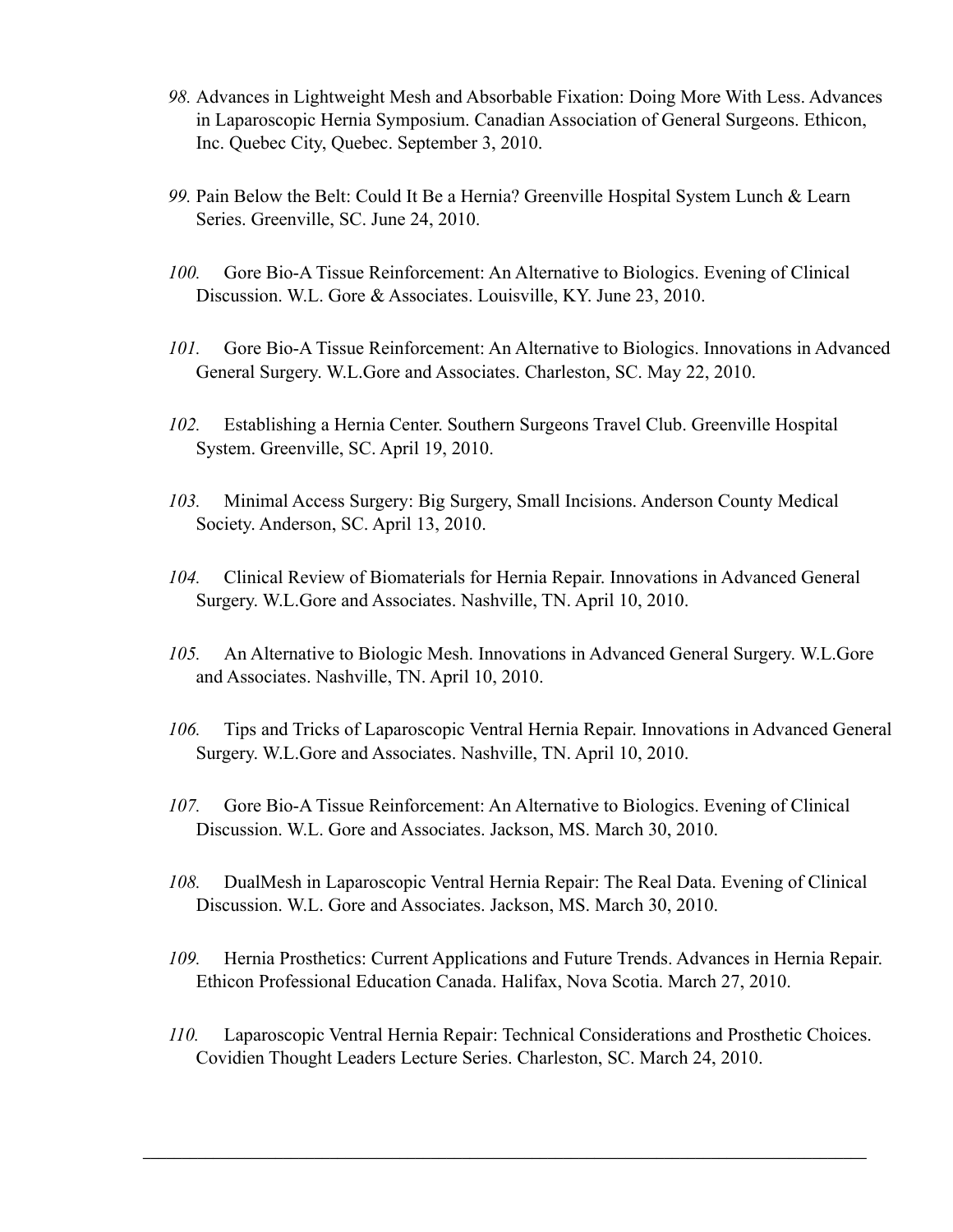*98.* Advances in Lightweight Mesh and Absorbable Fixation: Doing More With Less. Advances in Laparoscopic Hernia Symposium. Canadian Association of General Surgeons. Ethicon, Inc. Quebec City, Quebec. September 3, 2010.

*99.* Pain Below the Belt: Could It Be a Hernia? Greenville Hospital System Lunch & Learn Series. Greenville, SC. June 24, 2010.

*100.* Gore Bio-A Tissue Reinforcement: An Alternative to Biologics. Evening of Clinical Discussion. W.L. Gore & Associates. Louisville, KY. June 23, 2010.

*101.* Gore Bio-A Tissue Reinforcement: An Alternative to Biologics. Innovations in Advanced General Surgery. W.L.Gore and Associates. Charleston, SC. May 22, 2010.

*102.* Establishing a Hernia Center. Southern Surgeons Travel Club. Greenville Hospital System. Greenville, SC. April 19, 2010.

*103.* Minimal Access Surgery: Big Surgery, Small Incisions. Anderson County Medical Society. Anderson, SC. April 13, 2010.

*104.* Clinical Review of Biomaterials for Hernia Repair. Innovations in Advanced General Surgery. W.L.Gore and Associates. Nashville, TN. April 10, 2010.

*105.* An Alternative to Biologic Mesh. Innovations in Advanced General Surgery. W.L.Gore and Associates. Nashville, TN. April 10, 2010.

*106.* Tips and Tricks of Laparoscopic Ventral Hernia Repair. Innovations in Advanced General Surgery. W.L.Gore and Associates. Nashville, TN. April 10, 2010.

*107.* Gore Bio-A Tissue Reinforcement: An Alternative to Biologics. Evening of Clinical Discussion. W.L. Gore and Associates. Jackson, MS. March 30, 2010.

*108.* DualMesh in Laparoscopic Ventral Hernia Repair: The Real Data. Evening of Clinical Discussion. W.L. Gore and Associates. Jackson, MS. March 30, 2010.

*109.* Hernia Prosthetics: Current Applications and Future Trends. Advances in Hernia Repair. Ethicon Professional Education Canada. Halifax, Nova Scotia. March 27, 2010.

*110.* Laparoscopic Ventral Hernia Repair: Technical Considerations and Prosthetic Choices. Covidien Thought Leaders Lecture Series. Charleston, SC. March 24, 2010.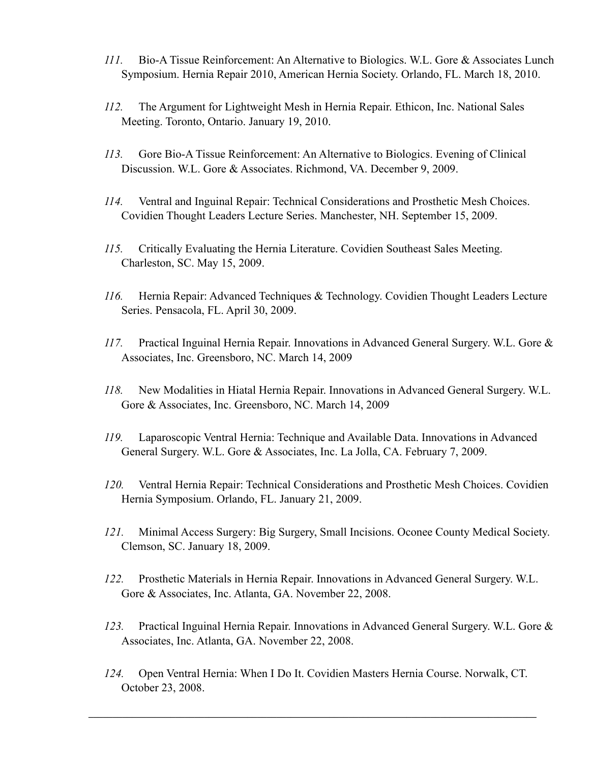111. Bio-A Tissue Reinforcement: An Alternative to Biologics. W.L. Gore & Associates Lunch Symposium. Hernia Repair 2010, American Hernia Society. Orlando, FL. March 18, 2010.

112. The Argument for Lightweight Mesh in Hernia Repair. Ethicon, Inc. National Sales Meeting. Toronto, Ontario. January 19, 2010.

113. Gore Bio-A Tissue Reinforcement: An Alternative to Biologics. Evening of Clinical Discussion. W.L. Gore & Associates. Richmond, VA. December 9, 2009.

114. Ventral and Inguinal Repair: Technical Considerations and Prosthetic Mesh Choices. Covidien Thought Leaders Lecture Series. Manchester, NH. September 15, 2009.

115. Critically Evaluating the Hernia Literature. Covidien Southeast Sales Meeting. Charleston, SC. May 15, 2009.

116. Hernia Repair: Advanced Techniques & Technology. Covidien Thought Leaders Lecture Series. Pensacola, FL. April 30, 2009.

117. Practical Inguinal Hernia Repair. Innovations in Advanced General Surgery. W.L. Gore & Associates, Inc. Greensboro, NC. March 14, 2009

118. New Modalities in Hiatal Hernia Repair. Innovations in Advanced General Surgery. W.L. Gore & Associates, Inc. Greensboro, NC. March 14, 2009

119. Laparoscopic Ventral Hernia: Technique and Available Data. Innovations in Advanced General Surgery. W.L. Gore & Associates, Inc. La Jolla, CA. February 7, 2009.

120. Ventral Hernia Repair: Technical Considerations and Prosthetic Mesh Choices. Covidien Hernia Symposium. Orlando, FL. January 21, 2009.

121. Minimal Access Surgery: Big Surgery, Small Incisions. Oconee County Medical Society. Clemson, SC. January 18, 2009.

122. Prosthetic Materials in Hernia Repair. Innovations in Advanced General Surgery. W.L. Gore & Associates, Inc. Atlanta, GA. November 22, 2008.

123. Practical Inguinal Hernia Repair. Innovations in Advanced General Surgery. W.L. Gore & Associates, Inc. Atlanta, GA. November 22, 2008.

124. Open Ventral Hernia: When I Do It. Covidien Masters Hernia Course. Norwalk, CT. October 23, 2008.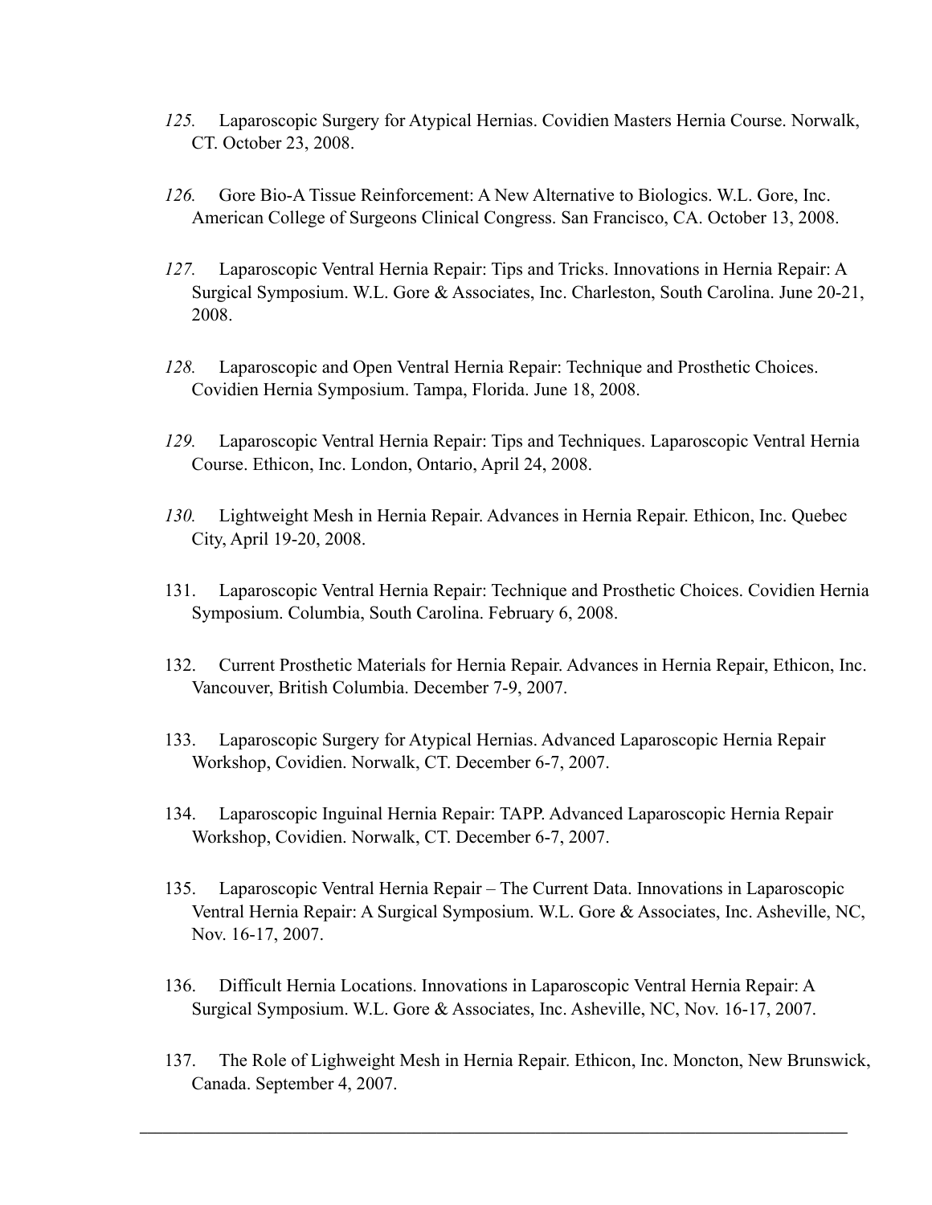*125.* Laparoscopic Surgery for Atypical Hernias. Covidien Masters Hernia Course. Norwalk, CT. October 23, 2008.

*126.* Gore Bio-A Tissue Reinforcement: A New Alternative to Biologics. W.L. Gore, Inc. American College of Surgeons Clinical Congress. San Francisco, CA. October 13, 2008.

*127.* Laparoscopic Ventral Hernia Repair: Tips and Tricks. Innovations in Hernia Repair: A Surgical Symposium. W.L. Gore & Associates, Inc. Charleston, South Carolina. June 20-21, 2008.

*128.* Laparoscopic and Open Ventral Hernia Repair: Technique and Prosthetic Choices. Covidien Hernia Symposium. Tampa, Florida. June 18, 2008.

*129.* Laparoscopic Ventral Hernia Repair: Tips and Techniques. Laparoscopic Ventral Hernia Course. Ethicon, Inc. London, Ontario, April 24, 2008.

*130.* Lightweight Mesh in Hernia Repair. Advances in Hernia Repair. Ethicon, Inc. Quebec City, April 19-20, 2008.

131. Laparoscopic Ventral Hernia Repair: Technique and Prosthetic Choices. Covidien Hernia Symposium. Columbia, South Carolina. February 6, 2008.

132. Current Prosthetic Materials for Hernia Repair. Advances in Hernia Repair, Ethicon, Inc. Vancouver, British Columbia. December 7-9, 2007.

133. Laparoscopic Surgery for Atypical Hernias. Advanced Laparoscopic Hernia Repair Workshop, Covidien. Norwalk, CT. December 6-7, 2007.

134. Laparoscopic Inguinal Hernia Repair: TAPP. Advanced Laparoscopic Hernia Repair Workshop, Covidien. Norwalk, CT. December 6-7, 2007.

135. Laparoscopic Ventral Hernia Repair – The Current Data. Innovations in Laparoscopic Ventral Hernia Repair: A Surgical Symposium. W.L. Gore & Associates, Inc. Asheville, NC, Nov. 16-17, 2007.

136. Difficult Hernia Locations. Innovations in Laparoscopic Ventral Hernia Repair: A Surgical Symposium. W.L. Gore & Associates, Inc. Asheville, NC, Nov. 16-17, 2007.

137. The Role of Lighweight Mesh in Hernia Repair. Ethicon, Inc. Moncton, New Brunswick, Canada. September 4, 2007.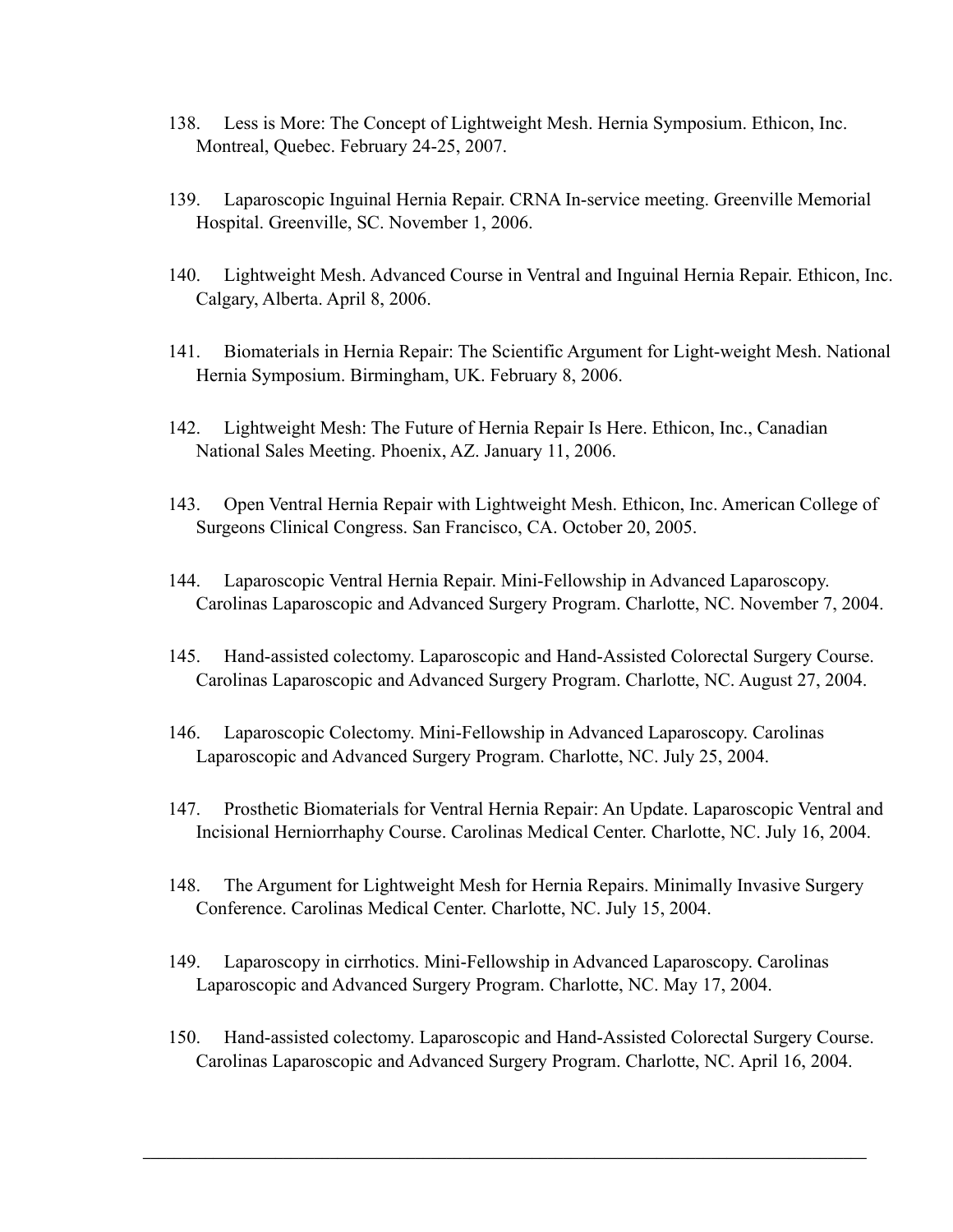138. Less is More: The Concept of Lightweight Mesh. Hernia Symposium. Ethicon, Inc. Montreal, Quebec. February 24-25, 2007.

139. Laparoscopic Inguinal Hernia Repair. CRNA In-service meeting. Greenville Memorial Hospital. Greenville, SC. November 1, 2006.

140. Lightweight Mesh. Advanced Course in Ventral and Inguinal Hernia Repair. Ethicon, Inc. Calgary, Alberta. April 8, 2006.

141. Biomaterials in Hernia Repair: The Scientific Argument for Light-weight Mesh. National Hernia Symposium. Birmingham, UK. February 8, 2006.

142. Lightweight Mesh: The Future of Hernia Repair Is Here. Ethicon, Inc., Canadian National Sales Meeting. Phoenix, AZ. January 11, 2006.

143. Open Ventral Hernia Repair with Lightweight Mesh. Ethicon, Inc. American College of Surgeons Clinical Congress. San Francisco, CA. October 20, 2005.

144. Laparoscopic Ventral Hernia Repair. Mini-Fellowship in Advanced Laparoscopy. Carolinas Laparoscopic and Advanced Surgery Program. Charlotte, NC. November 7, 2004.

145. Hand-assisted colectomy. Laparoscopic and Hand-Assisted Colorectal Surgery Course. Carolinas Laparoscopic and Advanced Surgery Program. Charlotte, NC. August 27, 2004.

146. Laparoscopic Colectomy. Mini-Fellowship in Advanced Laparoscopy. Carolinas Laparoscopic and Advanced Surgery Program. Charlotte, NC. July 25, 2004.

147. Prosthetic Biomaterials for Ventral Hernia Repair: An Update. Laparoscopic Ventral and Incisional Herniorrhaphy Course. Carolinas Medical Center. Charlotte, NC. July 16, 2004.

148. The Argument for Lightweight Mesh for Hernia Repairs. Minimally Invasive Surgery Conference. Carolinas Medical Center. Charlotte, NC. July 15, 2004.

149. Laparoscopy in cirrhotics. Mini-Fellowship in Advanced Laparoscopy. Carolinas Laparoscopic and Advanced Surgery Program. Charlotte, NC. May 17, 2004.

150. Hand-assisted colectomy. Laparoscopic and Hand-Assisted Colorectal Surgery Course. Carolinas Laparoscopic and Advanced Surgery Program. Charlotte, NC. April 16, 2004.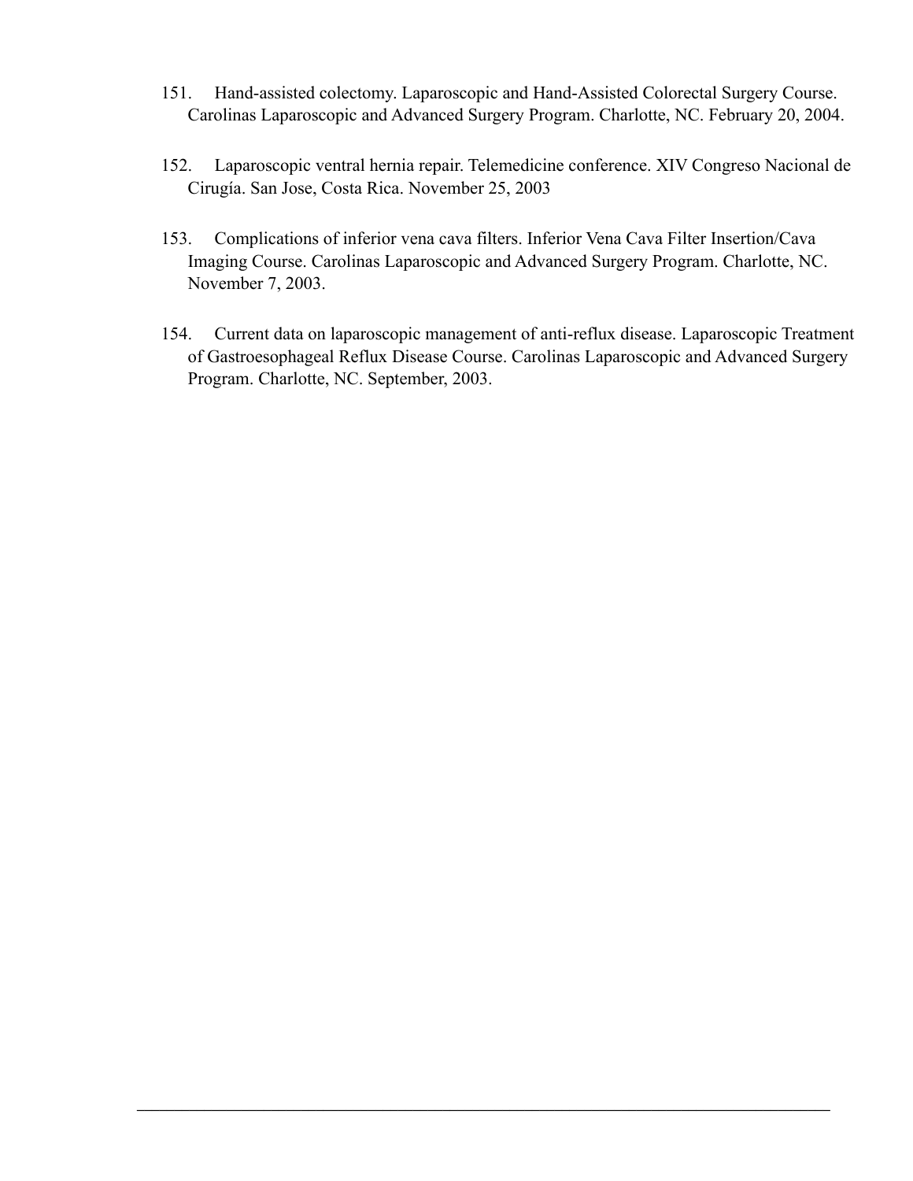151. Hand-assisted colectomy. Laparoscopic and Hand-Assisted Colorectal Surgery Course. Carolinas Laparoscopic and Advanced Surgery Program. Charlotte, NC. February 20, 2004.

152. Laparoscopic ventral hernia repair. Telemedicine conference. XIV Congreso Nacional de Cirugía. San Jose, Costa Rica. November 25, 2003

153. Complications of inferior vena cava filters. Inferior Vena Cava Filter Insertion/Cava Imaging Course. Carolinas Laparoscopic and Advanced Surgery Program. Charlotte, NC. November 7, 2003.

154. Current data on laparoscopic management of anti-reflux disease. Laparoscopic Treatment of Gastroesophageal Reflux Disease Course. Carolinas Laparoscopic and Advanced Surgery Program. Charlotte, NC. September, 2003.